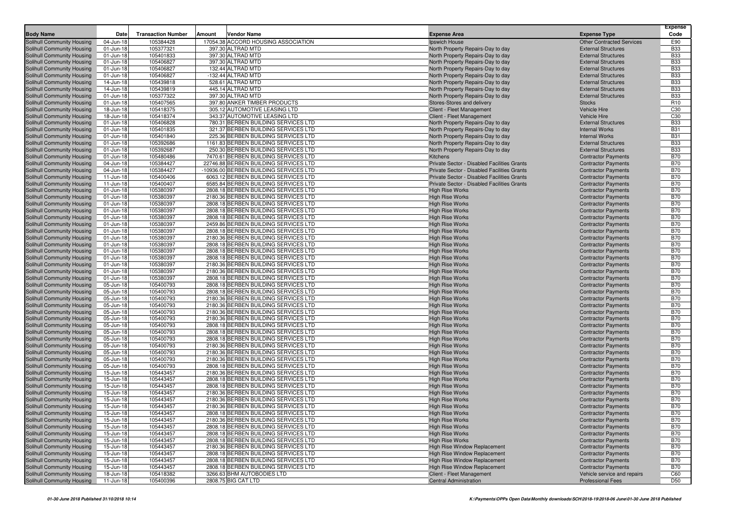| Body Name | Date | Transaction Number | Amount | Vendor Name | Expense Area | Expense Type | Expense Code |
|---|---|---|---|---|---|---|---|
| Solihull Community Housing | 04-Jun-18 | 105384428 | 17054.38 | ACCORD HOUSING ASSOCIATION | Ipswich House | Other Contracted Services | E90 |
| Solihull Community Housing | 01-Jun-18 | 105377321 | 397.30 | ALTRAD MTD | North Property Repairs-Day to day | External Structures | B33 |
| Solihull Community Housing | 01-Jun-18 | 105401833 | 397.30 | ALTRAD MTD | North Property Repairs-Day to day | External Structures | B33 |
| Solihull Community Housing | 01-Jun-18 | 105406827 | 397.30 | ALTRAD MTD | North Property Repairs-Day to day | External Structures | B33 |
| Solihull Community Housing | 01-Jun-18 | 105406827 | 132.44 | ALTRAD MTD | North Property Repairs-Day to day | External Structures | B33 |
| Solihull Community Housing | 01-Jun-18 | 105406827 | -132.44 | ALTRAD MTD | North Property Repairs-Day to day | External Structures | B33 |
| Solihull Community Housing | 14-Jun-18 | 105439818 | 528.61 | ALTRAD MTD | North Property Repairs-Day to day | External Structures | B33 |
| Solihull Community Housing | 14-Jun-18 | 105439819 | 445.14 | ALTRAD MTD | North Property Repairs-Day to day | External Structures | B33 |
| Solihull Community Housing | 01-Jun-18 | 105377322 | 397.30 | ALTRAD MTD | North Property Repairs-Day to day | External Structures | B33 |
| Solihull Community Housing | 01-Jun-18 | 105407565 | 397.80 | ANKER TIMBER PRODUCTS | Stores-Stores and delivery | Stocks | R10 |
| Solihull Community Housing | 18-Jun-18 | 105418375 | 305.12 | AUTOMOTIVE LEASING LTD | Client - Fleet Management | Vehicle Hire | C30 |
| Solihull Community Housing | 18-Jun-18 | 105418374 | 343.37 | AUTOMOTIVE LEASING LTD | Client - Fleet Management | Vehicle Hire | C30 |
| Solihull Community Housing | 01-Jun-18 | 105406828 | 780.31 | BERBEN BUILDING SERVICES LTD | North Property Repairs-Day to day | External Structures | B33 |
| Solihull Community Housing | 01-Jun-18 | 105401835 | 321.37 | BERBEN BUILDING SERVICES LTD | North Property Repairs-Day to day | Internal Works | B31 |
| Solihull Community Housing | 01-Jun-18 | 105401840 | 225.36 | BERBEN BUILDING SERVICES LTD | North Property Repairs-Day to day | Internal Works | B31 |
| Solihull Community Housing | 01-Jun-18 | 105392686 | 1161.83 | BERBEN BUILDING SERVICES LTD | North Property Repairs-Day to day | External Structures | B33 |
| Solihull Community Housing | 01-Jun-18 | 105392687 | 250.30 | BERBEN BUILDING SERVICES LTD | North Property Repairs-Day to day | External Structures | B33 |
| Solihull Community Housing | 01-Jun-18 | 105480486 | 7470.61 | BERBEN BUILDING SERVICES LTD | Kitchens | Contractor Payments | B70 |
| Solihull Community Housing | 04-Jun-18 | 105384427 | 22746.88 | BERBEN BUILDING SERVICES LTD | Private Sector - Disabled Facilities Grants | Contractor Payments | B70 |
| Solihull Community Housing | 04-Jun-18 | 105384427 | -10936.00 | BERBEN BUILDING SERVICES LTD | Private Sector - Disabled Facilities Grants | Contractor Payments | B70 |
| Solihull Community Housing | 11-Jun-18 | 105400406 | 6063.12 | BERBEN BUILDING SERVICES LTD | Private Sector - Disabled Facilities Grants | Contractor Payments | B70 |
| Solihull Community Housing | 11-Jun-18 | 105400407 | 6585.84 | BERBEN BUILDING SERVICES LTD | Private Sector - Disabled Facilities Grants | Contractor Payments | B70 |
| Solihull Community Housing | 01-Jun-18 | 105380397 | 2808.18 | BERBEN BUILDING SERVICES LTD | High Rise Works | Contractor Payments | B70 |
| Solihull Community Housing | 01-Jun-18 | 105380397 | 2180.36 | BERBEN BUILDING SERVICES LTD | High Rise Works | Contractor Payments | B70 |
| Solihull Community Housing | 01-Jun-18 | 105380397 | 2808.18 | BERBEN BUILDING SERVICES LTD | High Rise Works | Contractor Payments | B70 |
| Solihull Community Housing | 01-Jun-18 | 105380397 | 2808.18 | BERBEN BUILDING SERVICES LTD | High Rise Works | Contractor Payments | B70 |
| Solihull Community Housing | 01-Jun-18 | 105380397 | 2808.18 | BERBEN BUILDING SERVICES LTD | High Rise Works | Contractor Payments | B70 |
| Solihull Community Housing | 01-Jun-18 | 105380397 | 2459.86 | BERBEN BUILDING SERVICES LTD | High Rise Works | Contractor Payments | B70 |
| Solihull Community Housing | 01-Jun-18 | 105380397 | 2808.18 | BERBEN BUILDING SERVICES LTD | High Rise Works | Contractor Payments | B70 |
| Solihull Community Housing | 01-Jun-18 | 105380397 | 2180.36 | BERBEN BUILDING SERVICES LTD | High Rise Works | Contractor Payments | B70 |
| Solihull Community Housing | 01-Jun-18 | 105380397 | 2808.18 | BERBEN BUILDING SERVICES LTD | High Rise Works | Contractor Payments | B70 |
| Solihull Community Housing | 01-Jun-18 | 105380397 | 2808.18 | BERBEN BUILDING SERVICES LTD | High Rise Works | Contractor Payments | B70 |
| Solihull Community Housing | 01-Jun-18 | 105380397 | 2808.18 | BERBEN BUILDING SERVICES LTD | High Rise Works | Contractor Payments | B70 |
| Solihull Community Housing | 01-Jun-18 | 105380397 | 2180.36 | BERBEN BUILDING SERVICES LTD | High Rise Works | Contractor Payments | B70 |
| Solihull Community Housing | 01-Jun-18 | 105380397 | 2180.36 | BERBEN BUILDING SERVICES LTD | High Rise Works | Contractor Payments | B70 |
| Solihull Community Housing | 01-Jun-18 | 105380397 | 2808.18 | BERBEN BUILDING SERVICES LTD | High Rise Works | Contractor Payments | B70 |
| Solihull Community Housing | 05-Jun-18 | 105400793 | 2808.18 | BERBEN BUILDING SERVICES LTD | High Rise Works | Contractor Payments | B70 |
| Solihull Community Housing | 05-Jun-18 | 105400793 | 2808.18 | BERBEN BUILDING SERVICES LTD | High Rise Works | Contractor Payments | B70 |
| Solihull Community Housing | 05-Jun-18 | 105400793 | 2180.36 | BERBEN BUILDING SERVICES LTD | High Rise Works | Contractor Payments | B70 |
| Solihull Community Housing | 05-Jun-18 | 105400793 | 2180.36 | BERBEN BUILDING SERVICES LTD | High Rise Works | Contractor Payments | B70 |
| Solihull Community Housing | 05-Jun-18 | 105400793 | 2180.36 | BERBEN BUILDING SERVICES LTD | High Rise Works | Contractor Payments | B70 |
| Solihull Community Housing | 05-Jun-18 | 105400793 | 2180.36 | BERBEN BUILDING SERVICES LTD | High Rise Works | Contractor Payments | B70 |
| Solihull Community Housing | 05-Jun-18 | 105400793 | 2808.18 | BERBEN BUILDING SERVICES LTD | High Rise Works | Contractor Payments | B70 |
| Solihull Community Housing | 05-Jun-18 | 105400793 | 2808.18 | BERBEN BUILDING SERVICES LTD | High Rise Works | Contractor Payments | B70 |
| Solihull Community Housing | 05-Jun-18 | 105400793 | 2808.18 | BERBEN BUILDING SERVICES LTD | High Rise Works | Contractor Payments | B70 |
| Solihull Community Housing | 05-Jun-18 | 105400793 | 2180.36 | BERBEN BUILDING SERVICES LTD | High Rise Works | Contractor Payments | B70 |
| Solihull Community Housing | 05-Jun-18 | 105400793 | 2180.36 | BERBEN BUILDING SERVICES LTD | High Rise Works | Contractor Payments | B70 |
| Solihull Community Housing | 05-Jun-18 | 105400793 | 2180.36 | BERBEN BUILDING SERVICES LTD | High Rise Works | Contractor Payments | B70 |
| Solihull Community Housing | 05-Jun-18 | 105400793 | 2808.18 | BERBEN BUILDING SERVICES LTD | High Rise Works | Contractor Payments | B70 |
| Solihull Community Housing | 15-Jun-18 | 105443457 | 2180.36 | BERBEN BUILDING SERVICES LTD | High Rise Works | Contractor Payments | B70 |
| Solihull Community Housing | 15-Jun-18 | 105443457 | 2808.18 | BERBEN BUILDING SERVICES LTD | High Rise Works | Contractor Payments | B70 |
| Solihull Community Housing | 15-Jun-18 | 105443457 | 2808.18 | BERBEN BUILDING SERVICES LTD | High Rise Works | Contractor Payments | B70 |
| Solihull Community Housing | 15-Jun-18 | 105443457 | 2180.36 | BERBEN BUILDING SERVICES LTD | High Rise Works | Contractor Payments | B70 |
| Solihull Community Housing | 15-Jun-18 | 105443457 | 2180.36 | BERBEN BUILDING SERVICES LTD | High Rise Works | Contractor Payments | B70 |
| Solihull Community Housing | 15-Jun-18 | 105443457 | 2180.36 | BERBEN BUILDING SERVICES LTD | High Rise Works | Contractor Payments | B70 |
| Solihull Community Housing | 15-Jun-18 | 105443457 | 2808.18 | BERBEN BUILDING SERVICES LTD | High Rise Works | Contractor Payments | B70 |
| Solihull Community Housing | 15-Jun-18 | 105443457 | 2180.36 | BERBEN BUILDING SERVICES LTD | High Rise Works | Contractor Payments | B70 |
| Solihull Community Housing | 15-Jun-18 | 105443457 | 2808.18 | BERBEN BUILDING SERVICES LTD | High Rise Works | Contractor Payments | B70 |
| Solihull Community Housing | 15-Jun-18 | 105443457 | 2808.18 | BERBEN BUILDING SERVICES LTD | High Rise Works | Contractor Payments | B70 |
| Solihull Community Housing | 15-Jun-18 | 105443457 | 2808.18 | BERBEN BUILDING SERVICES LTD | High Rise Works | Contractor Payments | B70 |
| Solihull Community Housing | 15-Jun-18 | 105443457 | 2180.36 | BERBEN BUILDING SERVICES LTD | High Rise Window Replacement | Contractor Payments | B70 |
| Solihull Community Housing | 15-Jun-18 | 105443457 | 2808.18 | BERBEN BUILDING SERVICES LTD | High Rise Window Replacement | Contractor Payments | B70 |
| Solihull Community Housing | 15-Jun-18 | 105443457 | 2808.18 | BERBEN BUILDING SERVICES LTD | High Rise Window Replacement | Contractor Payments | B70 |
| Solihull Community Housing | 15-Jun-18 | 105443457 | 2808.18 | BERBEN BUILDING SERVICES LTD | High Rise Window Replacement | Contractor Payments | B70 |
| Solihull Community Housing | 18-Jun-18 | 105418382 | 3266.63 | BHM AUTOBODIES LTD | Client - Fleet Management | Vehicle service and repairs | C60 |
| Solihull Community Housing | 11-Jun-18 | 105400396 | 2808.75 | BIG CAT LTD | Central Administration | Professional Fees | D50 |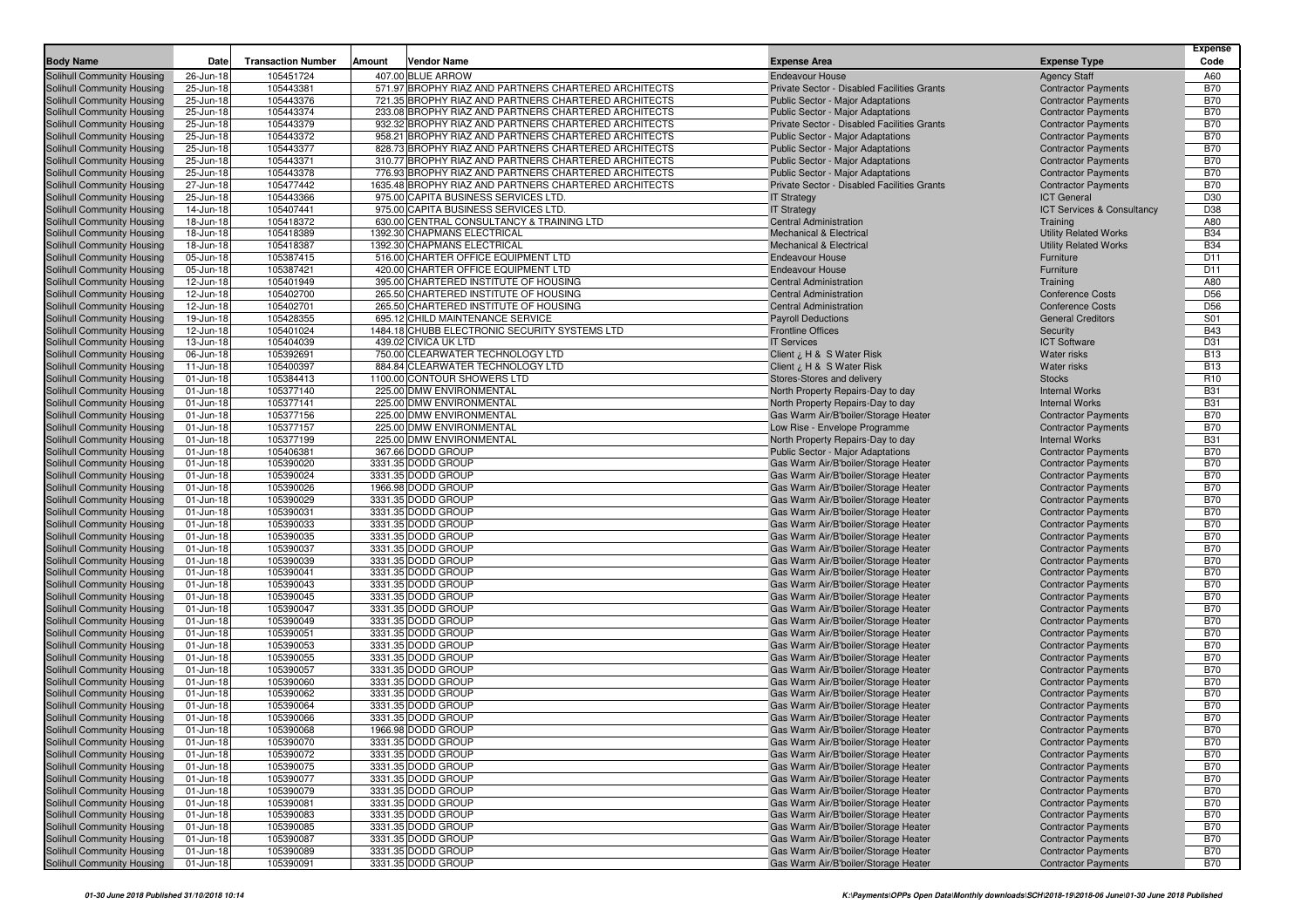| Body Name | Date | Transaction Number | Amount | Vendor Name | Expense Area | Expense Type | Expense Code |
|---|---|---|---|---|---|---|---|
| Solihull Community Housing | 26-Jun-18 | 105451724 | 407.00 | BLUE ARROW | Endeavour House | Agency Staff | A60 |
| Solihull Community Housing | 25-Jun-18 | 105443381 | 571.97 | BROPHY RIAZ AND PARTNERS CHARTERED ARCHITECTS | Private Sector - Disabled Facilities Grants | Contractor Payments | B70 |
| Solihull Community Housing | 25-Jun-18 | 105443376 | 721.35 | BROPHY RIAZ AND PARTNERS CHARTERED ARCHITECTS | Public Sector - Major Adaptations | Contractor Payments | B70 |
| Solihull Community Housing | 25-Jun-18 | 105443374 | 233.08 | BROPHY RIAZ AND PARTNERS CHARTERED ARCHITECTS | Public Sector - Major Adaptations | Contractor Payments | B70 |
| Solihull Community Housing | 25-Jun-18 | 105443379 | 932.32 | BROPHY RIAZ AND PARTNERS CHARTERED ARCHITECTS | Private Sector - Disabled Facilities Grants | Contractor Payments | B70 |
| Solihull Community Housing | 25-Jun-18 | 105443372 | 958.21 | BROPHY RIAZ AND PARTNERS CHARTERED ARCHITECTS | Public Sector - Major Adaptations | Contractor Payments | B70 |
| Solihull Community Housing | 25-Jun-18 | 105443377 | 828.73 | BROPHY RIAZ AND PARTNERS CHARTERED ARCHITECTS | Public Sector - Major Adaptations | Contractor Payments | B70 |
| Solihull Community Housing | 25-Jun-18 | 105443371 | 310.77 | BROPHY RIAZ AND PARTNERS CHARTERED ARCHITECTS | Public Sector - Major Adaptations | Contractor Payments | B70 |
| Solihull Community Housing | 25-Jun-18 | 105443378 | 776.93 | BROPHY RIAZ AND PARTNERS CHARTERED ARCHITECTS | Public Sector - Major Adaptations | Contractor Payments | B70 |
| Solihull Community Housing | 27-Jun-18 | 105477442 | 1635.48 | BROPHY RIAZ AND PARTNERS CHARTERED ARCHITECTS | Private Sector - Disabled Facilities Grants | Contractor Payments | B70 |
| Solihull Community Housing | 25-Jun-18 | 105443366 | 975.00 | CAPITA BUSINESS SERVICES LTD. | IT Strategy | ICT General | D30 |
| Solihull Community Housing | 14-Jun-18 | 105407441 | 975.00 | CAPITA BUSINESS SERVICES LTD. | IT Strategy | ICT Services & Consultancy | D38 |
| Solihull Community Housing | 18-Jun-18 | 105418372 | 630.00 | CENTRAL CONSULTANCY & TRAINING LTD | Central Administration | Training | A80 |
| Solihull Community Housing | 18-Jun-18 | 105418389 | 1392.30 | CHAPMANS ELECTRICAL | Mechanical & Electrical | Utility Related Works | B34 |
| Solihull Community Housing | 18-Jun-18 | 105418387 | 1392.30 | CHAPMANS ELECTRICAL | Mechanical & Electrical | Utility Related Works | B34 |
| Solihull Community Housing | 05-Jun-18 | 105387415 | 516.00 | CHARTER OFFICE EQUIPMENT LTD | Endeavour House | Furniture | D11 |
| Solihull Community Housing | 05-Jun-18 | 105387421 | 420.00 | CHARTER OFFICE EQUIPMENT LTD | Endeavour House | Furniture | D11 |
| Solihull Community Housing | 12-Jun-18 | 105401949 | 395.00 | CHARTERED INSTITUTE OF HOUSING | Central Administration | Training | A80 |
| Solihull Community Housing | 12-Jun-18 | 105402700 | 265.50 | CHARTERED INSTITUTE OF HOUSING | Central Administration | Conference Costs | D56 |
| Solihull Community Housing | 12-Jun-18 | 105402701 | 265.50 | CHARTERED INSTITUTE OF HOUSING | Central Administration | Conference Costs | D56 |
| Solihull Community Housing | 19-Jun-18 | 105428355 | 695.12 | CHILD MAINTENANCE SERVICE | Payroll Deductions | General Creditors | S01 |
| Solihull Community Housing | 12-Jun-18 | 105401024 | 1484.18 | CHUBB ELECTRONIC SECURITY SYSTEMS LTD | Frontline Offices | Security | B43 |
| Solihull Community Housing | 13-Jun-18 | 105404039 | 439.02 | CIVICA UK LTD | IT Services | ICT Software | D31 |
| Solihull Community Housing | 06-Jun-18 | 105392691 | 750.00 | CLEARWATER TECHNOLOGY LTD | Client ¿ H & S Water Risk | Water risks | B13 |
| Solihull Community Housing | 11-Jun-18 | 105400397 | 884.84 | CLEARWATER TECHNOLOGY LTD | Client ¿ H & S Water Risk | Water risks | B13 |
| Solihull Community Housing | 01-Jun-18 | 105384413 | 1100.00 | CONTOUR SHOWERS LTD | Stores-Stores and delivery | Stocks | R10 |
| Solihull Community Housing | 01-Jun-18 | 105377140 | 225.00 | DMW ENVIRONMENTAL | North Property Repairs-Day to day | Internal Works | B31 |
| Solihull Community Housing | 01-Jun-18 | 105377141 | 225.00 | DMW ENVIRONMENTAL | North Property Repairs-Day to day | Internal Works | B31 |
| Solihull Community Housing | 01-Jun-18 | 105377156 | 225.00 | DMW ENVIRONMENTAL | Gas Warm Air/B'boiler/Storage Heater | Contractor Payments | B70 |
| Solihull Community Housing | 01-Jun-18 | 105377157 | 225.00 | DMW ENVIRONMENTAL | Low Rise - Envelope Programme | Contractor Payments | B70 |
| Solihull Community Housing | 01-Jun-18 | 105377199 | 225.00 | DMW ENVIRONMENTAL | North Property Repairs-Day to day | Internal Works | B31 |
| Solihull Community Housing | 01-Jun-18 | 105406381 | 367.66 | DODD GROUP | Public Sector - Major Adaptations | Contractor Payments | B70 |
| Solihull Community Housing | 01-Jun-18 | 105390020 | 3331.35 | DODD GROUP | Gas Warm Air/B'boiler/Storage Heater | Contractor Payments | B70 |
| Solihull Community Housing | 01-Jun-18 | 105390024 | 3331.35 | DODD GROUP | Gas Warm Air/B'boiler/Storage Heater | Contractor Payments | B70 |
| Solihull Community Housing | 01-Jun-18 | 105390026 | 1966.98 | DODD GROUP | Gas Warm Air/B'boiler/Storage Heater | Contractor Payments | B70 |
| Solihull Community Housing | 01-Jun-18 | 105390029 | 3331.35 | DODD GROUP | Gas Warm Air/B'boiler/Storage Heater | Contractor Payments | B70 |
| Solihull Community Housing | 01-Jun-18 | 105390031 | 3331.35 | DODD GROUP | Gas Warm Air/B'boiler/Storage Heater | Contractor Payments | B70 |
| Solihull Community Housing | 01-Jun-18 | 105390033 | 3331.35 | DODD GROUP | Gas Warm Air/B'boiler/Storage Heater | Contractor Payments | B70 |
| Solihull Community Housing | 01-Jun-18 | 105390035 | 3331.35 | DODD GROUP | Gas Warm Air/B'boiler/Storage Heater | Contractor Payments | B70 |
| Solihull Community Housing | 01-Jun-18 | 105390037 | 3331.35 | DODD GROUP | Gas Warm Air/B'boiler/Storage Heater | Contractor Payments | B70 |
| Solihull Community Housing | 01-Jun-18 | 105390039 | 3331.35 | DODD GROUP | Gas Warm Air/B'boiler/Storage Heater | Contractor Payments | B70 |
| Solihull Community Housing | 01-Jun-18 | 105390041 | 3331.35 | DODD GROUP | Gas Warm Air/B'boiler/Storage Heater | Contractor Payments | B70 |
| Solihull Community Housing | 01-Jun-18 | 105390043 | 3331.35 | DODD GROUP | Gas Warm Air/B'boiler/Storage Heater | Contractor Payments | B70 |
| Solihull Community Housing | 01-Jun-18 | 105390045 | 3331.35 | DODD GROUP | Gas Warm Air/B'boiler/Storage Heater | Contractor Payments | B70 |
| Solihull Community Housing | 01-Jun-18 | 105390047 | 3331.35 | DODD GROUP | Gas Warm Air/B'boiler/Storage Heater | Contractor Payments | B70 |
| Solihull Community Housing | 01-Jun-18 | 105390049 | 3331.35 | DODD GROUP | Gas Warm Air/B'boiler/Storage Heater | Contractor Payments | B70 |
| Solihull Community Housing | 01-Jun-18 | 105390051 | 3331.35 | DODD GROUP | Gas Warm Air/B'boiler/Storage Heater | Contractor Payments | B70 |
| Solihull Community Housing | 01-Jun-18 | 105390053 | 3331.35 | DODD GROUP | Gas Warm Air/B'boiler/Storage Heater | Contractor Payments | B70 |
| Solihull Community Housing | 01-Jun-18 | 105390055 | 3331.35 | DODD GROUP | Gas Warm Air/B'boiler/Storage Heater | Contractor Payments | B70 |
| Solihull Community Housing | 01-Jun-18 | 105390057 | 3331.35 | DODD GROUP | Gas Warm Air/B'boiler/Storage Heater | Contractor Payments | B70 |
| Solihull Community Housing | 01-Jun-18 | 105390060 | 3331.35 | DODD GROUP | Gas Warm Air/B'boiler/Storage Heater | Contractor Payments | B70 |
| Solihull Community Housing | 01-Jun-18 | 105390062 | 3331.35 | DODD GROUP | Gas Warm Air/B'boiler/Storage Heater | Contractor Payments | B70 |
| Solihull Community Housing | 01-Jun-18 | 105390064 | 3331.35 | DODD GROUP | Gas Warm Air/B'boiler/Storage Heater | Contractor Payments | B70 |
| Solihull Community Housing | 01-Jun-18 | 105390066 | 3331.35 | DODD GROUP | Gas Warm Air/B'boiler/Storage Heater | Contractor Payments | B70 |
| Solihull Community Housing | 01-Jun-18 | 105390068 | 1966.98 | DODD GROUP | Gas Warm Air/B'boiler/Storage Heater | Contractor Payments | B70 |
| Solihull Community Housing | 01-Jun-18 | 105390070 | 3331.35 | DODD GROUP | Gas Warm Air/B'boiler/Storage Heater | Contractor Payments | B70 |
| Solihull Community Housing | 01-Jun-18 | 105390072 | 3331.35 | DODD GROUP | Gas Warm Air/B'boiler/Storage Heater | Contractor Payments | B70 |
| Solihull Community Housing | 01-Jun-18 | 105390075 | 3331.35 | DODD GROUP | Gas Warm Air/B'boiler/Storage Heater | Contractor Payments | B70 |
| Solihull Community Housing | 01-Jun-18 | 105390077 | 3331.35 | DODD GROUP | Gas Warm Air/B'boiler/Storage Heater | Contractor Payments | B70 |
| Solihull Community Housing | 01-Jun-18 | 105390079 | 3331.35 | DODD GROUP | Gas Warm Air/B'boiler/Storage Heater | Contractor Payments | B70 |
| Solihull Community Housing | 01-Jun-18 | 105390081 | 3331.35 | DODD GROUP | Gas Warm Air/B'boiler/Storage Heater | Contractor Payments | B70 |
| Solihull Community Housing | 01-Jun-18 | 105390083 | 3331.35 | DODD GROUP | Gas Warm Air/B'boiler/Storage Heater | Contractor Payments | B70 |
| Solihull Community Housing | 01-Jun-18 | 105390085 | 3331.35 | DODD GROUP | Gas Warm Air/B'boiler/Storage Heater | Contractor Payments | B70 |
| Solihull Community Housing | 01-Jun-18 | 105390087 | 3331.35 | DODD GROUP | Gas Warm Air/B'boiler/Storage Heater | Contractor Payments | B70 |
| Solihull Community Housing | 01-Jun-18 | 105390089 | 3331.35 | DODD GROUP | Gas Warm Air/B'boiler/Storage Heater | Contractor Payments | B70 |
| Solihull Community Housing | 01-Jun-18 | 105390091 | 3331.35 | DODD GROUP | Gas Warm Air/B'boiler/Storage Heater | Contractor Payments | B70 |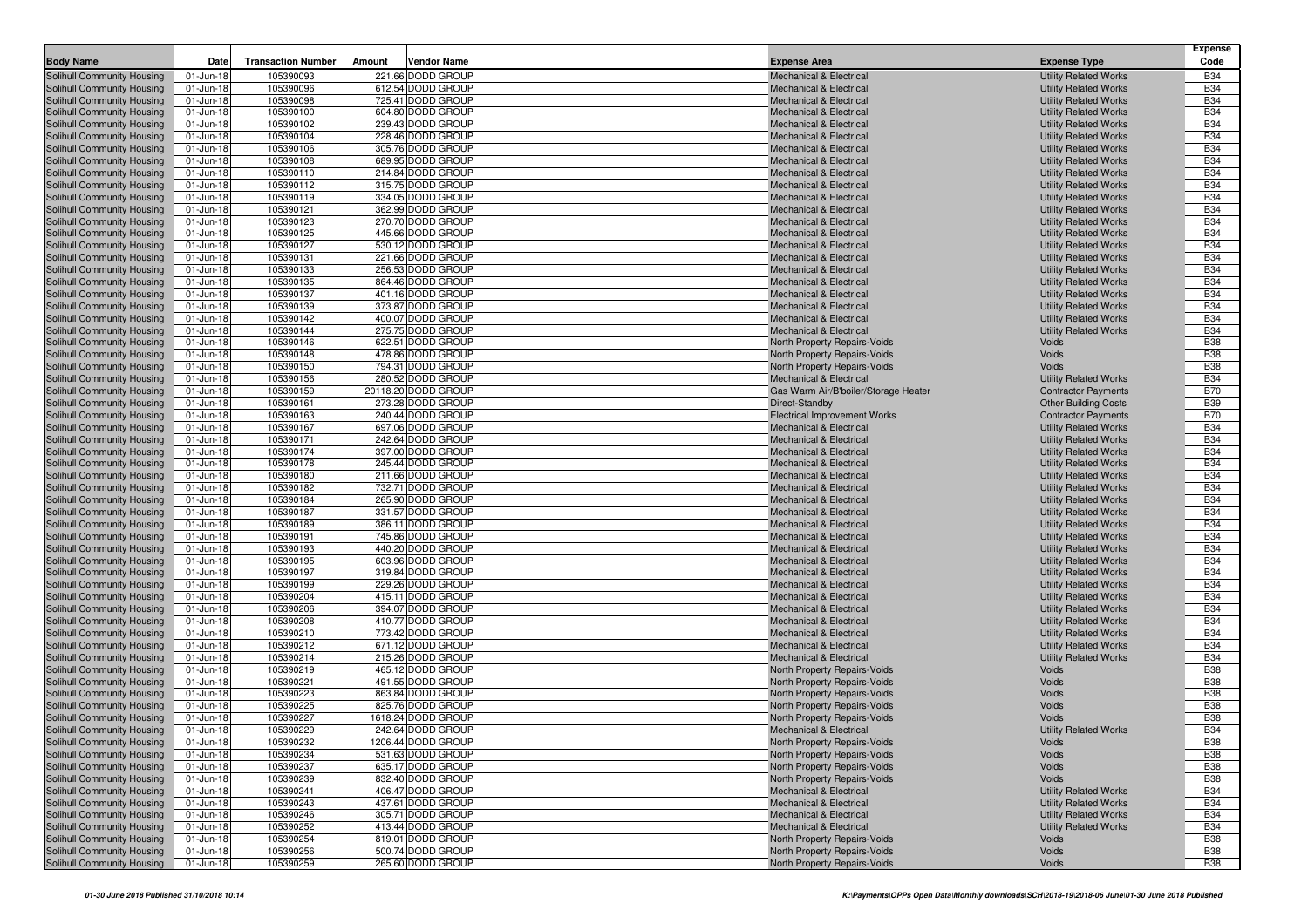| Body Name | Date | Transaction Number | Amount | Vendor Name | Expense Area | Expense Type | Expense Code |
|---|---|---|---|---|---|---|---|
| Solihull Community Housing | 01-Jun-18 | 105390093 | 221.66 | DODD GROUP | Mechanical & Electrical | Utility Related Works | B34 |
| Solihull Community Housing | 01-Jun-18 | 105390096 | 612.54 | DODD GROUP | Mechanical & Electrical | Utility Related Works | B34 |
| Solihull Community Housing | 01-Jun-18 | 105390098 | 725.41 | DODD GROUP | Mechanical & Electrical | Utility Related Works | B34 |
| Solihull Community Housing | 01-Jun-18 | 105390100 | 604.80 | DODD GROUP | Mechanical & Electrical | Utility Related Works | B34 |
| Solihull Community Housing | 01-Jun-18 | 105390102 | 239.43 | DODD GROUP | Mechanical & Electrical | Utility Related Works | B34 |
| Solihull Community Housing | 01-Jun-18 | 105390104 | 228.46 | DODD GROUP | Mechanical & Electrical | Utility Related Works | B34 |
| Solihull Community Housing | 01-Jun-18 | 105390106 | 305.76 | DODD GROUP | Mechanical & Electrical | Utility Related Works | B34 |
| Solihull Community Housing | 01-Jun-18 | 105390108 | 689.95 | DODD GROUP | Mechanical & Electrical | Utility Related Works | B34 |
| Solihull Community Housing | 01-Jun-18 | 105390110 | 214.84 | DODD GROUP | Mechanical & Electrical | Utility Related Works | B34 |
| Solihull Community Housing | 01-Jun-18 | 105390112 | 315.75 | DODD GROUP | Mechanical & Electrical | Utility Related Works | B34 |
| Solihull Community Housing | 01-Jun-18 | 105390119 | 334.05 | DODD GROUP | Mechanical & Electrical | Utility Related Works | B34 |
| Solihull Community Housing | 01-Jun-18 | 105390121 | 362.99 | DODD GROUP | Mechanical & Electrical | Utility Related Works | B34 |
| Solihull Community Housing | 01-Jun-18 | 105390123 | 270.70 | DODD GROUP | Mechanical & Electrical | Utility Related Works | B34 |
| Solihull Community Housing | 01-Jun-18 | 105390125 | 445.66 | DODD GROUP | Mechanical & Electrical | Utility Related Works | B34 |
| Solihull Community Housing | 01-Jun-18 | 105390127 | 530.12 | DODD GROUP | Mechanical & Electrical | Utility Related Works | B34 |
| Solihull Community Housing | 01-Jun-18 | 105390131 | 221.66 | DODD GROUP | Mechanical & Electrical | Utility Related Works | B34 |
| Solihull Community Housing | 01-Jun-18 | 105390133 | 256.53 | DODD GROUP | Mechanical & Electrical | Utility Related Works | B34 |
| Solihull Community Housing | 01-Jun-18 | 105390135 | 864.46 | DODD GROUP | Mechanical & Electrical | Utility Related Works | B34 |
| Solihull Community Housing | 01-Jun-18 | 105390137 | 401.16 | DODD GROUP | Mechanical & Electrical | Utility Related Works | B34 |
| Solihull Community Housing | 01-Jun-18 | 105390139 | 373.87 | DODD GROUP | Mechanical & Electrical | Utility Related Works | B34 |
| Solihull Community Housing | 01-Jun-18 | 105390142 | 400.07 | DODD GROUP | Mechanical & Electrical | Utility Related Works | B34 |
| Solihull Community Housing | 01-Jun-18 | 105390144 | 275.75 | DODD GROUP | Mechanical & Electrical | Utility Related Works | B34 |
| Solihull Community Housing | 01-Jun-18 | 105390146 | 622.51 | DODD GROUP | North Property Repairs-Voids | Voids | B38 |
| Solihull Community Housing | 01-Jun-18 | 105390148 | 478.86 | DODD GROUP | North Property Repairs-Voids | Voids | B38 |
| Solihull Community Housing | 01-Jun-18 | 105390150 | 794.31 | DODD GROUP | North Property Repairs-Voids | Voids | B38 |
| Solihull Community Housing | 01-Jun-18 | 105390156 | 280.52 | DODD GROUP | Mechanical & Electrical | Utility Related Works | B34 |
| Solihull Community Housing | 01-Jun-18 | 105390159 | 20118.20 | DODD GROUP | Gas Warm Air/B'boiler/Storage Heater | Contractor Payments | B70 |
| Solihull Community Housing | 01-Jun-18 | 105390161 | 273.28 | DODD GROUP | Direct-Standby | Other Building Costs | B39 |
| Solihull Community Housing | 01-Jun-18 | 105390163 | 240.44 | DODD GROUP | Electrical Improvement Works | Contractor Payments | B70 |
| Solihull Community Housing | 01-Jun-18 | 105390167 | 697.06 | DODD GROUP | Mechanical & Electrical | Utility Related Works | B34 |
| Solihull Community Housing | 01-Jun-18 | 105390171 | 242.64 | DODD GROUP | Mechanical & Electrical | Utility Related Works | B34 |
| Solihull Community Housing | 01-Jun-18 | 105390174 | 397.00 | DODD GROUP | Mechanical & Electrical | Utility Related Works | B34 |
| Solihull Community Housing | 01-Jun-18 | 105390178 | 245.44 | DODD GROUP | Mechanical & Electrical | Utility Related Works | B34 |
| Solihull Community Housing | 01-Jun-18 | 105390180 | 211.66 | DODD GROUP | Mechanical & Electrical | Utility Related Works | B34 |
| Solihull Community Housing | 01-Jun-18 | 105390182 | 732.71 | DODD GROUP | Mechanical & Electrical | Utility Related Works | B34 |
| Solihull Community Housing | 01-Jun-18 | 105390184 | 265.90 | DODD GROUP | Mechanical & Electrical | Utility Related Works | B34 |
| Solihull Community Housing | 01-Jun-18 | 105390187 | 331.57 | DODD GROUP | Mechanical & Electrical | Utility Related Works | B34 |
| Solihull Community Housing | 01-Jun-18 | 105390189 | 386.11 | DODD GROUP | Mechanical & Electrical | Utility Related Works | B34 |
| Solihull Community Housing | 01-Jun-18 | 105390191 | 745.86 | DODD GROUP | Mechanical & Electrical | Utility Related Works | B34 |
| Solihull Community Housing | 01-Jun-18 | 105390193 | 440.20 | DODD GROUP | Mechanical & Electrical | Utility Related Works | B34 |
| Solihull Community Housing | 01-Jun-18 | 105390195 | 603.96 | DODD GROUP | Mechanical & Electrical | Utility Related Works | B34 |
| Solihull Community Housing | 01-Jun-18 | 105390197 | 319.84 | DODD GROUP | Mechanical & Electrical | Utility Related Works | B34 |
| Solihull Community Housing | 01-Jun-18 | 105390199 | 229.26 | DODD GROUP | Mechanical & Electrical | Utility Related Works | B34 |
| Solihull Community Housing | 01-Jun-18 | 105390204 | 415.11 | DODD GROUP | Mechanical & Electrical | Utility Related Works | B34 |
| Solihull Community Housing | 01-Jun-18 | 105390206 | 394.07 | DODD GROUP | Mechanical & Electrical | Utility Related Works | B34 |
| Solihull Community Housing | 01-Jun-18 | 105390208 | 410.77 | DODD GROUP | Mechanical & Electrical | Utility Related Works | B34 |
| Solihull Community Housing | 01-Jun-18 | 105390210 | 773.42 | DODD GROUP | Mechanical & Electrical | Utility Related Works | B34 |
| Solihull Community Housing | 01-Jun-18 | 105390212 | 671.12 | DODD GROUP | Mechanical & Electrical | Utility Related Works | B34 |
| Solihull Community Housing | 01-Jun-18 | 105390214 | 215.26 | DODD GROUP | Mechanical & Electrical | Utility Related Works | B34 |
| Solihull Community Housing | 01-Jun-18 | 105390219 | 465.12 | DODD GROUP | North Property Repairs-Voids | Voids | B38 |
| Solihull Community Housing | 01-Jun-18 | 105390221 | 491.55 | DODD GROUP | North Property Repairs-Voids | Voids | B38 |
| Solihull Community Housing | 01-Jun-18 | 105390223 | 863.84 | DODD GROUP | North Property Repairs-Voids | Voids | B38 |
| Solihull Community Housing | 01-Jun-18 | 105390225 | 825.76 | DODD GROUP | North Property Repairs-Voids | Voids | B38 |
| Solihull Community Housing | 01-Jun-18 | 105390227 | 1618.24 | DODD GROUP | North Property Repairs-Voids | Voids | B38 |
| Solihull Community Housing | 01-Jun-18 | 105390229 | 242.64 | DODD GROUP | Mechanical & Electrical | Utility Related Works | B34 |
| Solihull Community Housing | 01-Jun-18 | 105390232 | 1206.44 | DODD GROUP | North Property Repairs-Voids | Voids | B38 |
| Solihull Community Housing | 01-Jun-18 | 105390234 | 531.63 | DODD GROUP | North Property Repairs-Voids | Voids | B38 |
| Solihull Community Housing | 01-Jun-18 | 105390237 | 635.17 | DODD GROUP | North Property Repairs-Voids | Voids | B38 |
| Solihull Community Housing | 01-Jun-18 | 105390239 | 832.40 | DODD GROUP | North Property Repairs-Voids | Voids | B38 |
| Solihull Community Housing | 01-Jun-18 | 105390241 | 406.47 | DODD GROUP | Mechanical & Electrical | Utility Related Works | B34 |
| Solihull Community Housing | 01-Jun-18 | 105390243 | 437.61 | DODD GROUP | Mechanical & Electrical | Utility Related Works | B34 |
| Solihull Community Housing | 01-Jun-18 | 105390246 | 305.71 | DODD GROUP | Mechanical & Electrical | Utility Related Works | B34 |
| Solihull Community Housing | 01-Jun-18 | 105390252 | 413.44 | DODD GROUP | Mechanical & Electrical | Utility Related Works | B34 |
| Solihull Community Housing | 01-Jun-18 | 105390254 | 819.01 | DODD GROUP | North Property Repairs-Voids | Voids | B38 |
| Solihull Community Housing | 01-Jun-18 | 105390256 | 500.74 | DODD GROUP | North Property Repairs-Voids | Voids | B38 |
| Solihull Community Housing | 01-Jun-18 | 105390259 | 265.60 | DODD GROUP | North Property Repairs-Voids | Voids | B38 |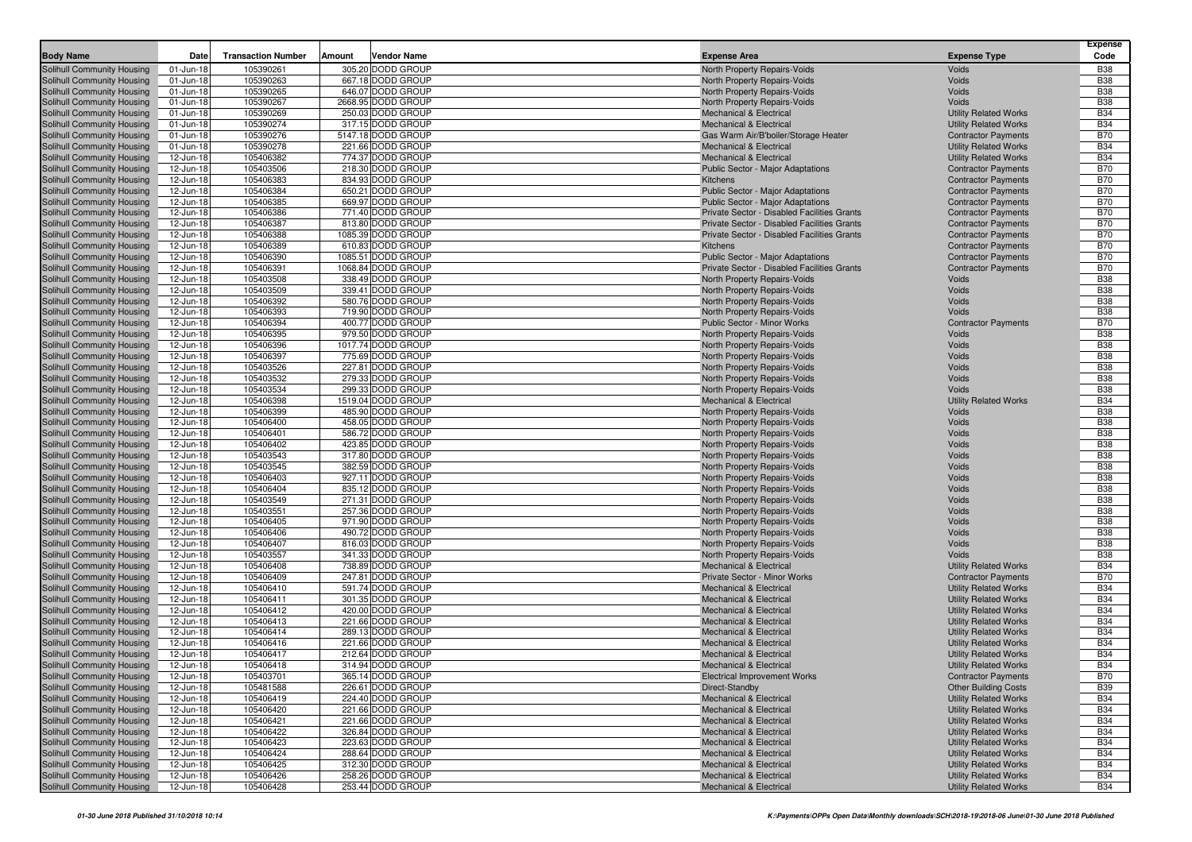| Body Name | Date | Transaction Number | Amount | Vendor Name | Expense Area | Expense Type | Expense Code |
|---|---|---|---|---|---|---|---|
| Solihull Community Housing | 01-Jun-18 | 105390261 | 305.20 | DODD GROUP | North Property Repairs-Voids | Voids | B38 |
| Solihull Community Housing | 01-Jun-18 | 105390263 | 667.18 | DODD GROUP | North Property Repairs-Voids | Voids | B38 |
| Solihull Community Housing | 01-Jun-18 | 105390265 | 646.07 | DODD GROUP | North Property Repairs-Voids | Voids | B38 |
| Solihull Community Housing | 01-Jun-18 | 105390267 | 2668.95 | DODD GROUP | North Property Repairs-Voids | Voids | B38 |
| Solihull Community Housing | 01-Jun-18 | 105390269 | 250.03 | DODD GROUP | Mechanical & Electrical | Utility Related Works | B34 |
| Solihull Community Housing | 01-Jun-18 | 105390274 | 317.15 | DODD GROUP | Mechanical & Electrical | Utility Related Works | B34 |
| Solihull Community Housing | 01-Jun-18 | 105390276 | 5147.18 | DODD GROUP | Gas Warm Air/B'boiler/Storage Heater | Contractor Payments | B70 |
| Solihull Community Housing | 01-Jun-18 | 105390278 | 221.66 | DODD GROUP | Mechanical & Electrical | Utility Related Works | B34 |
| Solihull Community Housing | 12-Jun-18 | 105406382 | 774.37 | DODD GROUP | Mechanical & Electrical | Utility Related Works | B34 |
| Solihull Community Housing | 12-Jun-18 | 105403506 | 218.30 | DODD GROUP | Public Sector - Major Adaptations | Contractor Payments | B70 |
| Solihull Community Housing | 12-Jun-18 | 105406383 | 834.93 | DODD GROUP | Kitchens | Contractor Payments | B70 |
| Solihull Community Housing | 12-Jun-18 | 105406384 | 650.21 | DODD GROUP | Public Sector - Major Adaptations | Contractor Payments | B70 |
| Solihull Community Housing | 12-Jun-18 | 105406385 | 669.97 | DODD GROUP | Public Sector - Major Adaptations | Contractor Payments | B70 |
| Solihull Community Housing | 12-Jun-18 | 105406386 | 771.40 | DODD GROUP | Private Sector - Disabled Facilities Grants | Contractor Payments | B70 |
| Solihull Community Housing | 12-Jun-18 | 105406387 | 813.80 | DODD GROUP | Private Sector - Disabled Facilities Grants | Contractor Payments | B70 |
| Solihull Community Housing | 12-Jun-18 | 105406388 | 1085.39 | DODD GROUP | Private Sector - Disabled Facilities Grants | Contractor Payments | B70 |
| Solihull Community Housing | 12-Jun-18 | 105406389 | 610.83 | DODD GROUP | Kitchens | Contractor Payments | B70 |
| Solihull Community Housing | 12-Jun-18 | 105406390 | 1085.51 | DODD GROUP | Public Sector - Major Adaptations | Contractor Payments | B70 |
| Solihull Community Housing | 12-Jun-18 | 105406391 | 1068.84 | DODD GROUP | Private Sector - Disabled Facilities Grants | Contractor Payments | B70 |
| Solihull Community Housing | 12-Jun-18 | 105403508 | 338.49 | DODD GROUP | North Property Repairs-Voids | Voids | B38 |
| Solihull Community Housing | 12-Jun-18 | 105403509 | 339.41 | DODD GROUP | North Property Repairs-Voids | Voids | B38 |
| Solihull Community Housing | 12-Jun-18 | 105406392 | 580.76 | DODD GROUP | North Property Repairs-Voids | Voids | B38 |
| Solihull Community Housing | 12-Jun-18 | 105406393 | 719.90 | DODD GROUP | North Property Repairs-Voids | Voids | B38 |
| Solihull Community Housing | 12-Jun-18 | 105406394 | 400.77 | DODD GROUP | Public Sector - Minor Works | Contractor Payments | B70 |
| Solihull Community Housing | 12-Jun-18 | 105406395 | 979.50 | DODD GROUP | North Property Repairs-Voids | Voids | B38 |
| Solihull Community Housing | 12-Jun-18 | 105406396 | 1017.74 | DODD GROUP | North Property Repairs-Voids | Voids | B38 |
| Solihull Community Housing | 12-Jun-18 | 105406397 | 775.69 | DODD GROUP | North Property Repairs-Voids | Voids | B38 |
| Solihull Community Housing | 12-Jun-18 | 105403526 | 227.81 | DODD GROUP | North Property Repairs-Voids | Voids | B38 |
| Solihull Community Housing | 12-Jun-18 | 105403532 | 279.33 | DODD GROUP | North Property Repairs-Voids | Voids | B38 |
| Solihull Community Housing | 12-Jun-18 | 105403534 | 299.33 | DODD GROUP | North Property Repairs-Voids | Voids | B38 |
| Solihull Community Housing | 12-Jun-18 | 105406398 | 1519.04 | DODD GROUP | Mechanical & Electrical | Utility Related Works | B34 |
| Solihull Community Housing | 12-Jun-18 | 105406399 | 485.90 | DODD GROUP | North Property Repairs-Voids | Voids | B38 |
| Solihull Community Housing | 12-Jun-18 | 105406400 | 458.05 | DODD GROUP | North Property Repairs-Voids | Voids | B38 |
| Solihull Community Housing | 12-Jun-18 | 105406401 | 586.72 | DODD GROUP | North Property Repairs-Voids | Voids | B38 |
| Solihull Community Housing | 12-Jun-18 | 105406402 | 423.85 | DODD GROUP | North Property Repairs-Voids | Voids | B38 |
| Solihull Community Housing | 12-Jun-18 | 105403543 | 317.80 | DODD GROUP | North Property Repairs-Voids | Voids | B38 |
| Solihull Community Housing | 12-Jun-18 | 105403545 | 382.59 | DODD GROUP | North Property Repairs-Voids | Voids | B38 |
| Solihull Community Housing | 12-Jun-18 | 105406403 | 927.11 | DODD GROUP | North Property Repairs-Voids | Voids | B38 |
| Solihull Community Housing | 12-Jun-18 | 105406404 | 835.12 | DODD GROUP | North Property Repairs-Voids | Voids | B38 |
| Solihull Community Housing | 12-Jun-18 | 105403549 | 271.31 | DODD GROUP | North Property Repairs-Voids | Voids | B38 |
| Solihull Community Housing | 12-Jun-18 | 105403551 | 257.36 | DODD GROUP | North Property Repairs-Voids | Voids | B38 |
| Solihull Community Housing | 12-Jun-18 | 105406405 | 971.90 | DODD GROUP | North Property Repairs-Voids | Voids | B38 |
| Solihull Community Housing | 12-Jun-18 | 105406406 | 490.72 | DODD GROUP | North Property Repairs-Voids | Voids | B38 |
| Solihull Community Housing | 12-Jun-18 | 105406407 | 816.03 | DODD GROUP | North Property Repairs-Voids | Voids | B38 |
| Solihull Community Housing | 12-Jun-18 | 105403557 | 341.33 | DODD GROUP | North Property Repairs-Voids | Voids | B38 |
| Solihull Community Housing | 12-Jun-18 | 105406408 | 738.89 | DODD GROUP | Mechanical & Electrical | Utility Related Works | B34 |
| Solihull Community Housing | 12-Jun-18 | 105406409 | 247.81 | DODD GROUP | Private Sector - Minor Works | Contractor Payments | B70 |
| Solihull Community Housing | 12-Jun-18 | 105406410 | 591.74 | DODD GROUP | Mechanical & Electrical | Utility Related Works | B34 |
| Solihull Community Housing | 12-Jun-18 | 105406411 | 301.35 | DODD GROUP | Mechanical & Electrical | Utility Related Works | B34 |
| Solihull Community Housing | 12-Jun-18 | 105406412 | 420.00 | DODD GROUP | Mechanical & Electrical | Utility Related Works | B34 |
| Solihull Community Housing | 12-Jun-18 | 105406413 | 221.66 | DODD GROUP | Mechanical & Electrical | Utility Related Works | B34 |
| Solihull Community Housing | 12-Jun-18 | 105406414 | 289.13 | DODD GROUP | Mechanical & Electrical | Utility Related Works | B34 |
| Solihull Community Housing | 12-Jun-18 | 105406416 | 221.66 | DODD GROUP | Mechanical & Electrical | Utility Related Works | B34 |
| Solihull Community Housing | 12-Jun-18 | 105406417 | 212.64 | DODD GROUP | Mechanical & Electrical | Utility Related Works | B34 |
| Solihull Community Housing | 12-Jun-18 | 105406418 | 314.94 | DODD GROUP | Mechanical & Electrical | Utility Related Works | B34 |
| Solihull Community Housing | 12-Jun-18 | 105403701 | 365.14 | DODD GROUP | Electrical Improvement Works | Contractor Payments | B70 |
| Solihull Community Housing | 12-Jun-18 | 105481588 | 226.61 | DODD GROUP | Direct-Standby | Other Building Costs | B39 |
| Solihull Community Housing | 12-Jun-18 | 105406419 | 224.40 | DODD GROUP | Mechanical & Electrical | Utility Related Works | B34 |
| Solihull Community Housing | 12-Jun-18 | 105406420 | 221.66 | DODD GROUP | Mechanical & Electrical | Utility Related Works | B34 |
| Solihull Community Housing | 12-Jun-18 | 105406421 | 221.66 | DODD GROUP | Mechanical & Electrical | Utility Related Works | B34 |
| Solihull Community Housing | 12-Jun-18 | 105406422 | 326.84 | DODD GROUP | Mechanical & Electrical | Utility Related Works | B34 |
| Solihull Community Housing | 12-Jun-18 | 105406423 | 223.63 | DODD GROUP | Mechanical & Electrical | Utility Related Works | B34 |
| Solihull Community Housing | 12-Jun-18 | 105406424 | 288.64 | DODD GROUP | Mechanical & Electrical | Utility Related Works | B34 |
| Solihull Community Housing | 12-Jun-18 | 105406425 | 312.30 | DODD GROUP | Mechanical & Electrical | Utility Related Works | B34 |
| Solihull Community Housing | 12-Jun-18 | 105406426 | 258.26 | DODD GROUP | Mechanical & Electrical | Utility Related Works | B34 |
| Solihull Community Housing | 12-Jun-18 | 105406428 | 253.44 | DODD GROUP | Mechanical & Electrical | Utility Related Works | B34 |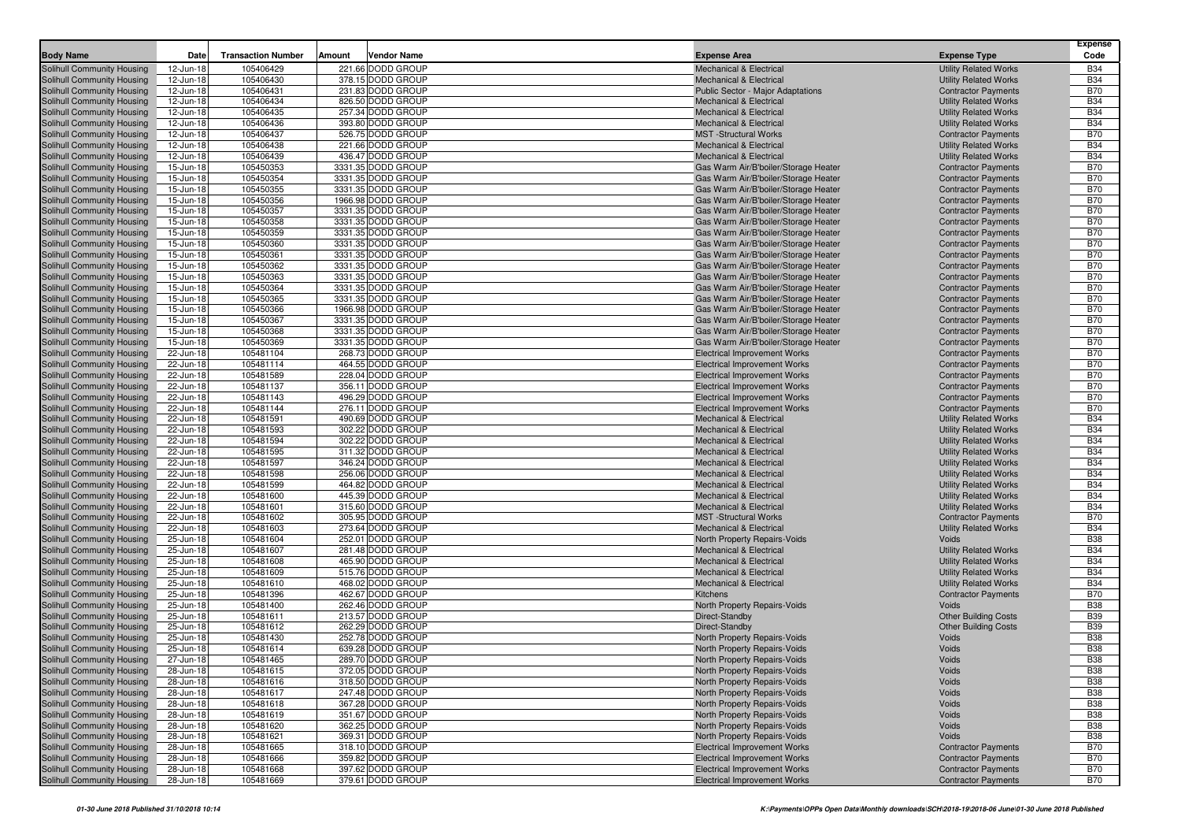| Body Name | Date | Transaction Number | Amount | Vendor Name | Expense Area | Expense Type | Expense Code |
|---|---|---|---|---|---|---|---|
| Solihull Community Housing | 12-Jun-18 | 105406429 | 221.66 | DODD GROUP | Mechanical & Electrical | Utility Related Works | B34 |
| Solihull Community Housing | 12-Jun-18 | 105406430 | 378.15 | DODD GROUP | Mechanical & Electrical | Utility Related Works | B34 |
| Solihull Community Housing | 12-Jun-18 | 105406431 | 231.83 | DODD GROUP | Public Sector - Major Adaptations | Contractor Payments | B70 |
| Solihull Community Housing | 12-Jun-18 | 105406434 | 826.50 | DODD GROUP | Mechanical & Electrical | Utility Related Works | B34 |
| Solihull Community Housing | 12-Jun-18 | 105406435 | 257.34 | DODD GROUP | Mechanical & Electrical | Utility Related Works | B34 |
| Solihull Community Housing | 12-Jun-18 | 105406436 | 393.80 | DODD GROUP | Mechanical & Electrical | Utility Related Works | B34 |
| Solihull Community Housing | 12-Jun-18 | 105406437 | 526.75 | DODD GROUP | MST -Structural Works | Contractor Payments | B70 |
| Solihull Community Housing | 12-Jun-18 | 105406438 | 221.66 | DODD GROUP | Mechanical & Electrical | Utility Related Works | B34 |
| Solihull Community Housing | 12-Jun-18 | 105406439 | 436.47 | DODD GROUP | Mechanical & Electrical | Utility Related Works | B34 |
| Solihull Community Housing | 15-Jun-18 | 105450353 | 3331.35 | DODD GROUP | Gas Warm Air/B'boiler/Storage Heater | Contractor Payments | B70 |
| Solihull Community Housing | 15-Jun-18 | 105450354 | 3331.35 | DODD GROUP | Gas Warm Air/B'boiler/Storage Heater | Contractor Payments | B70 |
| Solihull Community Housing | 15-Jun-18 | 105450355 | 3331.35 | DODD GROUP | Gas Warm Air/B'boiler/Storage Heater | Contractor Payments | B70 |
| Solihull Community Housing | 15-Jun-18 | 105450356 | 1966.98 | DODD GROUP | Gas Warm Air/B'boiler/Storage Heater | Contractor Payments | B70 |
| Solihull Community Housing | 15-Jun-18 | 105450357 | 3331.35 | DODD GROUP | Gas Warm Air/B'boiler/Storage Heater | Contractor Payments | B70 |
| Solihull Community Housing | 15-Jun-18 | 105450358 | 3331.35 | DODD GROUP | Gas Warm Air/B'boiler/Storage Heater | Contractor Payments | B70 |
| Solihull Community Housing | 15-Jun-18 | 105450359 | 3331.35 | DODD GROUP | Gas Warm Air/B'boiler/Storage Heater | Contractor Payments | B70 |
| Solihull Community Housing | 15-Jun-18 | 105450360 | 3331.35 | DODD GROUP | Gas Warm Air/B'boiler/Storage Heater | Contractor Payments | B70 |
| Solihull Community Housing | 15-Jun-18 | 105450361 | 3331.35 | DODD GROUP | Gas Warm Air/B'boiler/Storage Heater | Contractor Payments | B70 |
| Solihull Community Housing | 15-Jun-18 | 105450362 | 3331.35 | DODD GROUP | Gas Warm Air/B'boiler/Storage Heater | Contractor Payments | B70 |
| Solihull Community Housing | 15-Jun-18 | 105450363 | 3331.35 | DODD GROUP | Gas Warm Air/B'boiler/Storage Heater | Contractor Payments | B70 |
| Solihull Community Housing | 15-Jun-18 | 105450364 | 3331.35 | DODD GROUP | Gas Warm Air/B'boiler/Storage Heater | Contractor Payments | B70 |
| Solihull Community Housing | 15-Jun-18 | 105450365 | 3331.35 | DODD GROUP | Gas Warm Air/B'boiler/Storage Heater | Contractor Payments | B70 |
| Solihull Community Housing | 15-Jun-18 | 105450366 | 1966.98 | DODD GROUP | Gas Warm Air/B'boiler/Storage Heater | Contractor Payments | B70 |
| Solihull Community Housing | 15-Jun-18 | 105450367 | 3331.35 | DODD GROUP | Gas Warm Air/B'boiler/Storage Heater | Contractor Payments | B70 |
| Solihull Community Housing | 15-Jun-18 | 105450368 | 3331.35 | DODD GROUP | Gas Warm Air/B'boiler/Storage Heater | Contractor Payments | B70 |
| Solihull Community Housing | 15-Jun-18 | 105450369 | 3331.35 | DODD GROUP | Gas Warm Air/B'boiler/Storage Heater | Contractor Payments | B70 |
| Solihull Community Housing | 22-Jun-18 | 105481104 | 268.73 | DODD GROUP | Electrical Improvement Works | Contractor Payments | B70 |
| Solihull Community Housing | 22-Jun-18 | 105481114 | 464.55 | DODD GROUP | Electrical Improvement Works | Contractor Payments | B70 |
| Solihull Community Housing | 22-Jun-18 | 105481589 | 228.04 | DODD GROUP | Electrical Improvement Works | Contractor Payments | B70 |
| Solihull Community Housing | 22-Jun-18 | 105481137 | 356.11 | DODD GROUP | Electrical Improvement Works | Contractor Payments | B70 |
| Solihull Community Housing | 22-Jun-18 | 105481143 | 496.29 | DODD GROUP | Electrical Improvement Works | Contractor Payments | B70 |
| Solihull Community Housing | 22-Jun-18 | 105481144 | 276.11 | DODD GROUP | Electrical Improvement Works | Contractor Payments | B70 |
| Solihull Community Housing | 22-Jun-18 | 105481591 | 490.69 | DODD GROUP | Mechanical & Electrical | Utility Related Works | B34 |
| Solihull Community Housing | 22-Jun-18 | 105481593 | 302.22 | DODD GROUP | Mechanical & Electrical | Utility Related Works | B34 |
| Solihull Community Housing | 22-Jun-18 | 105481594 | 302.22 | DODD GROUP | Mechanical & Electrical | Utility Related Works | B34 |
| Solihull Community Housing | 22-Jun-18 | 105481595 | 311.32 | DODD GROUP | Mechanical & Electrical | Utility Related Works | B34 |
| Solihull Community Housing | 22-Jun-18 | 105481597 | 346.24 | DODD GROUP | Mechanical & Electrical | Utility Related Works | B34 |
| Solihull Community Housing | 22-Jun-18 | 105481598 | 256.06 | DODD GROUP | Mechanical & Electrical | Utility Related Works | B34 |
| Solihull Community Housing | 22-Jun-18 | 105481599 | 464.82 | DODD GROUP | Mechanical & Electrical | Utility Related Works | B34 |
| Solihull Community Housing | 22-Jun-18 | 105481600 | 445.39 | DODD GROUP | Mechanical & Electrical | Utility Related Works | B34 |
| Solihull Community Housing | 22-Jun-18 | 105481601 | 315.60 | DODD GROUP | Mechanical & Electrical | Utility Related Works | B34 |
| Solihull Community Housing | 22-Jun-18 | 105481602 | 305.95 | DODD GROUP | MST -Structural Works | Contractor Payments | B70 |
| Solihull Community Housing | 22-Jun-18 | 105481603 | 273.64 | DODD GROUP | Mechanical & Electrical | Utility Related Works | B34 |
| Solihull Community Housing | 25-Jun-18 | 105481604 | 252.01 | DODD GROUP | North Property Repairs-Voids | Voids | B38 |
| Solihull Community Housing | 25-Jun-18 | 105481607 | 281.48 | DODD GROUP | Mechanical & Electrical | Utility Related Works | B34 |
| Solihull Community Housing | 25-Jun-18 | 105481608 | 465.90 | DODD GROUP | Mechanical & Electrical | Utility Related Works | B34 |
| Solihull Community Housing | 25-Jun-18 | 105481609 | 515.76 | DODD GROUP | Mechanical & Electrical | Utility Related Works | B34 |
| Solihull Community Housing | 25-Jun-18 | 105481610 | 468.02 | DODD GROUP | Mechanical & Electrical | Utility Related Works | B34 |
| Solihull Community Housing | 25-Jun-18 | 105481396 | 462.67 | DODD GROUP | Kitchens | Contractor Payments | B70 |
| Solihull Community Housing | 25-Jun-18 | 105481400 | 262.46 | DODD GROUP | North Property Repairs-Voids | Voids | B38 |
| Solihull Community Housing | 25-Jun-18 | 105481611 | 213.57 | DODD GROUP | Direct-Standby | Other Building Costs | B39 |
| Solihull Community Housing | 25-Jun-18 | 105481612 | 262.29 | DODD GROUP | Direct-Standby | Other Building Costs | B39 |
| Solihull Community Housing | 25-Jun-18 | 105481430 | 252.78 | DODD GROUP | North Property Repairs-Voids | Voids | B38 |
| Solihull Community Housing | 25-Jun-18 | 105481614 | 639.28 | DODD GROUP | North Property Repairs-Voids | Voids | B38 |
| Solihull Community Housing | 27-Jun-18 | 105481465 | 289.70 | DODD GROUP | North Property Repairs-Voids | Voids | B38 |
| Solihull Community Housing | 28-Jun-18 | 105481615 | 372.05 | DODD GROUP | North Property Repairs-Voids | Voids | B38 |
| Solihull Community Housing | 28-Jun-18 | 105481616 | 318.50 | DODD GROUP | North Property Repairs-Voids | Voids | B38 |
| Solihull Community Housing | 28-Jun-18 | 105481617 | 247.48 | DODD GROUP | North Property Repairs-Voids | Voids | B38 |
| Solihull Community Housing | 28-Jun-18 | 105481618 | 367.28 | DODD GROUP | North Property Repairs-Voids | Voids | B38 |
| Solihull Community Housing | 28-Jun-18 | 105481619 | 351.67 | DODD GROUP | North Property Repairs-Voids | Voids | B38 |
| Solihull Community Housing | 28-Jun-18 | 105481620 | 362.25 | DODD GROUP | North Property Repairs-Voids | Voids | B38 |
| Solihull Community Housing | 28-Jun-18 | 105481621 | 369.31 | DODD GROUP | North Property Repairs-Voids | Voids | B38 |
| Solihull Community Housing | 28-Jun-18 | 105481665 | 318.10 | DODD GROUP | Electrical Improvement Works | Contractor Payments | B70 |
| Solihull Community Housing | 28-Jun-18 | 105481666 | 359.82 | DODD GROUP | Electrical Improvement Works | Contractor Payments | B70 |
| Solihull Community Housing | 28-Jun-18 | 105481668 | 397.62 | DODD GROUP | Electrical Improvement Works | Contractor Payments | B70 |
| Solihull Community Housing | 28-Jun-18 | 105481669 | 379.61 | DODD GROUP | Electrical Improvement Works | Contractor Payments | B70 |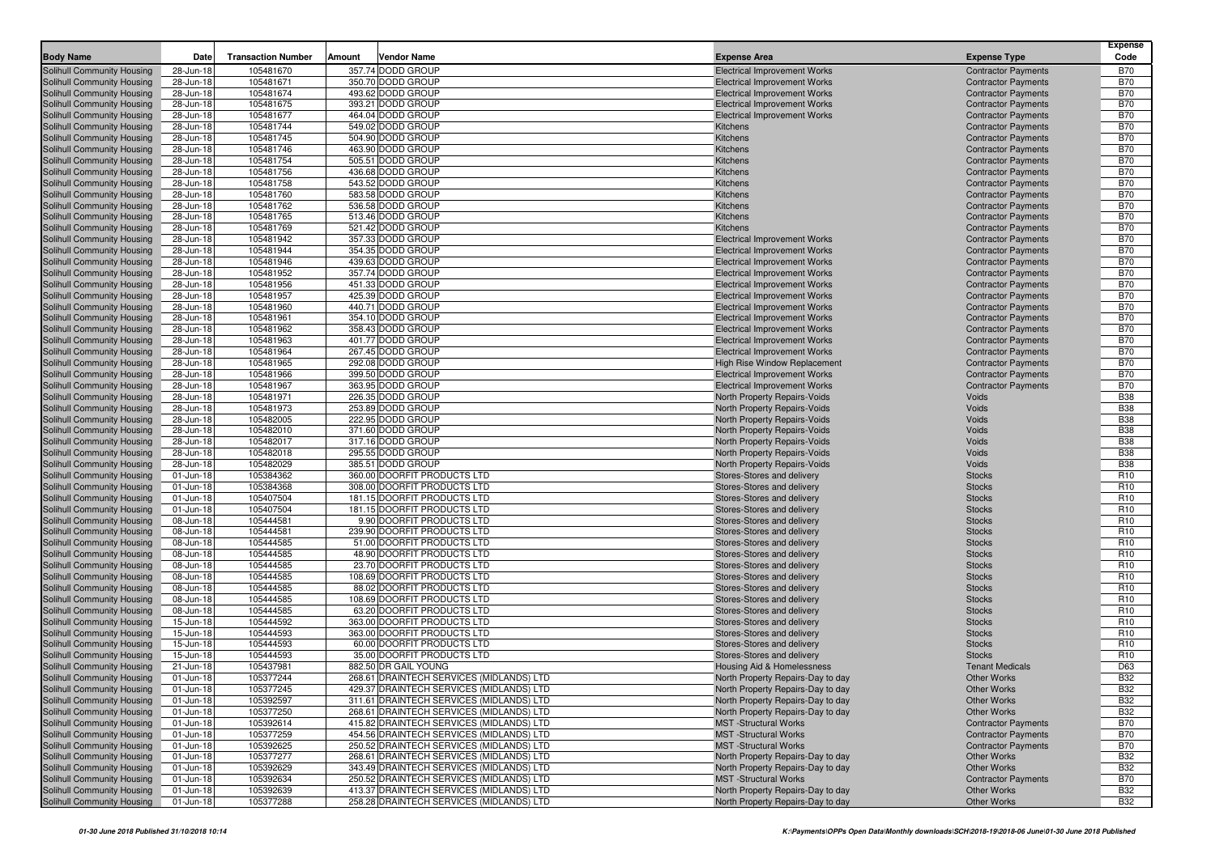| Body Name | Date | Transaction Number | Amount | Vendor Name | Expense Area | Expense Type | Expense Code |
|---|---|---|---|---|---|---|---|
| Solihull Community Housing | 28-Jun-18 | 105481670 | 357.74 | DODD GROUP | Electrical Improvement Works | Contractor Payments | B70 |
| Solihull Community Housing | 28-Jun-18 | 105481671 | 350.70 | DODD GROUP | Electrical Improvement Works | Contractor Payments | B70 |
| Solihull Community Housing | 28-Jun-18 | 105481674 | 493.62 | DODD GROUP | Electrical Improvement Works | Contractor Payments | B70 |
| Solihull Community Housing | 28-Jun-18 | 105481675 | 393.21 | DODD GROUP | Electrical Improvement Works | Contractor Payments | B70 |
| Solihull Community Housing | 28-Jun-18 | 105481677 | 464.04 | DODD GROUP | Electrical Improvement Works | Contractor Payments | B70 |
| Solihull Community Housing | 28-Jun-18 | 105481744 | 549.02 | DODD GROUP | Kitchens | Contractor Payments | B70 |
| Solihull Community Housing | 28-Jun-18 | 105481745 | 504.90 | DODD GROUP | Kitchens | Contractor Payments | B70 |
| Solihull Community Housing | 28-Jun-18 | 105481746 | 463.90 | DODD GROUP | Kitchens | Contractor Payments | B70 |
| Solihull Community Housing | 28-Jun-18 | 105481754 | 505.51 | DODD GROUP | Kitchens | Contractor Payments | B70 |
| Solihull Community Housing | 28-Jun-18 | 105481756 | 436.68 | DODD GROUP | Kitchens | Contractor Payments | B70 |
| Solihull Community Housing | 28-Jun-18 | 105481758 | 543.52 | DODD GROUP | Kitchens | Contractor Payments | B70 |
| Solihull Community Housing | 28-Jun-18 | 105481760 | 583.58 | DODD GROUP | Kitchens | Contractor Payments | B70 |
| Solihull Community Housing | 28-Jun-18 | 105481762 | 536.58 | DODD GROUP | Kitchens | Contractor Payments | B70 |
| Solihull Community Housing | 28-Jun-18 | 105481765 | 513.46 | DODD GROUP | Kitchens | Contractor Payments | B70 |
| Solihull Community Housing | 28-Jun-18 | 105481769 | 521.42 | DODD GROUP | Kitchens | Contractor Payments | B70 |
| Solihull Community Housing | 28-Jun-18 | 105481942 | 357.33 | DODD GROUP | Electrical Improvement Works | Contractor Payments | B70 |
| Solihull Community Housing | 28-Jun-18 | 105481944 | 354.35 | DODD GROUP | Electrical Improvement Works | Contractor Payments | B70 |
| Solihull Community Housing | 28-Jun-18 | 105481946 | 439.63 | DODD GROUP | Electrical Improvement Works | Contractor Payments | B70 |
| Solihull Community Housing | 28-Jun-18 | 105481952 | 357.74 | DODD GROUP | Electrical Improvement Works | Contractor Payments | B70 |
| Solihull Community Housing | 28-Jun-18 | 105481956 | 451.33 | DODD GROUP | Electrical Improvement Works | Contractor Payments | B70 |
| Solihull Community Housing | 28-Jun-18 | 105481957 | 425.39 | DODD GROUP | Electrical Improvement Works | Contractor Payments | B70 |
| Solihull Community Housing | 28-Jun-18 | 105481960 | 440.71 | DODD GROUP | Electrical Improvement Works | Contractor Payments | B70 |
| Solihull Community Housing | 28-Jun-18 | 105481961 | 354.10 | DODD GROUP | Electrical Improvement Works | Contractor Payments | B70 |
| Solihull Community Housing | 28-Jun-18 | 105481962 | 358.43 | DODD GROUP | Electrical Improvement Works | Contractor Payments | B70 |
| Solihull Community Housing | 28-Jun-18 | 105481963 | 401.77 | DODD GROUP | Electrical Improvement Works | Contractor Payments | B70 |
| Solihull Community Housing | 28-Jun-18 | 105481964 | 267.45 | DODD GROUP | Electrical Improvement Works | Contractor Payments | B70 |
| Solihull Community Housing | 28-Jun-18 | 105481965 | 292.08 | DODD GROUP | High Rise Window Replacement | Contractor Payments | B70 |
| Solihull Community Housing | 28-Jun-18 | 105481966 | 399.50 | DODD GROUP | Electrical Improvement Works | Contractor Payments | B70 |
| Solihull Community Housing | 28-Jun-18 | 105481967 | 363.95 | DODD GROUP | Electrical Improvement Works | Contractor Payments | B70 |
| Solihull Community Housing | 28-Jun-18 | 105481971 | 226.35 | DODD GROUP | North Property Repairs-Voids | Voids | B38 |
| Solihull Community Housing | 28-Jun-18 | 105481973 | 253.89 | DODD GROUP | North Property Repairs-Voids | Voids | B38 |
| Solihull Community Housing | 28-Jun-18 | 105482005 | 222.95 | DODD GROUP | North Property Repairs-Voids | Voids | B38 |
| Solihull Community Housing | 28-Jun-18 | 105482010 | 371.60 | DODD GROUP | North Property Repairs-Voids | Voids | B38 |
| Solihull Community Housing | 28-Jun-18 | 105482017 | 317.16 | DODD GROUP | North Property Repairs-Voids | Voids | B38 |
| Solihull Community Housing | 28-Jun-18 | 105482018 | 295.55 | DODD GROUP | North Property Repairs-Voids | Voids | B38 |
| Solihull Community Housing | 28-Jun-18 | 105482029 | 385.51 | DODD GROUP | North Property Repairs-Voids | Voids | B38 |
| Solihull Community Housing | 01-Jun-18 | 105384362 | 360.00 | DOORFIT PRODUCTS LTD | Stores-Stores and delivery | Stocks | R10 |
| Solihull Community Housing | 01-Jun-18 | 105384368 | 308.00 | DOORFIT PRODUCTS LTD | Stores-Stores and delivery | Stocks | R10 |
| Solihull Community Housing | 01-Jun-18 | 105407504 | 181.15 | DOORFIT PRODUCTS LTD | Stores-Stores and delivery | Stocks | R10 |
| Solihull Community Housing | 01-Jun-18 | 105407504 | 181.15 | DOORFIT PRODUCTS LTD | Stores-Stores and delivery | Stocks | R10 |
| Solihull Community Housing | 08-Jun-18 | 105444581 | 9.90 | DOORFIT PRODUCTS LTD | Stores-Stores and delivery | Stocks | R10 |
| Solihull Community Housing | 08-Jun-18 | 105444581 | 239.90 | DOORFIT PRODUCTS LTD | Stores-Stores and delivery | Stocks | R10 |
| Solihull Community Housing | 08-Jun-18 | 105444585 | 51.00 | DOORFIT PRODUCTS LTD | Stores-Stores and delivery | Stocks | R10 |
| Solihull Community Housing | 08-Jun-18 | 105444585 | 48.90 | DOORFIT PRODUCTS LTD | Stores-Stores and delivery | Stocks | R10 |
| Solihull Community Housing | 08-Jun-18 | 105444585 | 23.70 | DOORFIT PRODUCTS LTD | Stores-Stores and delivery | Stocks | R10 |
| Solihull Community Housing | 08-Jun-18 | 105444585 | 108.69 | DOORFIT PRODUCTS LTD | Stores-Stores and delivery | Stocks | R10 |
| Solihull Community Housing | 08-Jun-18 | 105444585 | 88.02 | DOORFIT PRODUCTS LTD | Stores-Stores and delivery | Stocks | R10 |
| Solihull Community Housing | 08-Jun-18 | 105444585 | 108.69 | DOORFIT PRODUCTS LTD | Stores-Stores and delivery | Stocks | R10 |
| Solihull Community Housing | 08-Jun-18 | 105444585 | 63.20 | DOORFIT PRODUCTS LTD | Stores-Stores and delivery | Stocks | R10 |
| Solihull Community Housing | 15-Jun-18 | 105444592 | 363.00 | DOORFIT PRODUCTS LTD | Stores-Stores and delivery | Stocks | R10 |
| Solihull Community Housing | 15-Jun-18 | 105444593 | 363.00 | DOORFIT PRODUCTS LTD | Stores-Stores and delivery | Stocks | R10 |
| Solihull Community Housing | 15-Jun-18 | 105444593 | 60.00 | DOORFIT PRODUCTS LTD | Stores-Stores and delivery | Stocks | R10 |
| Solihull Community Housing | 15-Jun-18 | 105444593 | 35.00 | DOORFIT PRODUCTS LTD | Stores-Stores and delivery | Stocks | R10 |
| Solihull Community Housing | 21-Jun-18 | 105437981 | 882.50 | DR GAIL YOUNG | Housing Aid & Homelessness | Tenant Medicals | D63 |
| Solihull Community Housing | 01-Jun-18 | 105377244 | 268.61 | DRAINTECH SERVICES (MIDLANDS) LTD | North Property Repairs-Day to day | Other Works | B32 |
| Solihull Community Housing | 01-Jun-18 | 105377245 | 429.37 | DRAINTECH SERVICES (MIDLANDS) LTD | North Property Repairs-Day to day | Other Works | B32 |
| Solihull Community Housing | 01-Jun-18 | 105392597 | 311.61 | DRAINTECH SERVICES (MIDLANDS) LTD | North Property Repairs-Day to day | Other Works | B32 |
| Solihull Community Housing | 01-Jun-18 | 105377250 | 268.61 | DRAINTECH SERVICES (MIDLANDS) LTD | North Property Repairs-Day to day | Other Works | B32 |
| Solihull Community Housing | 01-Jun-18 | 105392614 | 415.82 | DRAINTECH SERVICES (MIDLANDS) LTD | MST -Structural Works | Contractor Payments | B70 |
| Solihull Community Housing | 01-Jun-18 | 105377259 | 454.56 | DRAINTECH SERVICES (MIDLANDS) LTD | MST -Structural Works | Contractor Payments | B70 |
| Solihull Community Housing | 01-Jun-18 | 105392625 | 250.52 | DRAINTECH SERVICES (MIDLANDS) LTD | MST -Structural Works | Contractor Payments | B70 |
| Solihull Community Housing | 01-Jun-18 | 105377277 | 268.61 | DRAINTECH SERVICES (MIDLANDS) LTD | North Property Repairs-Day to day | Other Works | B32 |
| Solihull Community Housing | 01-Jun-18 | 105392629 | 343.49 | DRAINTECH SERVICES (MIDLANDS) LTD | North Property Repairs-Day to day | Other Works | B32 |
| Solihull Community Housing | 01-Jun-18 | 105392634 | 250.52 | DRAINTECH SERVICES (MIDLANDS) LTD | MST -Structural Works | Contractor Payments | B70 |
| Solihull Community Housing | 01-Jun-18 | 105392639 | 413.37 | DRAINTECH SERVICES (MIDLANDS) LTD | North Property Repairs-Day to day | Other Works | B32 |
| Solihull Community Housing | 01-Jun-18 | 105377288 | 258.28 | DRAINTECH SERVICES (MIDLANDS) LTD | North Property Repairs-Day to day | Other Works | B32 |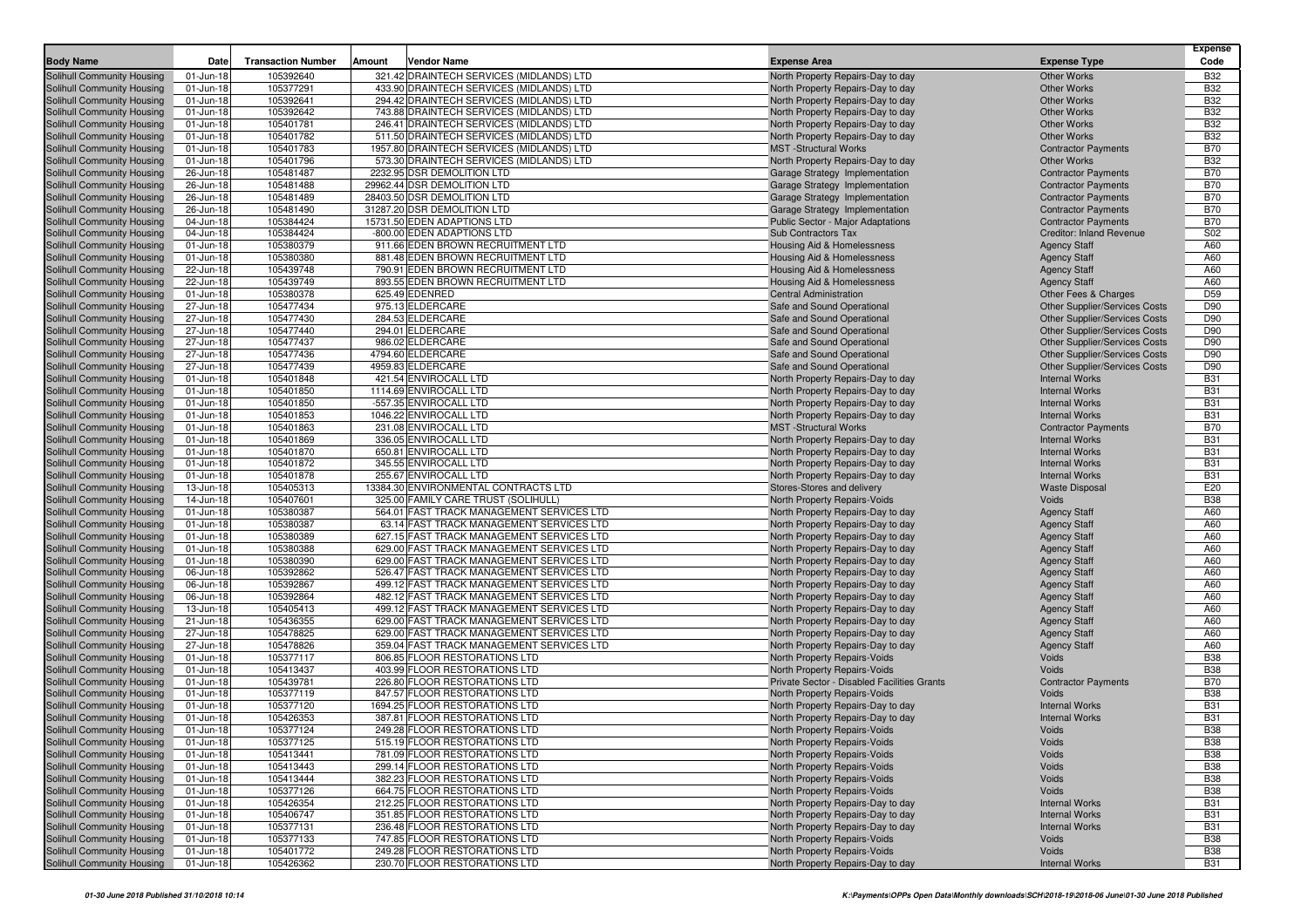| Body Name | Date | Transaction Number | Amount | Vendor Name | Expense Area | Expense Type | Expense Code |
|---|---|---|---|---|---|---|---|
| Solihull Community Housing | 01-Jun-18 | 105392640 | 321.42 | DRAINTECH SERVICES (MIDLANDS) LTD | North Property Repairs-Day to day | Other Works | B32 |
| Solihull Community Housing | 01-Jun-18 | 105377291 | 433.90 | DRAINTECH SERVICES (MIDLANDS) LTD | North Property Repairs-Day to day | Other Works | B32 |
| Solihull Community Housing | 01-Jun-18 | 105392641 | 294.42 | DRAINTECH SERVICES (MIDLANDS) LTD | North Property Repairs-Day to day | Other Works | B32 |
| Solihull Community Housing | 01-Jun-18 | 105392642 | 743.88 | DRAINTECH SERVICES (MIDLANDS) LTD | North Property Repairs-Day to day | Other Works | B32 |
| Solihull Community Housing | 01-Jun-18 | 105401781 | 246.41 | DRAINTECH SERVICES (MIDLANDS) LTD | North Property Repairs-Day to day | Other Works | B32 |
| Solihull Community Housing | 01-Jun-18 | 105401782 | 511.50 | DRAINTECH SERVICES (MIDLANDS) LTD | North Property Repairs-Day to day | Other Works | B32 |
| Solihull Community Housing | 01-Jun-18 | 105401783 | 1957.80 | DRAINTECH SERVICES (MIDLANDS) LTD | MST -Structural Works | Contractor Payments | B70 |
| Solihull Community Housing | 01-Jun-18 | 105401796 | 573.30 | DRAINTECH SERVICES (MIDLANDS) LTD | North Property Repairs-Day to day | Other Works | B32 |
| Solihull Community Housing | 26-Jun-18 | 105481487 | 2232.95 | DSR DEMOLITION LTD | Garage Strategy Implementation | Contractor Payments | B70 |
| Solihull Community Housing | 26-Jun-18 | 105481488 | 29962.44 | DSR DEMOLITION LTD | Garage Strategy Implementation | Contractor Payments | B70 |
| Solihull Community Housing | 26-Jun-18 | 105481489 | 28403.50 | DSR DEMOLITION LTD | Garage Strategy Implementation | Contractor Payments | B70 |
| Solihull Community Housing | 26-Jun-18 | 105481490 | 31287.20 | DSR DEMOLITION LTD | Garage Strategy Implementation | Contractor Payments | B70 |
| Solihull Community Housing | 04-Jun-18 | 105384424 | 15731.50 | EDEN ADAPTIONS LTD | Public Sector - Major Adaptations | Contractor Payments | B70 |
| Solihull Community Housing | 04-Jun-18 | 105384424 | -800.00 | EDEN ADAPTIONS LTD | Sub Contractors Tax | Creditor: Inland Revenue | S02 |
| Solihull Community Housing | 01-Jun-18 | 105380379 | 911.66 | EDEN BROWN RECRUITMENT LTD | Housing Aid & Homelessness | Agency Staff | A60 |
| Solihull Community Housing | 01-Jun-18 | 105380380 | 881.48 | EDEN BROWN RECRUITMENT LTD | Housing Aid & Homelessness | Agency Staff | A60 |
| Solihull Community Housing | 22-Jun-18 | 105439748 | 790.91 | EDEN BROWN RECRUITMENT LTD | Housing Aid & Homelessness | Agency Staff | A60 |
| Solihull Community Housing | 22-Jun-18 | 105439749 | 893.55 | EDEN BROWN RECRUITMENT LTD | Housing Aid & Homelessness | Agency Staff | A60 |
| Solihull Community Housing | 01-Jun-18 | 105380378 | 625.49 | EDENRED | Central Administration | Other Fees & Charges | D59 |
| Solihull Community Housing | 27-Jun-18 | 105477434 | 975.13 | ELDERCARE | Safe and Sound Operational | Other Supplier/Services Costs | D90 |
| Solihull Community Housing | 27-Jun-18 | 105477430 | 284.53 | ELDERCARE | Safe and Sound Operational | Other Supplier/Services Costs | D90 |
| Solihull Community Housing | 27-Jun-18 | 105477440 | 294.01 | ELDERCARE | Safe and Sound Operational | Other Supplier/Services Costs | D90 |
| Solihull Community Housing | 27-Jun-18 | 105477437 | 986.02 | ELDERCARE | Safe and Sound Operational | Other Supplier/Services Costs | D90 |
| Solihull Community Housing | 27-Jun-18 | 105477436 | 4794.60 | ELDERCARE | Safe and Sound Operational | Other Supplier/Services Costs | D90 |
| Solihull Community Housing | 27-Jun-18 | 105477439 | 4959.83 | ELDERCARE | Safe and Sound Operational | Other Supplier/Services Costs | D90 |
| Solihull Community Housing | 01-Jun-18 | 105401848 | 421.54 | ENVIROCALL LTD | North Property Repairs-Day to day | Internal Works | B31 |
| Solihull Community Housing | 01-Jun-18 | 105401850 | 1114.69 | ENVIROCALL LTD | North Property Repairs-Day to day | Internal Works | B31 |
| Solihull Community Housing | 01-Jun-18 | 105401850 | -557.35 | ENVIROCALL LTD | North Property Repairs-Day to day | Internal Works | B31 |
| Solihull Community Housing | 01-Jun-18 | 105401853 | 1046.22 | ENVIROCALL LTD | North Property Repairs-Day to day | Internal Works | B31 |
| Solihull Community Housing | 01-Jun-18 | 105401863 | 231.08 | ENVIROCALL LTD | MST -Structural Works | Contractor Payments | B70 |
| Solihull Community Housing | 01-Jun-18 | 105401869 | 336.05 | ENVIROCALL LTD | North Property Repairs-Day to day | Internal Works | B31 |
| Solihull Community Housing | 01-Jun-18 | 105401870 | 650.81 | ENVIROCALL LTD | North Property Repairs-Day to day | Internal Works | B31 |
| Solihull Community Housing | 01-Jun-18 | 105401872 | 345.55 | ENVIROCALL LTD | North Property Repairs-Day to day | Internal Works | B31 |
| Solihull Community Housing | 01-Jun-18 | 105401878 | 255.67 | ENVIROCALL LTD | North Property Repairs-Day to day | Internal Works | B31 |
| Solihull Community Housing | 13-Jun-18 | 105405313 | 13384.30 | ENVIRONMENTAL CONTRACTS LTD | Stores-Stores and delivery | Waste Disposal | E20 |
| Solihull Community Housing | 14-Jun-18 | 105407601 | 325.00 | FAMILY CARE TRUST (SOLIHULL) | North Property Repairs-Voids | Voids | B38 |
| Solihull Community Housing | 01-Jun-18 | 105380387 | 564.01 | FAST TRACK MANAGEMENT SERVICES LTD | North Property Repairs-Day to day | Agency Staff | A60 |
| Solihull Community Housing | 01-Jun-18 | 105380387 | 63.14 | FAST TRACK MANAGEMENT SERVICES LTD | North Property Repairs-Day to day | Agency Staff | A60 |
| Solihull Community Housing | 01-Jun-18 | 105380389 | 627.15 | FAST TRACK MANAGEMENT SERVICES LTD | North Property Repairs-Day to day | Agency Staff | A60 |
| Solihull Community Housing | 01-Jun-18 | 105380388 | 629.00 | FAST TRACK MANAGEMENT SERVICES LTD | North Property Repairs-Day to day | Agency Staff | A60 |
| Solihull Community Housing | 01-Jun-18 | 105380390 | 629.00 | FAST TRACK MANAGEMENT SERVICES LTD | North Property Repairs-Day to day | Agency Staff | A60 |
| Solihull Community Housing | 06-Jun-18 | 105392862 | 526.47 | FAST TRACK MANAGEMENT SERVICES LTD | North Property Repairs-Day to day | Agency Staff | A60 |
| Solihull Community Housing | 06-Jun-18 | 105392867 | 499.12 | FAST TRACK MANAGEMENT SERVICES LTD | North Property Repairs-Day to day | Agency Staff | A60 |
| Solihull Community Housing | 06-Jun-18 | 105392864 | 482.12 | FAST TRACK MANAGEMENT SERVICES LTD | North Property Repairs-Day to day | Agency Staff | A60 |
| Solihull Community Housing | 13-Jun-18 | 105405413 | 499.12 | FAST TRACK MANAGEMENT SERVICES LTD | North Property Repairs-Day to day | Agency Staff | A60 |
| Solihull Community Housing | 21-Jun-18 | 105436355 | 629.00 | FAST TRACK MANAGEMENT SERVICES LTD | North Property Repairs-Day to day | Agency Staff | A60 |
| Solihull Community Housing | 27-Jun-18 | 105478825 | 629.00 | FAST TRACK MANAGEMENT SERVICES LTD | North Property Repairs-Day to day | Agency Staff | A60 |
| Solihull Community Housing | 27-Jun-18 | 105478826 | 359.04 | FAST TRACK MANAGEMENT SERVICES LTD | North Property Repairs-Day to day | Agency Staff | A60 |
| Solihull Community Housing | 01-Jun-18 | 105377117 | 806.85 | FLOOR RESTORATIONS LTD | North Property Repairs-Voids | Voids | B38 |
| Solihull Community Housing | 01-Jun-18 | 105413437 | 403.99 | FLOOR RESTORATIONS LTD | North Property Repairs-Voids | Voids | B38 |
| Solihull Community Housing | 01-Jun-18 | 105439781 | 226.80 | FLOOR RESTORATIONS LTD | Private Sector - Disabled Facilities Grants | Contractor Payments | B70 |
| Solihull Community Housing | 01-Jun-18 | 105377119 | 847.57 | FLOOR RESTORATIONS LTD | North Property Repairs-Voids | Voids | B38 |
| Solihull Community Housing | 01-Jun-18 | 105377120 | 1694.25 | FLOOR RESTORATIONS LTD | North Property Repairs-Day to day | Internal Works | B31 |
| Solihull Community Housing | 01-Jun-18 | 105426353 | 387.81 | FLOOR RESTORATIONS LTD | North Property Repairs-Day to day | Internal Works | B31 |
| Solihull Community Housing | 01-Jun-18 | 105377124 | 249.28 | FLOOR RESTORATIONS LTD | North Property Repairs-Voids | Voids | B38 |
| Solihull Community Housing | 01-Jun-18 | 105377125 | 515.19 | FLOOR RESTORATIONS LTD | North Property Repairs-Voids | Voids | B38 |
| Solihull Community Housing | 01-Jun-18 | 105413441 | 781.09 | FLOOR RESTORATIONS LTD | North Property Repairs-Voids | Voids | B38 |
| Solihull Community Housing | 01-Jun-18 | 105413443 | 299.14 | FLOOR RESTORATIONS LTD | North Property Repairs-Voids | Voids | B38 |
| Solihull Community Housing | 01-Jun-18 | 105413444 | 382.23 | FLOOR RESTORATIONS LTD | North Property Repairs-Voids | Voids | B38 |
| Solihull Community Housing | 01-Jun-18 | 105377126 | 664.75 | FLOOR RESTORATIONS LTD | North Property Repairs-Voids | Voids | B38 |
| Solihull Community Housing | 01-Jun-18 | 105426354 | 212.25 | FLOOR RESTORATIONS LTD | North Property Repairs-Day to day | Internal Works | B31 |
| Solihull Community Housing | 01-Jun-18 | 105406747 | 351.85 | FLOOR RESTORATIONS LTD | North Property Repairs-Day to day | Internal Works | B31 |
| Solihull Community Housing | 01-Jun-18 | 105377131 | 236.48 | FLOOR RESTORATIONS LTD | North Property Repairs-Day to day | Internal Works | B31 |
| Solihull Community Housing | 01-Jun-18 | 105377133 | 747.85 | FLOOR RESTORATIONS LTD | North Property Repairs-Voids | Voids | B38 |
| Solihull Community Housing | 01-Jun-18 | 105401772 | 249.28 | FLOOR RESTORATIONS LTD | North Property Repairs-Voids | Voids | B38 |
| Solihull Community Housing | 01-Jun-18 | 105426362 | 230.70 | FLOOR RESTORATIONS LTD | North Property Repairs-Day to day | Internal Works | B31 |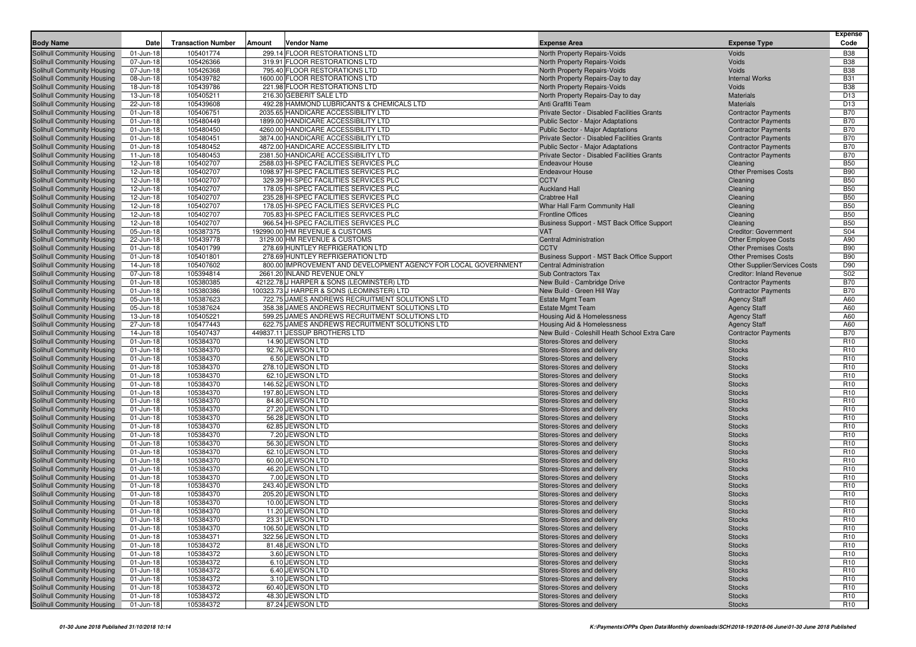| Body Name | Date | Transaction Number | Amount | Vendor Name | Expense Area | Expense Type | Expense Code |
|---|---|---|---|---|---|---|---|
| Solihull Community Housing | 01-Jun-18 | 105401774 | 299.14 | FLOOR RESTORATIONS LTD | North Property Repairs-Voids | Voids | B38 |
| Solihull Community Housing | 07-Jun-18 | 105426366 | 319.91 | FLOOR RESTORATIONS LTD | North Property Repairs-Voids | Voids | B38 |
| Solihull Community Housing | 07-Jun-18 | 105426368 | 795.40 | FLOOR RESTORATIONS LTD | North Property Repairs-Voids | Voids | B38 |
| Solihull Community Housing | 08-Jun-18 | 105439782 | 1600.00 | FLOOR RESTORATIONS LTD | North Property Repairs-Day to day | Internal Works | B31 |
| Solihull Community Housing | 18-Jun-18 | 105439786 | 221.98 | FLOOR RESTORATIONS LTD | North Property Repairs-Voids | Voids | B38 |
| Solihull Community Housing | 13-Jun-18 | 105405211 | 216.30 | GEBERIT SALE LTD | North Property Repairs-Day to day | Materials | D13 |
| Solihull Community Housing | 22-Jun-18 | 105439608 | 492.28 | HAMMOND LUBRICANTS & CHEMICALS LTD | Anti Graffiti Team | Materials | D13 |
| Solihull Community Housing | 01-Jun-18 | 105406751 | 2035.65 | HANDICARE ACCESSIBILITY LTD | Private Sector - Disabled Facilities Grants | Contractor Payments | B70 |
| Solihull Community Housing | 01-Jun-18 | 105480449 | 1899.00 | HANDICARE ACCESSIBILITY LTD | Public Sector - Major Adaptations | Contractor Payments | B70 |
| Solihull Community Housing | 01-Jun-18 | 105480450 | 4260.00 | HANDICARE ACCESSIBILITY LTD | Public Sector - Major Adaptations | Contractor Payments | B70 |
| Solihull Community Housing | 01-Jun-18 | 105480451 | 3874.00 | HANDICARE ACCESSIBILITY LTD | Private Sector - Disabled Facilities Grants | Contractor Payments | B70 |
| Solihull Community Housing | 01-Jun-18 | 105480452 | 4872.00 | HANDICARE ACCESSIBILITY LTD | Public Sector - Major Adaptations | Contractor Payments | B70 |
| Solihull Community Housing | 11-Jun-18 | 105480453 | 2381.50 | HANDICARE ACCESSIBILITY LTD | Private Sector - Disabled Facilities Grants | Contractor Payments | B70 |
| Solihull Community Housing | 12-Jun-18 | 105402707 | 2588.03 | HI-SPEC FACILITIES SERVICES PLC | Endeavour House | Cleaning | B50 |
| Solihull Community Housing | 12-Jun-18 | 105402707 | 1098.97 | HI-SPEC FACILITIES SERVICES PLC | Endeavour House | Other Premises Costs | B90 |
| Solihull Community Housing | 12-Jun-18 | 105402707 | 329.39 | HI-SPEC FACILITIES SERVICES PLC | CCTV | Cleaning | B50 |
| Solihull Community Housing | 12-Jun-18 | 105402707 | 178.05 | HI-SPEC FACILITIES SERVICES PLC | Auckland Hall | Cleaning | B50 |
| Solihull Community Housing | 12-Jun-18 | 105402707 | 235.28 | HI-SPEC FACILITIES SERVICES PLC | Crabtree Hall | Cleaning | B50 |
| Solihull Community Housing | 12-Jun-18 | 105402707 | 178.05 | HI-SPEC FACILITIES SERVICES PLC | Whar Hall Farm Community Hall | Cleaning | B50 |
| Solihull Community Housing | 12-Jun-18 | 105402707 | 705.83 | HI-SPEC FACILITIES SERVICES PLC | Frontline Offices | Cleaning | B50 |
| Solihull Community Housing | 12-Jun-18 | 105402707 | 966.54 | HI-SPEC FACILITIES SERVICES PLC | Business Support - MST Back Office Support | Cleaning | B50 |
| Solihull Community Housing | 05-Jun-18 | 105387375 | 192990.00 | HM REVENUE & CUSTOMS | VAT | Creditor: Government | S04 |
| Solihull Community Housing | 22-Jun-18 | 105439778 | 3129.00 | HM REVENUE & CUSTOMS | Central Administration | Other Employee Costs | A90 |
| Solihull Community Housing | 01-Jun-18 | 105401799 | 278.69 | HUNTLEY REFRIGERATION LTD | CCTV | Other Premises Costs | B90 |
| Solihull Community Housing | 01-Jun-18 | 105401801 | 278.69 | HUNTLEY REFRIGERATION LTD | Business Support - MST Back Office Support | Other Premises Costs | B90 |
| Solihull Community Housing | 14-Jun-18 | 105407602 | 800.00 | IMPROVEMENT AND DEVELOPMENT AGENCY FOR LOCAL GOVERNMENT | Central Administration | Other Supplier/Services Costs | D90 |
| Solihull Community Housing | 07-Jun-18 | 105394814 | 2661.20 | INLAND REVENUE ONLY | Sub Contractors Tax | Creditor: Inland Revenue | S02 |
| Solihull Community Housing | 01-Jun-18 | 105380385 | 42122.78 | J HARPER & SONS (LEOMINSTER) LTD | New Build - Cambridge Drive | Contractor Payments | B70 |
| Solihull Community Housing | 01-Jun-18 | 105380386 | 100323.73 | J HARPER & SONS (LEOMINSTER) LTD | New Build - Green Hill Way | Contractor Payments | B70 |
| Solihull Community Housing | 05-Jun-18 | 105387623 | 722.75 | JAMES ANDREWS RECRUITMENT SOLUTIONS LTD | Estate Mgmt Team | Agency Staff | A60 |
| Solihull Community Housing | 05-Jun-18 | 105387624 | 358.38 | JAMES ANDREWS RECRUITMENT SOLUTIONS LTD | Estate Mgmt Team | Agency Staff | A60 |
| Solihull Community Housing | 13-Jun-18 | 105405221 | 599.25 | JAMES ANDREWS RECRUITMENT SOLUTIONS LTD | Housing Aid & Homelessness | Agency Staff | A60 |
| Solihull Community Housing | 27-Jun-18 | 105477443 | 622.75 | JAMES ANDREWS RECRUITMENT SOLUTIONS LTD | Housing Aid & Homelessness | Agency Staff | A60 |
| Solihull Community Housing | 14-Jun-18 | 105407437 | 449837.11 | JESSUP BROTHERS LTD | New Build - Coleshill Heath School Extra Care | Contractor Payments | B70 |
| Solihull Community Housing | 01-Jun-18 | 105384370 | 14.90 | JEWSON LTD | Stores-Stores and delivery | Stocks | R10 |
| Solihull Community Housing | 01-Jun-18 | 105384370 | 92.76 | JEWSON LTD | Stores-Stores and delivery | Stocks | R10 |
| Solihull Community Housing | 01-Jun-18 | 105384370 | 6.50 | JEWSON LTD | Stores-Stores and delivery | Stocks | R10 |
| Solihull Community Housing | 01-Jun-18 | 105384370 | 278.10 | JEWSON LTD | Stores-Stores and delivery | Stocks | R10 |
| Solihull Community Housing | 01-Jun-18 | 105384370 | 62.10 | JEWSON LTD | Stores-Stores and delivery | Stocks | R10 |
| Solihull Community Housing | 01-Jun-18 | 105384370 | 146.52 | JEWSON LTD | Stores-Stores and delivery | Stocks | R10 |
| Solihull Community Housing | 01-Jun-18 | 105384370 | 197.80 | JEWSON LTD | Stores-Stores and delivery | Stocks | R10 |
| Solihull Community Housing | 01-Jun-18 | 105384370 | 84.80 | JEWSON LTD | Stores-Stores and delivery | Stocks | R10 |
| Solihull Community Housing | 01-Jun-18 | 105384370 | 27.20 | JEWSON LTD | Stores-Stores and delivery | Stocks | R10 |
| Solihull Community Housing | 01-Jun-18 | 105384370 | 56.28 | JEWSON LTD | Stores-Stores and delivery | Stocks | R10 |
| Solihull Community Housing | 01-Jun-18 | 105384370 | 62.85 | JEWSON LTD | Stores-Stores and delivery | Stocks | R10 |
| Solihull Community Housing | 01-Jun-18 | 105384370 | 7.20 | JEWSON LTD | Stores-Stores and delivery | Stocks | R10 |
| Solihull Community Housing | 01-Jun-18 | 105384370 | 56.30 | JEWSON LTD | Stores-Stores and delivery | Stocks | R10 |
| Solihull Community Housing | 01-Jun-18 | 105384370 | 62.10 | JEWSON LTD | Stores-Stores and delivery | Stocks | R10 |
| Solihull Community Housing | 01-Jun-18 | 105384370 | 60.00 | JEWSON LTD | Stores-Stores and delivery | Stocks | R10 |
| Solihull Community Housing | 01-Jun-18 | 105384370 | 46.20 | JEWSON LTD | Stores-Stores and delivery | Stocks | R10 |
| Solihull Community Housing | 01-Jun-18 | 105384370 | 7.00 | JEWSON LTD | Stores-Stores and delivery | Stocks | R10 |
| Solihull Community Housing | 01-Jun-18 | 105384370 | 243.40 | JEWSON LTD | Stores-Stores and delivery | Stocks | R10 |
| Solihull Community Housing | 01-Jun-18 | 105384370 | 205.20 | JEWSON LTD | Stores-Stores and delivery | Stocks | R10 |
| Solihull Community Housing | 01-Jun-18 | 105384370 | 10.00 | JEWSON LTD | Stores-Stores and delivery | Stocks | R10 |
| Solihull Community Housing | 01-Jun-18 | 105384370 | 11.20 | JEWSON LTD | Stores-Stores and delivery | Stocks | R10 |
| Solihull Community Housing | 01-Jun-18 | 105384370 | 23.31 | JEWSON LTD | Stores-Stores and delivery | Stocks | R10 |
| Solihull Community Housing | 01-Jun-18 | 105384370 | 106.50 | JEWSON LTD | Stores-Stores and delivery | Stocks | R10 |
| Solihull Community Housing | 01-Jun-18 | 105384371 | 322.56 | JEWSON LTD | Stores-Stores and delivery | Stocks | R10 |
| Solihull Community Housing | 01-Jun-18 | 105384372 | 81.48 | JEWSON LTD | Stores-Stores and delivery | Stocks | R10 |
| Solihull Community Housing | 01-Jun-18 | 105384372 | 3.60 | JEWSON LTD | Stores-Stores and delivery | Stocks | R10 |
| Solihull Community Housing | 01-Jun-18 | 105384372 | 6.10 | JEWSON LTD | Stores-Stores and delivery | Stocks | R10 |
| Solihull Community Housing | 01-Jun-18 | 105384372 | 6.40 | JEWSON LTD | Stores-Stores and delivery | Stocks | R10 |
| Solihull Community Housing | 01-Jun-18 | 105384372 | 3.10 | JEWSON LTD | Stores-Stores and delivery | Stocks | R10 |
| Solihull Community Housing | 01-Jun-18 | 105384372 | 60.40 | JEWSON LTD | Stores-Stores and delivery | Stocks | R10 |
| Solihull Community Housing | 01-Jun-18 | 105384372 | 48.30 | JEWSON LTD | Stores-Stores and delivery | Stocks | R10 |
| Solihull Community Housing | 01-Jun-18 | 105384372 | 87.24 | JEWSON LTD | Stores-Stores and delivery | Stocks | R10 |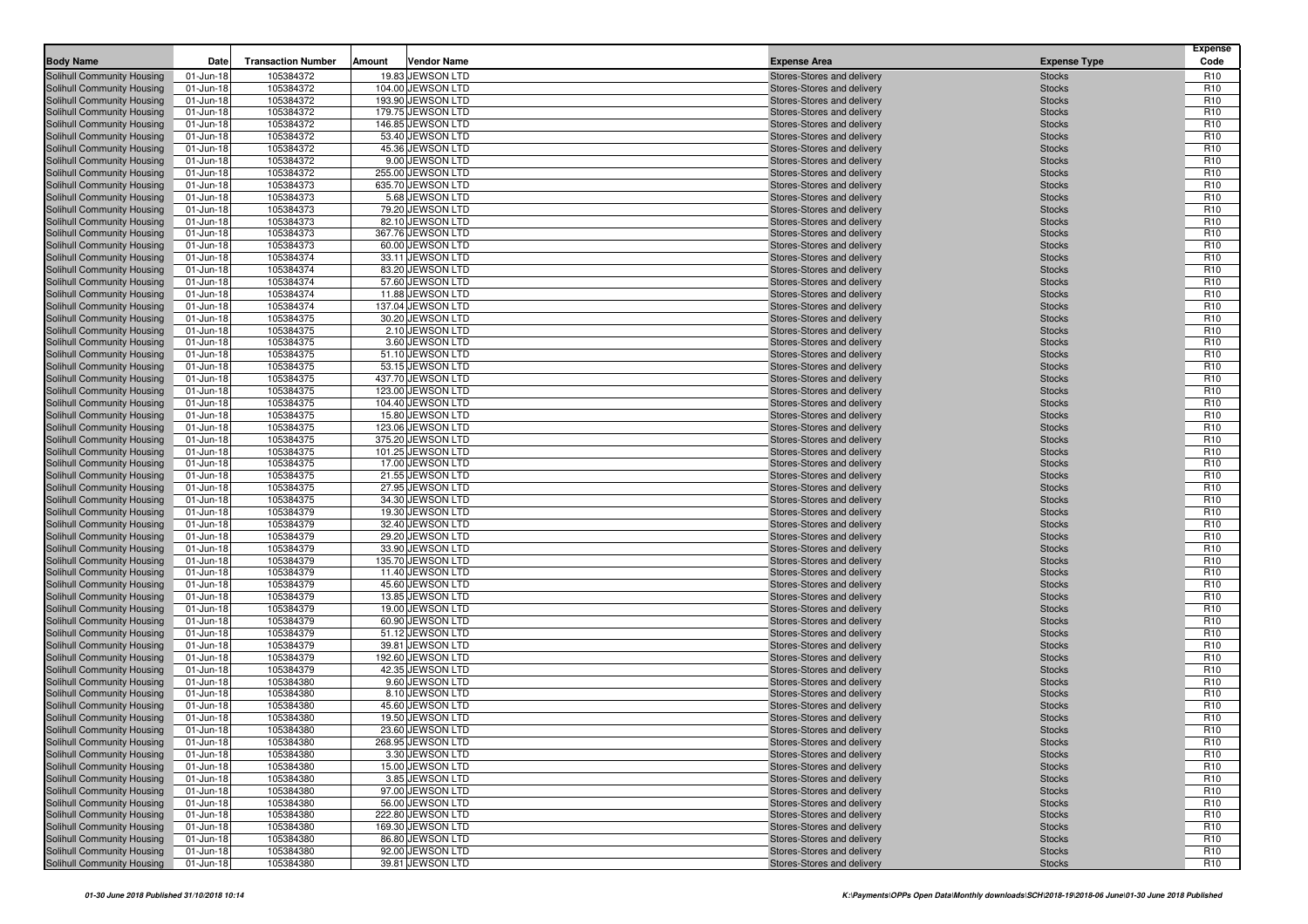| Body Name | Date | Transaction Number | Amount | Vendor Name | Expense Area | Expense Type | Expense Code |
|---|---|---|---|---|---|---|---|
| Solihull Community Housing | 01-Jun-18 | 105384372 | 19.83 | JEWSON LTD | Stores-Stores and delivery | Stocks | R10 |
| Solihull Community Housing | 01-Jun-18 | 105384372 | 104.00 | JEWSON LTD | Stores-Stores and delivery | Stocks | R10 |
| Solihull Community Housing | 01-Jun-18 | 105384372 | 193.90 | JEWSON LTD | Stores-Stores and delivery | Stocks | R10 |
| Solihull Community Housing | 01-Jun-18 | 105384372 | 179.75 | JEWSON LTD | Stores-Stores and delivery | Stocks | R10 |
| Solihull Community Housing | 01-Jun-18 | 105384372 | 146.85 | JEWSON LTD | Stores-Stores and delivery | Stocks | R10 |
| Solihull Community Housing | 01-Jun-18 | 105384372 | 53.40 | JEWSON LTD | Stores-Stores and delivery | Stocks | R10 |
| Solihull Community Housing | 01-Jun-18 | 105384372 | 45.36 | JEWSON LTD | Stores-Stores and delivery | Stocks | R10 |
| Solihull Community Housing | 01-Jun-18 | 105384372 | 9.00 | JEWSON LTD | Stores-Stores and delivery | Stocks | R10 |
| Solihull Community Housing | 01-Jun-18 | 105384372 | 255.00 | JEWSON LTD | Stores-Stores and delivery | Stocks | R10 |
| Solihull Community Housing | 01-Jun-18 | 105384373 | 635.70 | JEWSON LTD | Stores-Stores and delivery | Stocks | R10 |
| Solihull Community Housing | 01-Jun-18 | 105384373 | 5.68 | JEWSON LTD | Stores-Stores and delivery | Stocks | R10 |
| Solihull Community Housing | 01-Jun-18 | 105384373 | 79.20 | JEWSON LTD | Stores-Stores and delivery | Stocks | R10 |
| Solihull Community Housing | 01-Jun-18 | 105384373 | 82.10 | JEWSON LTD | Stores-Stores and delivery | Stocks | R10 |
| Solihull Community Housing | 01-Jun-18 | 105384373 | 367.76 | JEWSON LTD | Stores-Stores and delivery | Stocks | R10 |
| Solihull Community Housing | 01-Jun-18 | 105384373 | 60.00 | JEWSON LTD | Stores-Stores and delivery | Stocks | R10 |
| Solihull Community Housing | 01-Jun-18 | 105384374 | 33.11 | JEWSON LTD | Stores-Stores and delivery | Stocks | R10 |
| Solihull Community Housing | 01-Jun-18 | 105384374 | 83.20 | JEWSON LTD | Stores-Stores and delivery | Stocks | R10 |
| Solihull Community Housing | 01-Jun-18 | 105384374 | 57.60 | JEWSON LTD | Stores-Stores and delivery | Stocks | R10 |
| Solihull Community Housing | 01-Jun-18 | 105384374 | 11.88 | JEWSON LTD | Stores-Stores and delivery | Stocks | R10 |
| Solihull Community Housing | 01-Jun-18 | 105384374 | 137.04 | JEWSON LTD | Stores-Stores and delivery | Stocks | R10 |
| Solihull Community Housing | 01-Jun-18 | 105384375 | 30.20 | JEWSON LTD | Stores-Stores and delivery | Stocks | R10 |
| Solihull Community Housing | 01-Jun-18 | 105384375 | 2.10 | JEWSON LTD | Stores-Stores and delivery | Stocks | R10 |
| Solihull Community Housing | 01-Jun-18 | 105384375 | 3.60 | JEWSON LTD | Stores-Stores and delivery | Stocks | R10 |
| Solihull Community Housing | 01-Jun-18 | 105384375 | 51.10 | JEWSON LTD | Stores-Stores and delivery | Stocks | R10 |
| Solihull Community Housing | 01-Jun-18 | 105384375 | 53.15 | JEWSON LTD | Stores-Stores and delivery | Stocks | R10 |
| Solihull Community Housing | 01-Jun-18 | 105384375 | 437.70 | JEWSON LTD | Stores-Stores and delivery | Stocks | R10 |
| Solihull Community Housing | 01-Jun-18 | 105384375 | 123.00 | JEWSON LTD | Stores-Stores and delivery | Stocks | R10 |
| Solihull Community Housing | 01-Jun-18 | 105384375 | 104.40 | JEWSON LTD | Stores-Stores and delivery | Stocks | R10 |
| Solihull Community Housing | 01-Jun-18 | 105384375 | 15.80 | JEWSON LTD | Stores-Stores and delivery | Stocks | R10 |
| Solihull Community Housing | 01-Jun-18 | 105384375 | 123.06 | JEWSON LTD | Stores-Stores and delivery | Stocks | R10 |
| Solihull Community Housing | 01-Jun-18 | 105384375 | 375.20 | JEWSON LTD | Stores-Stores and delivery | Stocks | R10 |
| Solihull Community Housing | 01-Jun-18 | 105384375 | 101.25 | JEWSON LTD | Stores-Stores and delivery | Stocks | R10 |
| Solihull Community Housing | 01-Jun-18 | 105384375 | 17.00 | JEWSON LTD | Stores-Stores and delivery | Stocks | R10 |
| Solihull Community Housing | 01-Jun-18 | 105384375 | 21.55 | JEWSON LTD | Stores-Stores and delivery | Stocks | R10 |
| Solihull Community Housing | 01-Jun-18 | 105384375 | 27.95 | JEWSON LTD | Stores-Stores and delivery | Stocks | R10 |
| Solihull Community Housing | 01-Jun-18 | 105384375 | 34.30 | JEWSON LTD | Stores-Stores and delivery | Stocks | R10 |
| Solihull Community Housing | 01-Jun-18 | 105384379 | 19.30 | JEWSON LTD | Stores-Stores and delivery | Stocks | R10 |
| Solihull Community Housing | 01-Jun-18 | 105384379 | 32.40 | JEWSON LTD | Stores-Stores and delivery | Stocks | R10 |
| Solihull Community Housing | 01-Jun-18 | 105384379 | 29.20 | JEWSON LTD | Stores-Stores and delivery | Stocks | R10 |
| Solihull Community Housing | 01-Jun-18 | 105384379 | 33.90 | JEWSON LTD | Stores-Stores and delivery | Stocks | R10 |
| Solihull Community Housing | 01-Jun-18 | 105384379 | 135.70 | JEWSON LTD | Stores-Stores and delivery | Stocks | R10 |
| Solihull Community Housing | 01-Jun-18 | 105384379 | 11.40 | JEWSON LTD | Stores-Stores and delivery | Stocks | R10 |
| Solihull Community Housing | 01-Jun-18 | 105384379 | 45.60 | JEWSON LTD | Stores-Stores and delivery | Stocks | R10 |
| Solihull Community Housing | 01-Jun-18 | 105384379 | 13.85 | JEWSON LTD | Stores-Stores and delivery | Stocks | R10 |
| Solihull Community Housing | 01-Jun-18 | 105384379 | 19.00 | JEWSON LTD | Stores-Stores and delivery | Stocks | R10 |
| Solihull Community Housing | 01-Jun-18 | 105384379 | 60.90 | JEWSON LTD | Stores-Stores and delivery | Stocks | R10 |
| Solihull Community Housing | 01-Jun-18 | 105384379 | 51.12 | JEWSON LTD | Stores-Stores and delivery | Stocks | R10 |
| Solihull Community Housing | 01-Jun-18 | 105384379 | 39.81 | JEWSON LTD | Stores-Stores and delivery | Stocks | R10 |
| Solihull Community Housing | 01-Jun-18 | 105384379 | 192.60 | JEWSON LTD | Stores-Stores and delivery | Stocks | R10 |
| Solihull Community Housing | 01-Jun-18 | 105384379 | 42.35 | JEWSON LTD | Stores-Stores and delivery | Stocks | R10 |
| Solihull Community Housing | 01-Jun-18 | 105384380 | 9.60 | JEWSON LTD | Stores-Stores and delivery | Stocks | R10 |
| Solihull Community Housing | 01-Jun-18 | 105384380 | 8.10 | JEWSON LTD | Stores-Stores and delivery | Stocks | R10 |
| Solihull Community Housing | 01-Jun-18 | 105384380 | 45.60 | JEWSON LTD | Stores-Stores and delivery | Stocks | R10 |
| Solihull Community Housing | 01-Jun-18 | 105384380 | 19.50 | JEWSON LTD | Stores-Stores and delivery | Stocks | R10 |
| Solihull Community Housing | 01-Jun-18 | 105384380 | 23.60 | JEWSON LTD | Stores-Stores and delivery | Stocks | R10 |
| Solihull Community Housing | 01-Jun-18 | 105384380 | 268.95 | JEWSON LTD | Stores-Stores and delivery | Stocks | R10 |
| Solihull Community Housing | 01-Jun-18 | 105384380 | 3.30 | JEWSON LTD | Stores-Stores and delivery | Stocks | R10 |
| Solihull Community Housing | 01-Jun-18 | 105384380 | 15.00 | JEWSON LTD | Stores-Stores and delivery | Stocks | R10 |
| Solihull Community Housing | 01-Jun-18 | 105384380 | 3.85 | JEWSON LTD | Stores-Stores and delivery | Stocks | R10 |
| Solihull Community Housing | 01-Jun-18 | 105384380 | 97.00 | JEWSON LTD | Stores-Stores and delivery | Stocks | R10 |
| Solihull Community Housing | 01-Jun-18 | 105384380 | 56.00 | JEWSON LTD | Stores-Stores and delivery | Stocks | R10 |
| Solihull Community Housing | 01-Jun-18 | 105384380 | 222.80 | JEWSON LTD | Stores-Stores and delivery | Stocks | R10 |
| Solihull Community Housing | 01-Jun-18 | 105384380 | 169.30 | JEWSON LTD | Stores-Stores and delivery | Stocks | R10 |
| Solihull Community Housing | 01-Jun-18 | 105384380 | 86.80 | JEWSON LTD | Stores-Stores and delivery | Stocks | R10 |
| Solihull Community Housing | 01-Jun-18 | 105384380 | 92.00 | JEWSON LTD | Stores-Stores and delivery | Stocks | R10 |
| Solihull Community Housing | 01-Jun-18 | 105384380 | 39.81 | JEWSON LTD | Stores-Stores and delivery | Stocks | R10 |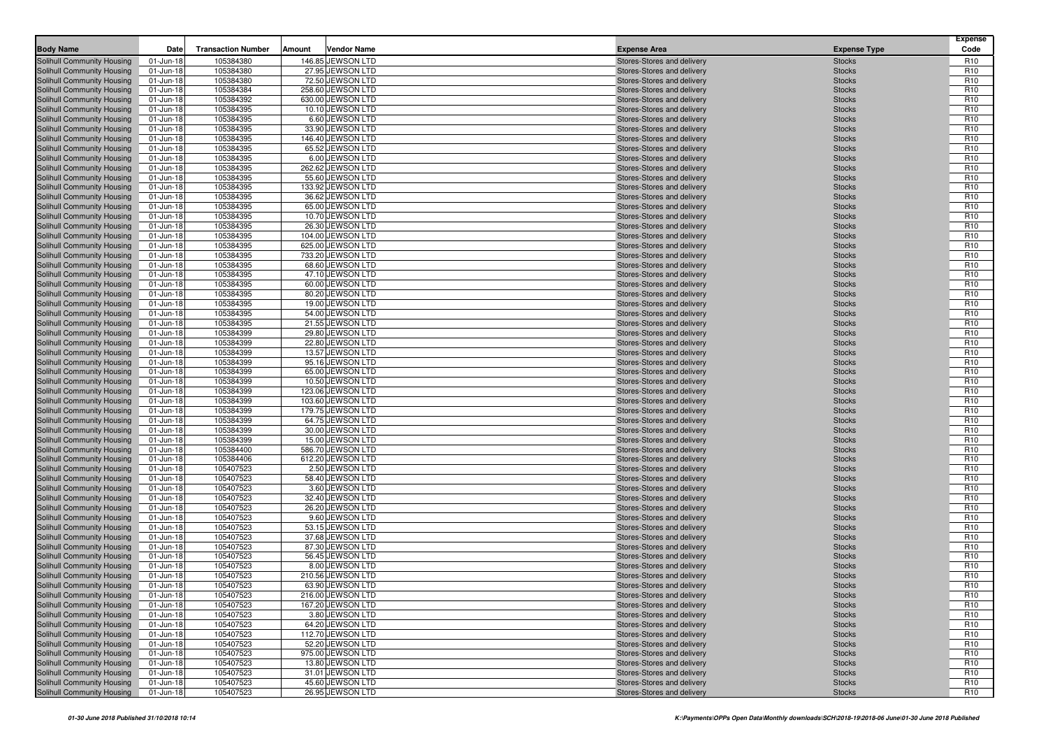| Body Name | Date | Transaction Number | Amount | Vendor Name | Expense Area | Expense Type | Expense Code |
|---|---|---|---|---|---|---|---|
| Solihull Community Housing | 01-Jun-18 | 105384380 | 146.85 | JEWSON LTD | Stores-Stores and delivery | Stocks | R10 |
| Solihull Community Housing | 01-Jun-18 | 105384380 | 27.95 | JEWSON LTD | Stores-Stores and delivery | Stocks | R10 |
| Solihull Community Housing | 01-Jun-18 | 105384380 | 72.50 | JEWSON LTD | Stores-Stores and delivery | Stocks | R10 |
| Solihull Community Housing | 01-Jun-18 | 105384384 | 258.60 | JEWSON LTD | Stores-Stores and delivery | Stocks | R10 |
| Solihull Community Housing | 01-Jun-18 | 105384392 | 630.00 | JEWSON LTD | Stores-Stores and delivery | Stocks | R10 |
| Solihull Community Housing | 01-Jun-18 | 105384395 | 10.10 | JEWSON LTD | Stores-Stores and delivery | Stocks | R10 |
| Solihull Community Housing | 01-Jun-18 | 105384395 | 6.60 | JEWSON LTD | Stores-Stores and delivery | Stocks | R10 |
| Solihull Community Housing | 01-Jun-18 | 105384395 | 33.90 | JEWSON LTD | Stores-Stores and delivery | Stocks | R10 |
| Solihull Community Housing | 01-Jun-18 | 105384395 | 146.40 | JEWSON LTD | Stores-Stores and delivery | Stocks | R10 |
| Solihull Community Housing | 01-Jun-18 | 105384395 | 65.52 | JEWSON LTD | Stores-Stores and delivery | Stocks | R10 |
| Solihull Community Housing | 01-Jun-18 | 105384395 | 6.00 | JEWSON LTD | Stores-Stores and delivery | Stocks | R10 |
| Solihull Community Housing | 01-Jun-18 | 105384395 | 262.62 | JEWSON LTD | Stores-Stores and delivery | Stocks | R10 |
| Solihull Community Housing | 01-Jun-18 | 105384395 | 55.60 | JEWSON LTD | Stores-Stores and delivery | Stocks | R10 |
| Solihull Community Housing | 01-Jun-18 | 105384395 | 133.92 | JEWSON LTD | Stores-Stores and delivery | Stocks | R10 |
| Solihull Community Housing | 01-Jun-18 | 105384395 | 36.62 | JEWSON LTD | Stores-Stores and delivery | Stocks | R10 |
| Solihull Community Housing | 01-Jun-18 | 105384395 | 65.00 | JEWSON LTD | Stores-Stores and delivery | Stocks | R10 |
| Solihull Community Housing | 01-Jun-18 | 105384395 | 10.70 | JEWSON LTD | Stores-Stores and delivery | Stocks | R10 |
| Solihull Community Housing | 01-Jun-18 | 105384395 | 26.30 | JEWSON LTD | Stores-Stores and delivery | Stocks | R10 |
| Solihull Community Housing | 01-Jun-18 | 105384395 | 104.00 | JEWSON LTD | Stores-Stores and delivery | Stocks | R10 |
| Solihull Community Housing | 01-Jun-18 | 105384395 | 625.00 | JEWSON LTD | Stores-Stores and delivery | Stocks | R10 |
| Solihull Community Housing | 01-Jun-18 | 105384395 | 733.20 | JEWSON LTD | Stores-Stores and delivery | Stocks | R10 |
| Solihull Community Housing | 01-Jun-18 | 105384395 | 68.60 | JEWSON LTD | Stores-Stores and delivery | Stocks | R10 |
| Solihull Community Housing | 01-Jun-18 | 105384395 | 47.10 | JEWSON LTD | Stores-Stores and delivery | Stocks | R10 |
| Solihull Community Housing | 01-Jun-18 | 105384395 | 60.00 | JEWSON LTD | Stores-Stores and delivery | Stocks | R10 |
| Solihull Community Housing | 01-Jun-18 | 105384395 | 80.20 | JEWSON LTD | Stores-Stores and delivery | Stocks | R10 |
| Solihull Community Housing | 01-Jun-18 | 105384395 | 19.00 | JEWSON LTD | Stores-Stores and delivery | Stocks | R10 |
| Solihull Community Housing | 01-Jun-18 | 105384395 | 54.00 | JEWSON LTD | Stores-Stores and delivery | Stocks | R10 |
| Solihull Community Housing | 01-Jun-18 | 105384395 | 21.55 | JEWSON LTD | Stores-Stores and delivery | Stocks | R10 |
| Solihull Community Housing | 01-Jun-18 | 105384399 | 29.80 | JEWSON LTD | Stores-Stores and delivery | Stocks | R10 |
| Solihull Community Housing | 01-Jun-18 | 105384399 | 22.80 | JEWSON LTD | Stores-Stores and delivery | Stocks | R10 |
| Solihull Community Housing | 01-Jun-18 | 105384399 | 13.57 | JEWSON LTD | Stores-Stores and delivery | Stocks | R10 |
| Solihull Community Housing | 01-Jun-18 | 105384399 | 95.16 | JEWSON LTD | Stores-Stores and delivery | Stocks | R10 |
| Solihull Community Housing | 01-Jun-18 | 105384399 | 65.00 | JEWSON LTD | Stores-Stores and delivery | Stocks | R10 |
| Solihull Community Housing | 01-Jun-18 | 105384399 | 10.50 | JEWSON LTD | Stores-Stores and delivery | Stocks | R10 |
| Solihull Community Housing | 01-Jun-18 | 105384399 | 123.06 | JEWSON LTD | Stores-Stores and delivery | Stocks | R10 |
| Solihull Community Housing | 01-Jun-18 | 105384399 | 103.60 | JEWSON LTD | Stores-Stores and delivery | Stocks | R10 |
| Solihull Community Housing | 01-Jun-18 | 105384399 | 179.75 | JEWSON LTD | Stores-Stores and delivery | Stocks | R10 |
| Solihull Community Housing | 01-Jun-18 | 105384399 | 64.75 | JEWSON LTD | Stores-Stores and delivery | Stocks | R10 |
| Solihull Community Housing | 01-Jun-18 | 105384399 | 30.00 | JEWSON LTD | Stores-Stores and delivery | Stocks | R10 |
| Solihull Community Housing | 01-Jun-18 | 105384399 | 15.00 | JEWSON LTD | Stores-Stores and delivery | Stocks | R10 |
| Solihull Community Housing | 01-Jun-18 | 105384400 | 586.70 | JEWSON LTD | Stores-Stores and delivery | Stocks | R10 |
| Solihull Community Housing | 01-Jun-18 | 105384406 | 612.20 | JEWSON LTD | Stores-Stores and delivery | Stocks | R10 |
| Solihull Community Housing | 01-Jun-18 | 105407523 | 2.50 | JEWSON LTD | Stores-Stores and delivery | Stocks | R10 |
| Solihull Community Housing | 01-Jun-18 | 105407523 | 58.40 | JEWSON LTD | Stores-Stores and delivery | Stocks | R10 |
| Solihull Community Housing | 01-Jun-18 | 105407523 | 3.60 | JEWSON LTD | Stores-Stores and delivery | Stocks | R10 |
| Solihull Community Housing | 01-Jun-18 | 105407523 | 32.40 | JEWSON LTD | Stores-Stores and delivery | Stocks | R10 |
| Solihull Community Housing | 01-Jun-18 | 105407523 | 26.20 | JEWSON LTD | Stores-Stores and delivery | Stocks | R10 |
| Solihull Community Housing | 01-Jun-18 | 105407523 | 9.60 | JEWSON LTD | Stores-Stores and delivery | Stocks | R10 |
| Solihull Community Housing | 01-Jun-18 | 105407523 | 53.15 | JEWSON LTD | Stores-Stores and delivery | Stocks | R10 |
| Solihull Community Housing | 01-Jun-18 | 105407523 | 37.68 | JEWSON LTD | Stores-Stores and delivery | Stocks | R10 |
| Solihull Community Housing | 01-Jun-18 | 105407523 | 87.30 | JEWSON LTD | Stores-Stores and delivery | Stocks | R10 |
| Solihull Community Housing | 01-Jun-18 | 105407523 | 56.45 | JEWSON LTD | Stores-Stores and delivery | Stocks | R10 |
| Solihull Community Housing | 01-Jun-18 | 105407523 | 8.00 | JEWSON LTD | Stores-Stores and delivery | Stocks | R10 |
| Solihull Community Housing | 01-Jun-18 | 105407523 | 210.56 | JEWSON LTD | Stores-Stores and delivery | Stocks | R10 |
| Solihull Community Housing | 01-Jun-18 | 105407523 | 63.90 | JEWSON LTD | Stores-Stores and delivery | Stocks | R10 |
| Solihull Community Housing | 01-Jun-18 | 105407523 | 216.00 | JEWSON LTD | Stores-Stores and delivery | Stocks | R10 |
| Solihull Community Housing | 01-Jun-18 | 105407523 | 167.20 | JEWSON LTD | Stores-Stores and delivery | Stocks | R10 |
| Solihull Community Housing | 01-Jun-18 | 105407523 | 3.80 | JEWSON LTD | Stores-Stores and delivery | Stocks | R10 |
| Solihull Community Housing | 01-Jun-18 | 105407523 | 64.20 | JEWSON LTD | Stores-Stores and delivery | Stocks | R10 |
| Solihull Community Housing | 01-Jun-18 | 105407523 | 112.70 | JEWSON LTD | Stores-Stores and delivery | Stocks | R10 |
| Solihull Community Housing | 01-Jun-18 | 105407523 | 52.20 | JEWSON LTD | Stores-Stores and delivery | Stocks | R10 |
| Solihull Community Housing | 01-Jun-18 | 105407523 | 975.00 | JEWSON LTD | Stores-Stores and delivery | Stocks | R10 |
| Solihull Community Housing | 01-Jun-18 | 105407523 | 13.80 | JEWSON LTD | Stores-Stores and delivery | Stocks | R10 |
| Solihull Community Housing | 01-Jun-18 | 105407523 | 31.01 | JEWSON LTD | Stores-Stores and delivery | Stocks | R10 |
| Solihull Community Housing | 01-Jun-18 | 105407523 | 45.60 | JEWSON LTD | Stores-Stores and delivery | Stocks | R10 |
| Solihull Community Housing | 01-Jun-18 | 105407523 | 26.95 | JEWSON LTD | Stores-Stores and delivery | Stocks | R10 |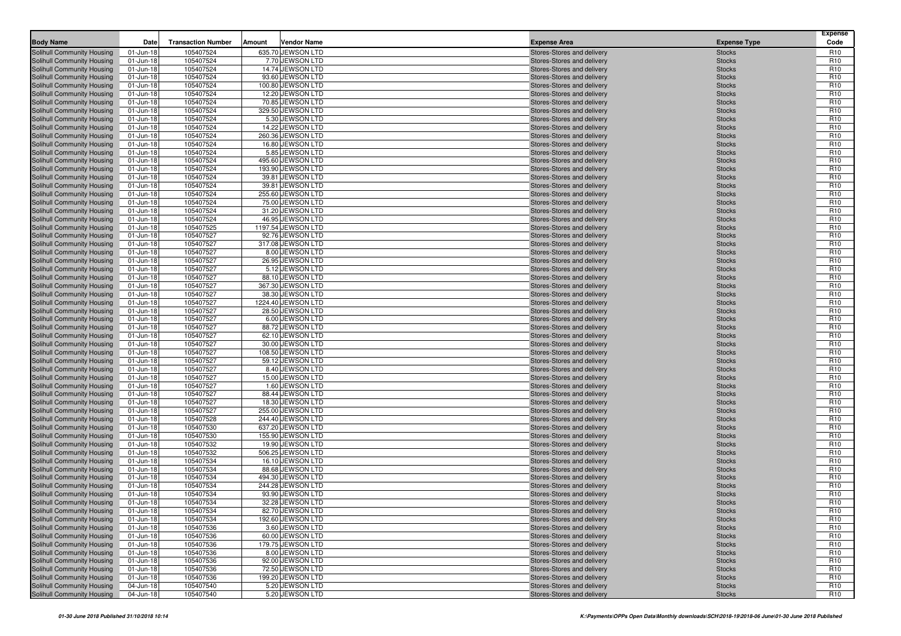| Body Name | Date | Transaction Number | Amount | Vendor Name | Expense Area | Expense Type | Expense Code |
|---|---|---|---|---|---|---|---|
| Solihull Community Housing | 01-Jun-18 | 105407524 | 635.70 | JEWSON LTD | Stores-Stores and delivery | Stocks | R10 |
| Solihull Community Housing | 01-Jun-18 | 105407524 | 7.70 | JEWSON LTD | Stores-Stores and delivery | Stocks | R10 |
| Solihull Community Housing | 01-Jun-18 | 105407524 | 14.74 | JEWSON LTD | Stores-Stores and delivery | Stocks | R10 |
| Solihull Community Housing | 01-Jun-18 | 105407524 | 93.60 | JEWSON LTD | Stores-Stores and delivery | Stocks | R10 |
| Solihull Community Housing | 01-Jun-18 | 105407524 | 100.80 | JEWSON LTD | Stores-Stores and delivery | Stocks | R10 |
| Solihull Community Housing | 01-Jun-18 | 105407524 | 12.20 | JEWSON LTD | Stores-Stores and delivery | Stocks | R10 |
| Solihull Community Housing | 01-Jun-18 | 105407524 | 70.85 | JEWSON LTD | Stores-Stores and delivery | Stocks | R10 |
| Solihull Community Housing | 01-Jun-18 | 105407524 | 329.50 | JEWSON LTD | Stores-Stores and delivery | Stocks | R10 |
| Solihull Community Housing | 01-Jun-18 | 105407524 | 5.30 | JEWSON LTD | Stores-Stores and delivery | Stocks | R10 |
| Solihull Community Housing | 01-Jun-18 | 105407524 | 14.22 | JEWSON LTD | Stores-Stores and delivery | Stocks | R10 |
| Solihull Community Housing | 01-Jun-18 | 105407524 | 260.36 | JEWSON LTD | Stores-Stores and delivery | Stocks | R10 |
| Solihull Community Housing | 01-Jun-18 | 105407524 | 16.80 | JEWSON LTD | Stores-Stores and delivery | Stocks | R10 |
| Solihull Community Housing | 01-Jun-18 | 105407524 | 5.85 | JEWSON LTD | Stores-Stores and delivery | Stocks | R10 |
| Solihull Community Housing | 01-Jun-18 | 105407524 | 495.60 | JEWSON LTD | Stores-Stores and delivery | Stocks | R10 |
| Solihull Community Housing | 01-Jun-18 | 105407524 | 193.90 | JEWSON LTD | Stores-Stores and delivery | Stocks | R10 |
| Solihull Community Housing | 01-Jun-18 | 105407524 | 39.81 | JEWSON LTD | Stores-Stores and delivery | Stocks | R10 |
| Solihull Community Housing | 01-Jun-18 | 105407524 | 39.81 | JEWSON LTD | Stores-Stores and delivery | Stocks | R10 |
| Solihull Community Housing | 01-Jun-18 | 105407524 | 255.60 | JEWSON LTD | Stores-Stores and delivery | Stocks | R10 |
| Solihull Community Housing | 01-Jun-18 | 105407524 | 75.00 | JEWSON LTD | Stores-Stores and delivery | Stocks | R10 |
| Solihull Community Housing | 01-Jun-18 | 105407524 | 31.20 | JEWSON LTD | Stores-Stores and delivery | Stocks | R10 |
| Solihull Community Housing | 01-Jun-18 | 105407524 | 46.95 | JEWSON LTD | Stores-Stores and delivery | Stocks | R10 |
| Solihull Community Housing | 01-Jun-18 | 105407525 | 1197.54 | JEWSON LTD | Stores-Stores and delivery | Stocks | R10 |
| Solihull Community Housing | 01-Jun-18 | 105407527 | 92.76 | JEWSON LTD | Stores-Stores and delivery | Stocks | R10 |
| Solihull Community Housing | 01-Jun-18 | 105407527 | 317.08 | JEWSON LTD | Stores-Stores and delivery | Stocks | R10 |
| Solihull Community Housing | 01-Jun-18 | 105407527 | 8.00 | JEWSON LTD | Stores-Stores and delivery | Stocks | R10 |
| Solihull Community Housing | 01-Jun-18 | 105407527 | 26.95 | JEWSON LTD | Stores-Stores and delivery | Stocks | R10 |
| Solihull Community Housing | 01-Jun-18 | 105407527 | 5.12 | JEWSON LTD | Stores-Stores and delivery | Stocks | R10 |
| Solihull Community Housing | 01-Jun-18 | 105407527 | 88.10 | JEWSON LTD | Stores-Stores and delivery | Stocks | R10 |
| Solihull Community Housing | 01-Jun-18 | 105407527 | 367.30 | JEWSON LTD | Stores-Stores and delivery | Stocks | R10 |
| Solihull Community Housing | 01-Jun-18 | 105407527 | 38.30 | JEWSON LTD | Stores-Stores and delivery | Stocks | R10 |
| Solihull Community Housing | 01-Jun-18 | 105407527 | 1224.40 | JEWSON LTD | Stores-Stores and delivery | Stocks | R10 |
| Solihull Community Housing | 01-Jun-18 | 105407527 | 28.50 | JEWSON LTD | Stores-Stores and delivery | Stocks | R10 |
| Solihull Community Housing | 01-Jun-18 | 105407527 | 6.00 | JEWSON LTD | Stores-Stores and delivery | Stocks | R10 |
| Solihull Community Housing | 01-Jun-18 | 105407527 | 88.72 | JEWSON LTD | Stores-Stores and delivery | Stocks | R10 |
| Solihull Community Housing | 01-Jun-18 | 105407527 | 62.10 | JEWSON LTD | Stores-Stores and delivery | Stocks | R10 |
| Solihull Community Housing | 01-Jun-18 | 105407527 | 30.00 | JEWSON LTD | Stores-Stores and delivery | Stocks | R10 |
| Solihull Community Housing | 01-Jun-18 | 105407527 | 108.50 | JEWSON LTD | Stores-Stores and delivery | Stocks | R10 |
| Solihull Community Housing | 01-Jun-18 | 105407527 | 59.12 | JEWSON LTD | Stores-Stores and delivery | Stocks | R10 |
| Solihull Community Housing | 01-Jun-18 | 105407527 | 8.40 | JEWSON LTD | Stores-Stores and delivery | Stocks | R10 |
| Solihull Community Housing | 01-Jun-18 | 105407527 | 15.00 | JEWSON LTD | Stores-Stores and delivery | Stocks | R10 |
| Solihull Community Housing | 01-Jun-18 | 105407527 | 1.60 | JEWSON LTD | Stores-Stores and delivery | Stocks | R10 |
| Solihull Community Housing | 01-Jun-18 | 105407527 | 88.44 | JEWSON LTD | Stores-Stores and delivery | Stocks | R10 |
| Solihull Community Housing | 01-Jun-18 | 105407527 | 18.30 | JEWSON LTD | Stores-Stores and delivery | Stocks | R10 |
| Solihull Community Housing | 01-Jun-18 | 105407527 | 255.00 | JEWSON LTD | Stores-Stores and delivery | Stocks | R10 |
| Solihull Community Housing | 01-Jun-18 | 105407528 | 244.40 | JEWSON LTD | Stores-Stores and delivery | Stocks | R10 |
| Solihull Community Housing | 01-Jun-18 | 105407530 | 637.20 | JEWSON LTD | Stores-Stores and delivery | Stocks | R10 |
| Solihull Community Housing | 01-Jun-18 | 105407530 | 155.90 | JEWSON LTD | Stores-Stores and delivery | Stocks | R10 |
| Solihull Community Housing | 01-Jun-18 | 105407532 | 19.90 | JEWSON LTD | Stores-Stores and delivery | Stocks | R10 |
| Solihull Community Housing | 01-Jun-18 | 105407532 | 506.25 | JEWSON LTD | Stores-Stores and delivery | Stocks | R10 |
| Solihull Community Housing | 01-Jun-18 | 105407534 | 16.10 | JEWSON LTD | Stores-Stores and delivery | Stocks | R10 |
| Solihull Community Housing | 01-Jun-18 | 105407534 | 88.68 | JEWSON LTD | Stores-Stores and delivery | Stocks | R10 |
| Solihull Community Housing | 01-Jun-18 | 105407534 | 494.30 | JEWSON LTD | Stores-Stores and delivery | Stocks | R10 |
| Solihull Community Housing | 01-Jun-18 | 105407534 | 244.28 | JEWSON LTD | Stores-Stores and delivery | Stocks | R10 |
| Solihull Community Housing | 01-Jun-18 | 105407534 | 93.90 | JEWSON LTD | Stores-Stores and delivery | Stocks | R10 |
| Solihull Community Housing | 01-Jun-18 | 105407534 | 32.28 | JEWSON LTD | Stores-Stores and delivery | Stocks | R10 |
| Solihull Community Housing | 01-Jun-18 | 105407534 | 82.70 | JEWSON LTD | Stores-Stores and delivery | Stocks | R10 |
| Solihull Community Housing | 01-Jun-18 | 105407534 | 192.60 | JEWSON LTD | Stores-Stores and delivery | Stocks | R10 |
| Solihull Community Housing | 01-Jun-18 | 105407536 | 3.60 | JEWSON LTD | Stores-Stores and delivery | Stocks | R10 |
| Solihull Community Housing | 01-Jun-18 | 105407536 | 60.00 | JEWSON LTD | Stores-Stores and delivery | Stocks | R10 |
| Solihull Community Housing | 01-Jun-18 | 105407536 | 179.75 | JEWSON LTD | Stores-Stores and delivery | Stocks | R10 |
| Solihull Community Housing | 01-Jun-18 | 105407536 | 8.00 | JEWSON LTD | Stores-Stores and delivery | Stocks | R10 |
| Solihull Community Housing | 01-Jun-18 | 105407536 | 92.00 | JEWSON LTD | Stores-Stores and delivery | Stocks | R10 |
| Solihull Community Housing | 01-Jun-18 | 105407536 | 72.50 | JEWSON LTD | Stores-Stores and delivery | Stocks | R10 |
| Solihull Community Housing | 01-Jun-18 | 105407536 | 199.20 | JEWSON LTD | Stores-Stores and delivery | Stocks | R10 |
| Solihull Community Housing | 04-Jun-18 | 105407540 | 5.20 | JEWSON LTD | Stores-Stores and delivery | Stocks | R10 |
| Solihull Community Housing | 04-Jun-18 | 105407540 | 5.20 | JEWSON LTD | Stores-Stores and delivery | Stocks | R10 |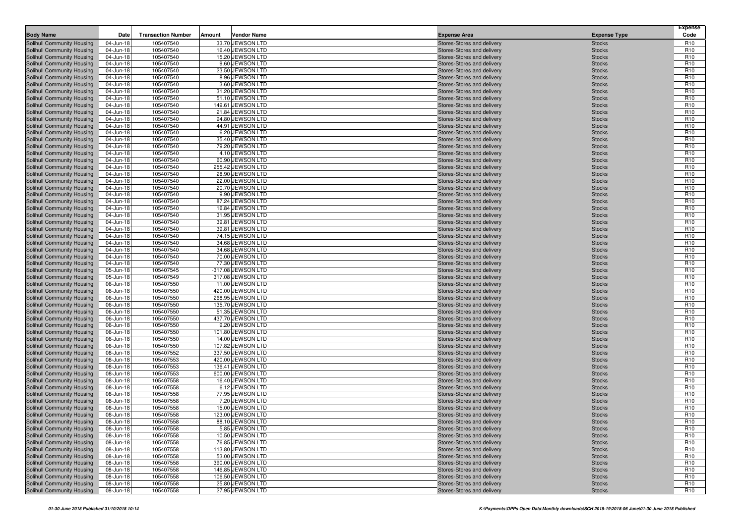| Body Name | Date | Transaction Number | Amount | Vendor Name | Expense Area | Expense Type | Expense Code |
|---|---|---|---|---|---|---|---|
| Solihull Community Housing | 04-Jun-18 | 105407540 | 33.70 | JEWSON LTD | Stores-Stores and delivery | Stocks | R10 |
| Solihull Community Housing | 04-Jun-18 | 105407540 | 16.40 | JEWSON LTD | Stores-Stores and delivery | Stocks | R10 |
| Solihull Community Housing | 04-Jun-18 | 105407540 | 15.20 | JEWSON LTD | Stores-Stores and delivery | Stocks | R10 |
| Solihull Community Housing | 04-Jun-18 | 105407540 | 9.60 | JEWSON LTD | Stores-Stores and delivery | Stocks | R10 |
| Solihull Community Housing | 04-Jun-18 | 105407540 | 23.50 | JEWSON LTD | Stores-Stores and delivery | Stocks | R10 |
| Solihull Community Housing | 04-Jun-18 | 105407540 | 8.96 | JEWSON LTD | Stores-Stores and delivery | Stocks | R10 |
| Solihull Community Housing | 04-Jun-18 | 105407540 | 3.60 | JEWSON LTD | Stores-Stores and delivery | Stocks | R10 |
| Solihull Community Housing | 04-Jun-18 | 105407540 | 31.20 | JEWSON LTD | Stores-Stores and delivery | Stocks | R10 |
| Solihull Community Housing | 04-Jun-18 | 105407540 | 51.10 | JEWSON LTD | Stores-Stores and delivery | Stocks | R10 |
| Solihull Community Housing | 04-Jun-18 | 105407540 | 149.61 | JEWSON LTD | Stores-Stores and delivery | Stocks | R10 |
| Solihull Community Housing | 04-Jun-18 | 105407540 | 21.84 | JEWSON LTD | Stores-Stores and delivery | Stocks | R10 |
| Solihull Community Housing | 04-Jun-18 | 105407540 | 94.80 | JEWSON LTD | Stores-Stores and delivery | Stocks | R10 |
| Solihull Community Housing | 04-Jun-18 | 105407540 | 44.91 | JEWSON LTD | Stores-Stores and delivery | Stocks | R10 |
| Solihull Community Housing | 04-Jun-18 | 105407540 | 6.20 | JEWSON LTD | Stores-Stores and delivery | Stocks | R10 |
| Solihull Community Housing | 04-Jun-18 | 105407540 | 35.40 | JEWSON LTD | Stores-Stores and delivery | Stocks | R10 |
| Solihull Community Housing | 04-Jun-18 | 105407540 | 79.20 | JEWSON LTD | Stores-Stores and delivery | Stocks | R10 |
| Solihull Community Housing | 04-Jun-18 | 105407540 | 4.10 | JEWSON LTD | Stores-Stores and delivery | Stocks | R10 |
| Solihull Community Housing | 04-Jun-18 | 105407540 | 60.90 | JEWSON LTD | Stores-Stores and delivery | Stocks | R10 |
| Solihull Community Housing | 04-Jun-18 | 105407540 | 255.42 | JEWSON LTD | Stores-Stores and delivery | Stocks | R10 |
| Solihull Community Housing | 04-Jun-18 | 105407540 | 28.90 | JEWSON LTD | Stores-Stores and delivery | Stocks | R10 |
| Solihull Community Housing | 04-Jun-18 | 105407540 | 22.00 | JEWSON LTD | Stores-Stores and delivery | Stocks | R10 |
| Solihull Community Housing | 04-Jun-18 | 105407540 | 20.70 | JEWSON LTD | Stores-Stores and delivery | Stocks | R10 |
| Solihull Community Housing | 04-Jun-18 | 105407540 | 9.90 | JEWSON LTD | Stores-Stores and delivery | Stocks | R10 |
| Solihull Community Housing | 04-Jun-18 | 105407540 | 87.24 | JEWSON LTD | Stores-Stores and delivery | Stocks | R10 |
| Solihull Community Housing | 04-Jun-18 | 105407540 | 16.84 | JEWSON LTD | Stores-Stores and delivery | Stocks | R10 |
| Solihull Community Housing | 04-Jun-18 | 105407540 | 31.95 | JEWSON LTD | Stores-Stores and delivery | Stocks | R10 |
| Solihull Community Housing | 04-Jun-18 | 105407540 | 39.81 | JEWSON LTD | Stores-Stores and delivery | Stocks | R10 |
| Solihull Community Housing | 04-Jun-18 | 105407540 | 39.81 | JEWSON LTD | Stores-Stores and delivery | Stocks | R10 |
| Solihull Community Housing | 04-Jun-18 | 105407540 | 74.15 | JEWSON LTD | Stores-Stores and delivery | Stocks | R10 |
| Solihull Community Housing | 04-Jun-18 | 105407540 | 34.68 | JEWSON LTD | Stores-Stores and delivery | Stocks | R10 |
| Solihull Community Housing | 04-Jun-18 | 105407540 | 34.68 | JEWSON LTD | Stores-Stores and delivery | Stocks | R10 |
| Solihull Community Housing | 04-Jun-18 | 105407540 | 70.00 | JEWSON LTD | Stores-Stores and delivery | Stocks | R10 |
| Solihull Community Housing | 04-Jun-18 | 105407540 | 77.30 | JEWSON LTD | Stores-Stores and delivery | Stocks | R10 |
| Solihull Community Housing | 05-Jun-18 | 105407545 | -317.08 | JEWSON LTD | Stores-Stores and delivery | Stocks | R10 |
| Solihull Community Housing | 05-Jun-18 | 105407549 | 317.08 | JEWSON LTD | Stores-Stores and delivery | Stocks | R10 |
| Solihull Community Housing | 06-Jun-18 | 105407550 | 11.00 | JEWSON LTD | Stores-Stores and delivery | Stocks | R10 |
| Solihull Community Housing | 06-Jun-18 | 105407550 | 420.00 | JEWSON LTD | Stores-Stores and delivery | Stocks | R10 |
| Solihull Community Housing | 06-Jun-18 | 105407550 | 268.95 | JEWSON LTD | Stores-Stores and delivery | Stocks | R10 |
| Solihull Community Housing | 06-Jun-18 | 105407550 | 135.70 | JEWSON LTD | Stores-Stores and delivery | Stocks | R10 |
| Solihull Community Housing | 06-Jun-18 | 105407550 | 51.35 | JEWSON LTD | Stores-Stores and delivery | Stocks | R10 |
| Solihull Community Housing | 06-Jun-18 | 105407550 | 437.70 | JEWSON LTD | Stores-Stores and delivery | Stocks | R10 |
| Solihull Community Housing | 06-Jun-18 | 105407550 | 9.20 | JEWSON LTD | Stores-Stores and delivery | Stocks | R10 |
| Solihull Community Housing | 06-Jun-18 | 105407550 | 101.80 | JEWSON LTD | Stores-Stores and delivery | Stocks | R10 |
| Solihull Community Housing | 06-Jun-18 | 105407550 | 14.00 | JEWSON LTD | Stores-Stores and delivery | Stocks | R10 |
| Solihull Community Housing | 06-Jun-18 | 105407550 | 107.82 | JEWSON LTD | Stores-Stores and delivery | Stocks | R10 |
| Solihull Community Housing | 08-Jun-18 | 105407552 | 337.50 | JEWSON LTD | Stores-Stores and delivery | Stocks | R10 |
| Solihull Community Housing | 08-Jun-18 | 105407553 | 420.00 | JEWSON LTD | Stores-Stores and delivery | Stocks | R10 |
| Solihull Community Housing | 08-Jun-18 | 105407553 | 136.41 | JEWSON LTD | Stores-Stores and delivery | Stocks | R10 |
| Solihull Community Housing | 08-Jun-18 | 105407553 | 600.00 | JEWSON LTD | Stores-Stores and delivery | Stocks | R10 |
| Solihull Community Housing | 08-Jun-18 | 105407558 | 16.40 | JEWSON LTD | Stores-Stores and delivery | Stocks | R10 |
| Solihull Community Housing | 08-Jun-18 | 105407558 | 6.12 | JEWSON LTD | Stores-Stores and delivery | Stocks | R10 |
| Solihull Community Housing | 08-Jun-18 | 105407558 | 77.95 | JEWSON LTD | Stores-Stores and delivery | Stocks | R10 |
| Solihull Community Housing | 08-Jun-18 | 105407558 | 7.20 | JEWSON LTD | Stores-Stores and delivery | Stocks | R10 |
| Solihull Community Housing | 08-Jun-18 | 105407558 | 15.00 | JEWSON LTD | Stores-Stores and delivery | Stocks | R10 |
| Solihull Community Housing | 08-Jun-18 | 105407558 | 123.00 | JEWSON LTD | Stores-Stores and delivery | Stocks | R10 |
| Solihull Community Housing | 08-Jun-18 | 105407558 | 88.10 | JEWSON LTD | Stores-Stores and delivery | Stocks | R10 |
| Solihull Community Housing | 08-Jun-18 | 105407558 | 5.85 | JEWSON LTD | Stores-Stores and delivery | Stocks | R10 |
| Solihull Community Housing | 08-Jun-18 | 105407558 | 10.50 | JEWSON LTD | Stores-Stores and delivery | Stocks | R10 |
| Solihull Community Housing | 08-Jun-18 | 105407558 | 76.85 | JEWSON LTD | Stores-Stores and delivery | Stocks | R10 |
| Solihull Community Housing | 08-Jun-18 | 105407558 | 113.80 | JEWSON LTD | Stores-Stores and delivery | Stocks | R10 |
| Solihull Community Housing | 08-Jun-18 | 105407558 | 53.00 | JEWSON LTD | Stores-Stores and delivery | Stocks | R10 |
| Solihull Community Housing | 08-Jun-18 | 105407558 | 390.00 | JEWSON LTD | Stores-Stores and delivery | Stocks | R10 |
| Solihull Community Housing | 08-Jun-18 | 105407558 | 146.85 | JEWSON LTD | Stores-Stores and delivery | Stocks | R10 |
| Solihull Community Housing | 08-Jun-18 | 105407558 | 106.50 | JEWSON LTD | Stores-Stores and delivery | Stocks | R10 |
| Solihull Community Housing | 08-Jun-18 | 105407558 | 25.80 | JEWSON LTD | Stores-Stores and delivery | Stocks | R10 |
| Solihull Community Housing | 08-Jun-18 | 105407558 | 27.95 | JEWSON LTD | Stores-Stores and delivery | Stocks | R10 |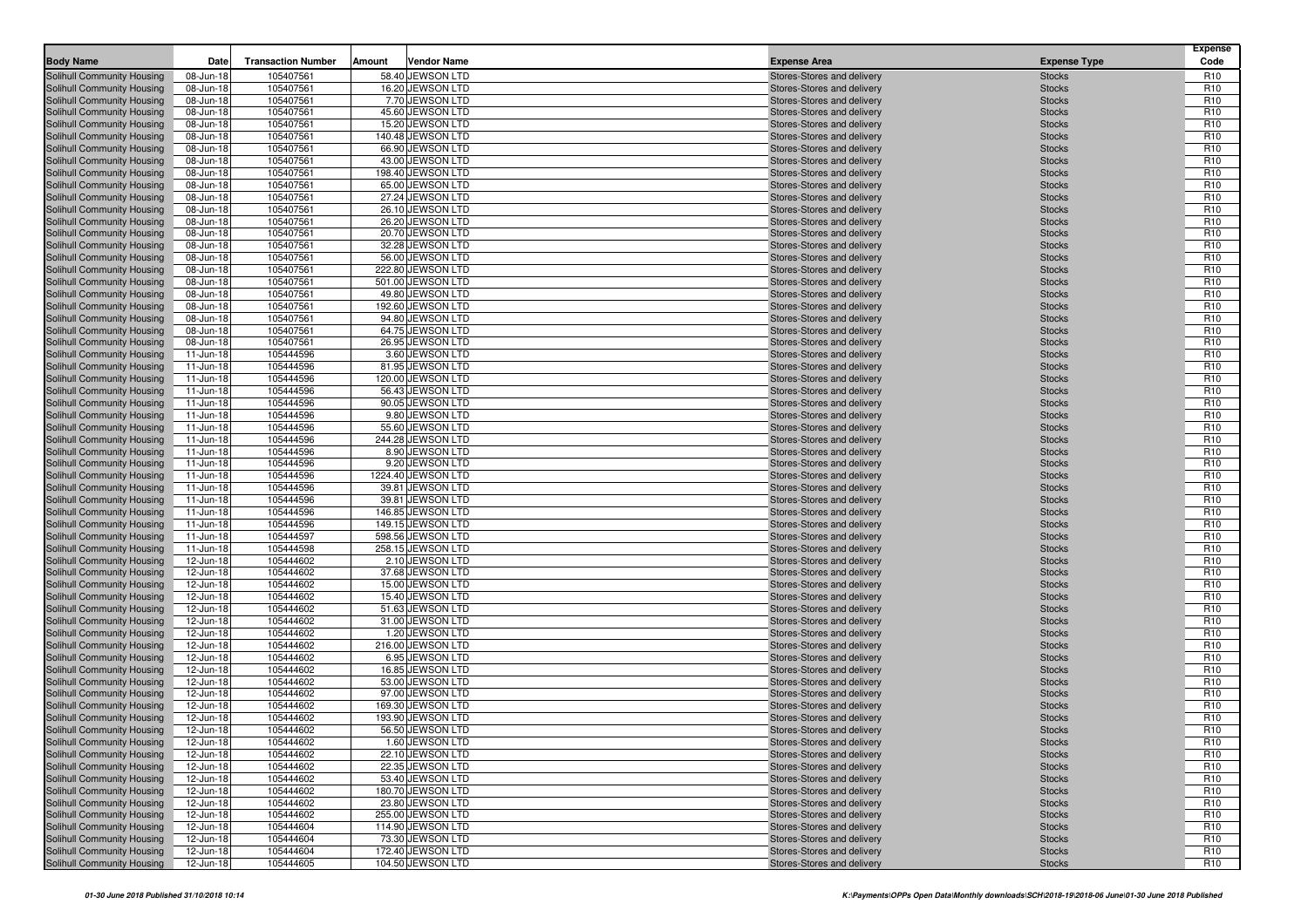| Body Name | Date | Transaction Number | Amount | Vendor Name | Expense Area | Expense Type | Expense Code |
|---|---|---|---|---|---|---|---|
| Solihull Community Housing | 08-Jun-18 | 105407561 | 58.40 | JEWSON LTD | Stores-Stores and delivery | Stocks | R10 |
| Solihull Community Housing | 08-Jun-18 | 105407561 | 16.20 | JEWSON LTD | Stores-Stores and delivery | Stocks | R10 |
| Solihull Community Housing | 08-Jun-18 | 105407561 | 7.70 | JEWSON LTD | Stores-Stores and delivery | Stocks | R10 |
| Solihull Community Housing | 08-Jun-18 | 105407561 | 45.60 | JEWSON LTD | Stores-Stores and delivery | Stocks | R10 |
| Solihull Community Housing | 08-Jun-18 | 105407561 | 15.20 | JEWSON LTD | Stores-Stores and delivery | Stocks | R10 |
| Solihull Community Housing | 08-Jun-18 | 105407561 | 140.48 | JEWSON LTD | Stores-Stores and delivery | Stocks | R10 |
| Solihull Community Housing | 08-Jun-18 | 105407561 | 66.90 | JEWSON LTD | Stores-Stores and delivery | Stocks | R10 |
| Solihull Community Housing | 08-Jun-18 | 105407561 | 43.00 | JEWSON LTD | Stores-Stores and delivery | Stocks | R10 |
| Solihull Community Housing | 08-Jun-18 | 105407561 | 198.40 | JEWSON LTD | Stores-Stores and delivery | Stocks | R10 |
| Solihull Community Housing | 08-Jun-18 | 105407561 | 65.00 | JEWSON LTD | Stores-Stores and delivery | Stocks | R10 |
| Solihull Community Housing | 08-Jun-18 | 105407561 | 27.24 | JEWSON LTD | Stores-Stores and delivery | Stocks | R10 |
| Solihull Community Housing | 08-Jun-18 | 105407561 | 26.10 | JEWSON LTD | Stores-Stores and delivery | Stocks | R10 |
| Solihull Community Housing | 08-Jun-18 | 105407561 | 26.20 | JEWSON LTD | Stores-Stores and delivery | Stocks | R10 |
| Solihull Community Housing | 08-Jun-18 | 105407561 | 20.70 | JEWSON LTD | Stores-Stores and delivery | Stocks | R10 |
| Solihull Community Housing | 08-Jun-18 | 105407561 | 32.28 | JEWSON LTD | Stores-Stores and delivery | Stocks | R10 |
| Solihull Community Housing | 08-Jun-18 | 105407561 | 56.00 | JEWSON LTD | Stores-Stores and delivery | Stocks | R10 |
| Solihull Community Housing | 08-Jun-18 | 105407561 | 222.80 | JEWSON LTD | Stores-Stores and delivery | Stocks | R10 |
| Solihull Community Housing | 08-Jun-18 | 105407561 | 501.00 | JEWSON LTD | Stores-Stores and delivery | Stocks | R10 |
| Solihull Community Housing | 08-Jun-18 | 105407561 | 49.80 | JEWSON LTD | Stores-Stores and delivery | Stocks | R10 |
| Solihull Community Housing | 08-Jun-18 | 105407561 | 192.60 | JEWSON LTD | Stores-Stores and delivery | Stocks | R10 |
| Solihull Community Housing | 08-Jun-18 | 105407561 | 94.80 | JEWSON LTD | Stores-Stores and delivery | Stocks | R10 |
| Solihull Community Housing | 08-Jun-18 | 105407561 | 64.75 | JEWSON LTD | Stores-Stores and delivery | Stocks | R10 |
| Solihull Community Housing | 08-Jun-18 | 105407561 | 26.95 | JEWSON LTD | Stores-Stores and delivery | Stocks | R10 |
| Solihull Community Housing | 11-Jun-18 | 105444596 | 3.60 | JEWSON LTD | Stores-Stores and delivery | Stocks | R10 |
| Solihull Community Housing | 11-Jun-18 | 105444596 | 81.95 | JEWSON LTD | Stores-Stores and delivery | Stocks | R10 |
| Solihull Community Housing | 11-Jun-18 | 105444596 | 120.00 | JEWSON LTD | Stores-Stores and delivery | Stocks | R10 |
| Solihull Community Housing | 11-Jun-18 | 105444596 | 56.43 | JEWSON LTD | Stores-Stores and delivery | Stocks | R10 |
| Solihull Community Housing | 11-Jun-18 | 105444596 | 90.05 | JEWSON LTD | Stores-Stores and delivery | Stocks | R10 |
| Solihull Community Housing | 11-Jun-18 | 105444596 | 9.80 | JEWSON LTD | Stores-Stores and delivery | Stocks | R10 |
| Solihull Community Housing | 11-Jun-18 | 105444596 | 55.60 | JEWSON LTD | Stores-Stores and delivery | Stocks | R10 |
| Solihull Community Housing | 11-Jun-18 | 105444596 | 244.28 | JEWSON LTD | Stores-Stores and delivery | Stocks | R10 |
| Solihull Community Housing | 11-Jun-18 | 105444596 | 8.90 | JEWSON LTD | Stores-Stores and delivery | Stocks | R10 |
| Solihull Community Housing | 11-Jun-18 | 105444596 | 9.20 | JEWSON LTD | Stores-Stores and delivery | Stocks | R10 |
| Solihull Community Housing | 11-Jun-18 | 105444596 | 1224.40 | JEWSON LTD | Stores-Stores and delivery | Stocks | R10 |
| Solihull Community Housing | 11-Jun-18 | 105444596 | 39.81 | JEWSON LTD | Stores-Stores and delivery | Stocks | R10 |
| Solihull Community Housing | 11-Jun-18 | 105444596 | 39.81 | JEWSON LTD | Stores-Stores and delivery | Stocks | R10 |
| Solihull Community Housing | 11-Jun-18 | 105444596 | 146.85 | JEWSON LTD | Stores-Stores and delivery | Stocks | R10 |
| Solihull Community Housing | 11-Jun-18 | 105444596 | 149.15 | JEWSON LTD | Stores-Stores and delivery | Stocks | R10 |
| Solihull Community Housing | 11-Jun-18 | 105444597 | 598.56 | JEWSON LTD | Stores-Stores and delivery | Stocks | R10 |
| Solihull Community Housing | 11-Jun-18 | 105444598 | 258.15 | JEWSON LTD | Stores-Stores and delivery | Stocks | R10 |
| Solihull Community Housing | 12-Jun-18 | 105444602 | 2.10 | JEWSON LTD | Stores-Stores and delivery | Stocks | R10 |
| Solihull Community Housing | 12-Jun-18 | 105444602 | 37.68 | JEWSON LTD | Stores-Stores and delivery | Stocks | R10 |
| Solihull Community Housing | 12-Jun-18 | 105444602 | 15.00 | JEWSON LTD | Stores-Stores and delivery | Stocks | R10 |
| Solihull Community Housing | 12-Jun-18 | 105444602 | 15.40 | JEWSON LTD | Stores-Stores and delivery | Stocks | R10 |
| Solihull Community Housing | 12-Jun-18 | 105444602 | 51.63 | JEWSON LTD | Stores-Stores and delivery | Stocks | R10 |
| Solihull Community Housing | 12-Jun-18 | 105444602 | 31.00 | JEWSON LTD | Stores-Stores and delivery | Stocks | R10 |
| Solihull Community Housing | 12-Jun-18 | 105444602 | 1.20 | JEWSON LTD | Stores-Stores and delivery | Stocks | R10 |
| Solihull Community Housing | 12-Jun-18 | 105444602 | 216.00 | JEWSON LTD | Stores-Stores and delivery | Stocks | R10 |
| Solihull Community Housing | 12-Jun-18 | 105444602 | 6.95 | JEWSON LTD | Stores-Stores and delivery | Stocks | R10 |
| Solihull Community Housing | 12-Jun-18 | 105444602 | 16.85 | JEWSON LTD | Stores-Stores and delivery | Stocks | R10 |
| Solihull Community Housing | 12-Jun-18 | 105444602 | 53.00 | JEWSON LTD | Stores-Stores and delivery | Stocks | R10 |
| Solihull Community Housing | 12-Jun-18 | 105444602 | 97.00 | JEWSON LTD | Stores-Stores and delivery | Stocks | R10 |
| Solihull Community Housing | 12-Jun-18 | 105444602 | 169.30 | JEWSON LTD | Stores-Stores and delivery | Stocks | R10 |
| Solihull Community Housing | 12-Jun-18 | 105444602 | 193.90 | JEWSON LTD | Stores-Stores and delivery | Stocks | R10 |
| Solihull Community Housing | 12-Jun-18 | 105444602 | 56.50 | JEWSON LTD | Stores-Stores and delivery | Stocks | R10 |
| Solihull Community Housing | 12-Jun-18 | 105444602 | 1.60 | JEWSON LTD | Stores-Stores and delivery | Stocks | R10 |
| Solihull Community Housing | 12-Jun-18 | 105444602 | 22.10 | JEWSON LTD | Stores-Stores and delivery | Stocks | R10 |
| Solihull Community Housing | 12-Jun-18 | 105444602 | 22.35 | JEWSON LTD | Stores-Stores and delivery | Stocks | R10 |
| Solihull Community Housing | 12-Jun-18 | 105444602 | 53.40 | JEWSON LTD | Stores-Stores and delivery | Stocks | R10 |
| Solihull Community Housing | 12-Jun-18 | 105444602 | 180.70 | JEWSON LTD | Stores-Stores and delivery | Stocks | R10 |
| Solihull Community Housing | 12-Jun-18 | 105444602 | 23.80 | JEWSON LTD | Stores-Stores and delivery | Stocks | R10 |
| Solihull Community Housing | 12-Jun-18 | 105444602 | 255.00 | JEWSON LTD | Stores-Stores and delivery | Stocks | R10 |
| Solihull Community Housing | 12-Jun-18 | 105444604 | 114.90 | JEWSON LTD | Stores-Stores and delivery | Stocks | R10 |
| Solihull Community Housing | 12-Jun-18 | 105444604 | 73.30 | JEWSON LTD | Stores-Stores and delivery | Stocks | R10 |
| Solihull Community Housing | 12-Jun-18 | 105444604 | 172.40 | JEWSON LTD | Stores-Stores and delivery | Stocks | R10 |
| Solihull Community Housing | 12-Jun-18 | 105444605 | 104.50 | JEWSON LTD | Stores-Stores and delivery | Stocks | R10 |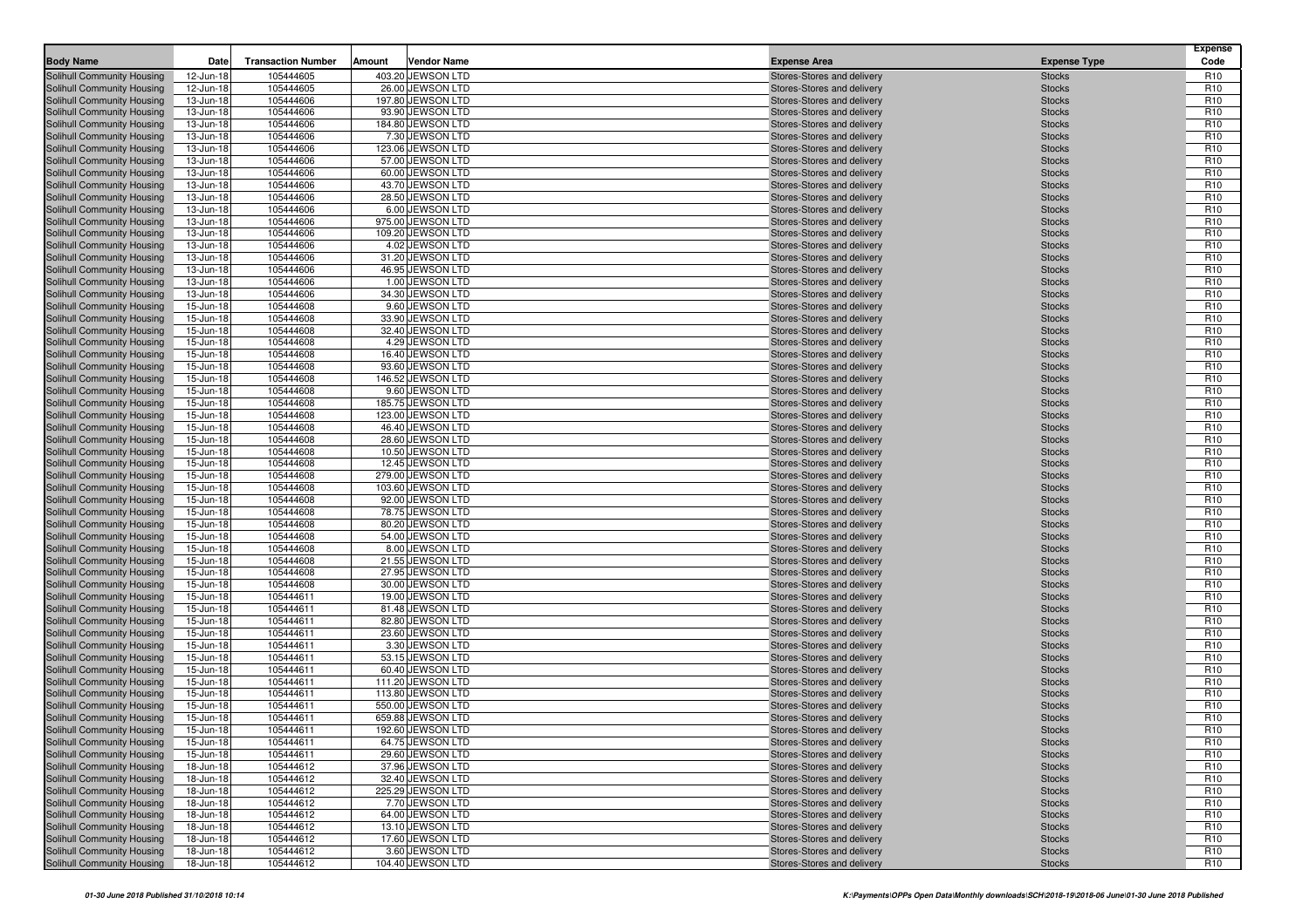| Body Name | Date | Transaction Number | Amount | Vendor Name | Expense Area | Expense Type | Expense Code |
|---|---|---|---|---|---|---|---|
| Solihull Community Housing | 12-Jun-18 | 105444605 | 403.20 | JEWSON LTD | Stores-Stores and delivery | Stocks | R10 |
| Solihull Community Housing | 12-Jun-18 | 105444605 | 26.00 | JEWSON LTD | Stores-Stores and delivery | Stocks | R10 |
| Solihull Community Housing | 13-Jun-18 | 105444606 | 197.80 | JEWSON LTD | Stores-Stores and delivery | Stocks | R10 |
| Solihull Community Housing | 13-Jun-18 | 105444606 | 93.90 | JEWSON LTD | Stores-Stores and delivery | Stocks | R10 |
| Solihull Community Housing | 13-Jun-18 | 105444606 | 184.80 | JEWSON LTD | Stores-Stores and delivery | Stocks | R10 |
| Solihull Community Housing | 13-Jun-18 | 105444606 | 7.30 | JEWSON LTD | Stores-Stores and delivery | Stocks | R10 |
| Solihull Community Housing | 13-Jun-18 | 105444606 | 123.06 | JEWSON LTD | Stores-Stores and delivery | Stocks | R10 |
| Solihull Community Housing | 13-Jun-18 | 105444606 | 57.00 | JEWSON LTD | Stores-Stores and delivery | Stocks | R10 |
| Solihull Community Housing | 13-Jun-18 | 105444606 | 60.00 | JEWSON LTD | Stores-Stores and delivery | Stocks | R10 |
| Solihull Community Housing | 13-Jun-18 | 105444606 | 43.70 | JEWSON LTD | Stores-Stores and delivery | Stocks | R10 |
| Solihull Community Housing | 13-Jun-18 | 105444606 | 28.50 | JEWSON LTD | Stores-Stores and delivery | Stocks | R10 |
| Solihull Community Housing | 13-Jun-18 | 105444606 | 6.00 | JEWSON LTD | Stores-Stores and delivery | Stocks | R10 |
| Solihull Community Housing | 13-Jun-18 | 105444606 | 975.00 | JEWSON LTD | Stores-Stores and delivery | Stocks | R10 |
| Solihull Community Housing | 13-Jun-18 | 105444606 | 109.20 | JEWSON LTD | Stores-Stores and delivery | Stocks | R10 |
| Solihull Community Housing | 13-Jun-18 | 105444606 | 4.02 | JEWSON LTD | Stores-Stores and delivery | Stocks | R10 |
| Solihull Community Housing | 13-Jun-18 | 105444606 | 31.20 | JEWSON LTD | Stores-Stores and delivery | Stocks | R10 |
| Solihull Community Housing | 13-Jun-18 | 105444606 | 46.95 | JEWSON LTD | Stores-Stores and delivery | Stocks | R10 |
| Solihull Community Housing | 13-Jun-18 | 105444606 | 1.00 | JEWSON LTD | Stores-Stores and delivery | Stocks | R10 |
| Solihull Community Housing | 13-Jun-18 | 105444606 | 34.30 | JEWSON LTD | Stores-Stores and delivery | Stocks | R10 |
| Solihull Community Housing | 15-Jun-18 | 105444608 | 9.60 | JEWSON LTD | Stores-Stores and delivery | Stocks | R10 |
| Solihull Community Housing | 15-Jun-18 | 105444608 | 33.90 | JEWSON LTD | Stores-Stores and delivery | Stocks | R10 |
| Solihull Community Housing | 15-Jun-18 | 105444608 | 32.40 | JEWSON LTD | Stores-Stores and delivery | Stocks | R10 |
| Solihull Community Housing | 15-Jun-18 | 105444608 | 4.29 | JEWSON LTD | Stores-Stores and delivery | Stocks | R10 |
| Solihull Community Housing | 15-Jun-18 | 105444608 | 16.40 | JEWSON LTD | Stores-Stores and delivery | Stocks | R10 |
| Solihull Community Housing | 15-Jun-18 | 105444608 | 93.60 | JEWSON LTD | Stores-Stores and delivery | Stocks | R10 |
| Solihull Community Housing | 15-Jun-18 | 105444608 | 146.52 | JEWSON LTD | Stores-Stores and delivery | Stocks | R10 |
| Solihull Community Housing | 15-Jun-18 | 105444608 | 9.60 | JEWSON LTD | Stores-Stores and delivery | Stocks | R10 |
| Solihull Community Housing | 15-Jun-18 | 105444608 | 185.75 | JEWSON LTD | Stores-Stores and delivery | Stocks | R10 |
| Solihull Community Housing | 15-Jun-18 | 105444608 | 123.00 | JEWSON LTD | Stores-Stores and delivery | Stocks | R10 |
| Solihull Community Housing | 15-Jun-18 | 105444608 | 46.40 | JEWSON LTD | Stores-Stores and delivery | Stocks | R10 |
| Solihull Community Housing | 15-Jun-18 | 105444608 | 28.60 | JEWSON LTD | Stores-Stores and delivery | Stocks | R10 |
| Solihull Community Housing | 15-Jun-18 | 105444608 | 10.50 | JEWSON LTD | Stores-Stores and delivery | Stocks | R10 |
| Solihull Community Housing | 15-Jun-18 | 105444608 | 12.45 | JEWSON LTD | Stores-Stores and delivery | Stocks | R10 |
| Solihull Community Housing | 15-Jun-18 | 105444608 | 279.00 | JEWSON LTD | Stores-Stores and delivery | Stocks | R10 |
| Solihull Community Housing | 15-Jun-18 | 105444608 | 103.60 | JEWSON LTD | Stores-Stores and delivery | Stocks | R10 |
| Solihull Community Housing | 15-Jun-18 | 105444608 | 92.00 | JEWSON LTD | Stores-Stores and delivery | Stocks | R10 |
| Solihull Community Housing | 15-Jun-18 | 105444608 | 78.75 | JEWSON LTD | Stores-Stores and delivery | Stocks | R10 |
| Solihull Community Housing | 15-Jun-18 | 105444608 | 80.20 | JEWSON LTD | Stores-Stores and delivery | Stocks | R10 |
| Solihull Community Housing | 15-Jun-18 | 105444608 | 54.00 | JEWSON LTD | Stores-Stores and delivery | Stocks | R10 |
| Solihull Community Housing | 15-Jun-18 | 105444608 | 8.00 | JEWSON LTD | Stores-Stores and delivery | Stocks | R10 |
| Solihull Community Housing | 15-Jun-18 | 105444608 | 21.55 | JEWSON LTD | Stores-Stores and delivery | Stocks | R10 |
| Solihull Community Housing | 15-Jun-18 | 105444608 | 27.95 | JEWSON LTD | Stores-Stores and delivery | Stocks | R10 |
| Solihull Community Housing | 15-Jun-18 | 105444608 | 30.00 | JEWSON LTD | Stores-Stores and delivery | Stocks | R10 |
| Solihull Community Housing | 15-Jun-18 | 105444611 | 19.00 | JEWSON LTD | Stores-Stores and delivery | Stocks | R10 |
| Solihull Community Housing | 15-Jun-18 | 105444611 | 81.48 | JEWSON LTD | Stores-Stores and delivery | Stocks | R10 |
| Solihull Community Housing | 15-Jun-18 | 105444611 | 82.80 | JEWSON LTD | Stores-Stores and delivery | Stocks | R10 |
| Solihull Community Housing | 15-Jun-18 | 105444611 | 23.60 | JEWSON LTD | Stores-Stores and delivery | Stocks | R10 |
| Solihull Community Housing | 15-Jun-18 | 105444611 | 3.30 | JEWSON LTD | Stores-Stores and delivery | Stocks | R10 |
| Solihull Community Housing | 15-Jun-18 | 105444611 | 53.15 | JEWSON LTD | Stores-Stores and delivery | Stocks | R10 |
| Solihull Community Housing | 15-Jun-18 | 105444611 | 60.40 | JEWSON LTD | Stores-Stores and delivery | Stocks | R10 |
| Solihull Community Housing | 15-Jun-18 | 105444611 | 111.20 | JEWSON LTD | Stores-Stores and delivery | Stocks | R10 |
| Solihull Community Housing | 15-Jun-18 | 105444611 | 113.80 | JEWSON LTD | Stores-Stores and delivery | Stocks | R10 |
| Solihull Community Housing | 15-Jun-18 | 105444611 | 550.00 | JEWSON LTD | Stores-Stores and delivery | Stocks | R10 |
| Solihull Community Housing | 15-Jun-18 | 105444611 | 659.88 | JEWSON LTD | Stores-Stores and delivery | Stocks | R10 |
| Solihull Community Housing | 15-Jun-18 | 105444611 | 192.60 | JEWSON LTD | Stores-Stores and delivery | Stocks | R10 |
| Solihull Community Housing | 15-Jun-18 | 105444611 | 64.75 | JEWSON LTD | Stores-Stores and delivery | Stocks | R10 |
| Solihull Community Housing | 15-Jun-18 | 105444611 | 29.60 | JEWSON LTD | Stores-Stores and delivery | Stocks | R10 |
| Solihull Community Housing | 18-Jun-18 | 105444612 | 37.96 | JEWSON LTD | Stores-Stores and delivery | Stocks | R10 |
| Solihull Community Housing | 18-Jun-18 | 105444612 | 32.40 | JEWSON LTD | Stores-Stores and delivery | Stocks | R10 |
| Solihull Community Housing | 18-Jun-18 | 105444612 | 225.29 | JEWSON LTD | Stores-Stores and delivery | Stocks | R10 |
| Solihull Community Housing | 18-Jun-18 | 105444612 | 7.70 | JEWSON LTD | Stores-Stores and delivery | Stocks | R10 |
| Solihull Community Housing | 18-Jun-18 | 105444612 | 64.00 | JEWSON LTD | Stores-Stores and delivery | Stocks | R10 |
| Solihull Community Housing | 18-Jun-18 | 105444612 | 13.10 | JEWSON LTD | Stores-Stores and delivery | Stocks | R10 |
| Solihull Community Housing | 18-Jun-18 | 105444612 | 17.60 | JEWSON LTD | Stores-Stores and delivery | Stocks | R10 |
| Solihull Community Housing | 18-Jun-18 | 105444612 | 3.60 | JEWSON LTD | Stores-Stores and delivery | Stocks | R10 |
| Solihull Community Housing | 18-Jun-18 | 105444612 | 104.40 | JEWSON LTD | Stores-Stores and delivery | Stocks | R10 |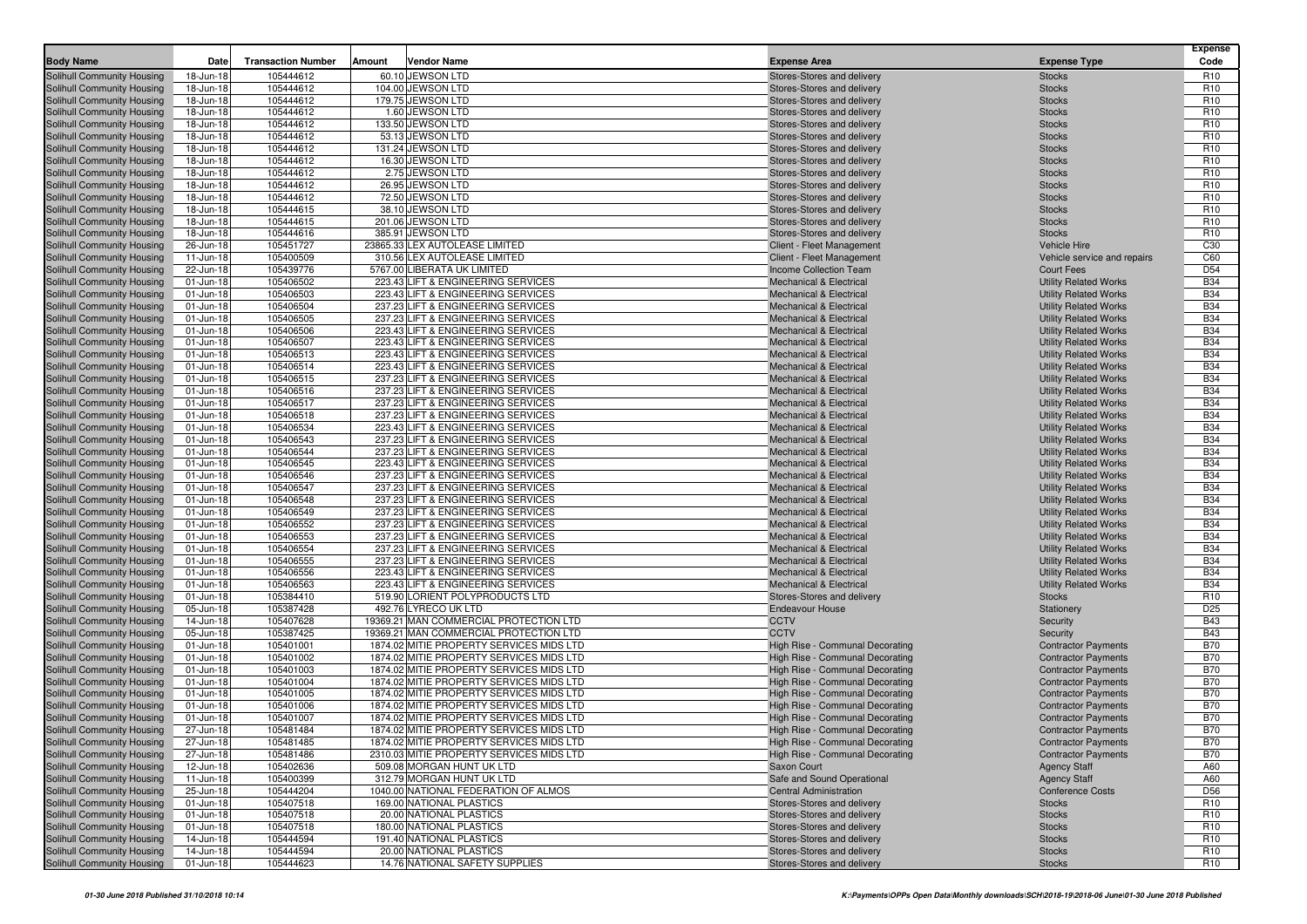| Body Name | Date | Transaction Number | Amount | Vendor Name | Expense Area | Expense Type | Expense Code |
|---|---|---|---|---|---|---|---|
| Solihull Community Housing | 18-Jun-18 | 105444612 | 60.10 | JEWSON LTD | Stores-Stores and delivery | Stocks | R10 |
| Solihull Community Housing | 18-Jun-18 | 105444612 | 104.00 | JEWSON LTD | Stores-Stores and delivery | Stocks | R10 |
| Solihull Community Housing | 18-Jun-18 | 105444612 | 179.75 | JEWSON LTD | Stores-Stores and delivery | Stocks | R10 |
| Solihull Community Housing | 18-Jun-18 | 105444612 | 1.60 | JEWSON LTD | Stores-Stores and delivery | Stocks | R10 |
| Solihull Community Housing | 18-Jun-18 | 105444612 | 133.50 | JEWSON LTD | Stores-Stores and delivery | Stocks | R10 |
| Solihull Community Housing | 18-Jun-18 | 105444612 | 53.13 | JEWSON LTD | Stores-Stores and delivery | Stocks | R10 |
| Solihull Community Housing | 18-Jun-18 | 105444612 | 131.24 | JEWSON LTD | Stores-Stores and delivery | Stocks | R10 |
| Solihull Community Housing | 18-Jun-18 | 105444612 | 16.30 | JEWSON LTD | Stores-Stores and delivery | Stocks | R10 |
| Solihull Community Housing | 18-Jun-18 | 105444612 | 2.75 | JEWSON LTD | Stores-Stores and delivery | Stocks | R10 |
| Solihull Community Housing | 18-Jun-18 | 105444612 | 26.95 | JEWSON LTD | Stores-Stores and delivery | Stocks | R10 |
| Solihull Community Housing | 18-Jun-18 | 105444612 | 72.50 | JEWSON LTD | Stores-Stores and delivery | Stocks | R10 |
| Solihull Community Housing | 18-Jun-18 | 105444615 | 38.10 | JEWSON LTD | Stores-Stores and delivery | Stocks | R10 |
| Solihull Community Housing | 18-Jun-18 | 105444615 | 201.06 | JEWSON LTD | Stores-Stores and delivery | Stocks | R10 |
| Solihull Community Housing | 18-Jun-18 | 105444616 | 385.91 | JEWSON LTD | Stores-Stores and delivery | Stocks | R10 |
| Solihull Community Housing | 26-Jun-18 | 105451727 | 23865.33 | LEX AUTOLEASE LIMITED | Client - Fleet Management | Vehicle Hire | C30 |
| Solihull Community Housing | 11-Jun-18 | 105400509 | 310.56 | LEX AUTOLEASE LIMITED | Client - Fleet Management | Vehicle service and repairs | C60 |
| Solihull Community Housing | 22-Jun-18 | 105439776 | 5767.00 | LIBERATA UK LIMITED | Income Collection Team | Court Fees | D54 |
| Solihull Community Housing | 01-Jun-18 | 105406502 | 223.43 | LIFT & ENGINEERING SERVICES | Mechanical & Electrical | Utility Related Works | B34 |
| Solihull Community Housing | 01-Jun-18 | 105406503 | 223.43 | LIFT & ENGINEERING SERVICES | Mechanical & Electrical | Utility Related Works | B34 |
| Solihull Community Housing | 01-Jun-18 | 105406504 | 237.23 | LIFT & ENGINEERING SERVICES | Mechanical & Electrical | Utility Related Works | B34 |
| Solihull Community Housing | 01-Jun-18 | 105406505 | 237.23 | LIFT & ENGINEERING SERVICES | Mechanical & Electrical | Utility Related Works | B34 |
| Solihull Community Housing | 01-Jun-18 | 105406506 | 223.43 | LIFT & ENGINEERING SERVICES | Mechanical & Electrical | Utility Related Works | B34 |
| Solihull Community Housing | 01-Jun-18 | 105406507 | 223.43 | LIFT & ENGINEERING SERVICES | Mechanical & Electrical | Utility Related Works | B34 |
| Solihull Community Housing | 01-Jun-18 | 105406513 | 223.43 | LIFT & ENGINEERING SERVICES | Mechanical & Electrical | Utility Related Works | B34 |
| Solihull Community Housing | 01-Jun-18 | 105406514 | 223.43 | LIFT & ENGINEERING SERVICES | Mechanical & Electrical | Utility Related Works | B34 |
| Solihull Community Housing | 01-Jun-18 | 105406515 | 237.23 | LIFT & ENGINEERING SERVICES | Mechanical & Electrical | Utility Related Works | B34 |
| Solihull Community Housing | 01-Jun-18 | 105406516 | 237.23 | LIFT & ENGINEERING SERVICES | Mechanical & Electrical | Utility Related Works | B34 |
| Solihull Community Housing | 01-Jun-18 | 105406517 | 237.23 | LIFT & ENGINEERING SERVICES | Mechanical & Electrical | Utility Related Works | B34 |
| Solihull Community Housing | 01-Jun-18 | 105406518 | 237.23 | LIFT & ENGINEERING SERVICES | Mechanical & Electrical | Utility Related Works | B34 |
| Solihull Community Housing | 01-Jun-18 | 105406534 | 223.43 | LIFT & ENGINEERING SERVICES | Mechanical & Electrical | Utility Related Works | B34 |
| Solihull Community Housing | 01-Jun-18 | 105406543 | 237.23 | LIFT & ENGINEERING SERVICES | Mechanical & Electrical | Utility Related Works | B34 |
| Solihull Community Housing | 01-Jun-18 | 105406544 | 237.23 | LIFT & ENGINEERING SERVICES | Mechanical & Electrical | Utility Related Works | B34 |
| Solihull Community Housing | 01-Jun-18 | 105406545 | 223.43 | LIFT & ENGINEERING SERVICES | Mechanical & Electrical | Utility Related Works | B34 |
| Solihull Community Housing | 01-Jun-18 | 105406546 | 237.23 | LIFT & ENGINEERING SERVICES | Mechanical & Electrical | Utility Related Works | B34 |
| Solihull Community Housing | 01-Jun-18 | 105406547 | 237.23 | LIFT & ENGINEERING SERVICES | Mechanical & Electrical | Utility Related Works | B34 |
| Solihull Community Housing | 01-Jun-18 | 105406548 | 237.23 | LIFT & ENGINEERING SERVICES | Mechanical & Electrical | Utility Related Works | B34 |
| Solihull Community Housing | 01-Jun-18 | 105406549 | 237.23 | LIFT & ENGINEERING SERVICES | Mechanical & Electrical | Utility Related Works | B34 |
| Solihull Community Housing | 01-Jun-18 | 105406552 | 237.23 | LIFT & ENGINEERING SERVICES | Mechanical & Electrical | Utility Related Works | B34 |
| Solihull Community Housing | 01-Jun-18 | 105406553 | 237.23 | LIFT & ENGINEERING SERVICES | Mechanical & Electrical | Utility Related Works | B34 |
| Solihull Community Housing | 01-Jun-18 | 105406554 | 237.23 | LIFT & ENGINEERING SERVICES | Mechanical & Electrical | Utility Related Works | B34 |
| Solihull Community Housing | 01-Jun-18 | 105406555 | 237.23 | LIFT & ENGINEERING SERVICES | Mechanical & Electrical | Utility Related Works | B34 |
| Solihull Community Housing | 01-Jun-18 | 105406556 | 223.43 | LIFT & ENGINEERING SERVICES | Mechanical & Electrical | Utility Related Works | B34 |
| Solihull Community Housing | 01-Jun-18 | 105406563 | 223.43 | LIFT & ENGINEERING SERVICES | Mechanical & Electrical | Utility Related Works | B34 |
| Solihull Community Housing | 01-Jun-18 | 105384410 | 519.90 | LORIENT POLYPRODUCTS LTD | Stores-Stores and delivery | Stocks | R10 |
| Solihull Community Housing | 05-Jun-18 | 105387428 | 492.76 | LYRECO UK LTD | Endeavour House | Stationery | D25 |
| Solihull Community Housing | 14-Jun-18 | 105407628 | 19369.21 | MAN COMMERCIAL PROTECTION LTD | CCTV | Security | B43 |
| Solihull Community Housing | 05-Jun-18 | 105387425 | 19369.21 | MAN COMMERCIAL PROTECTION LTD | CCTV | Security | B43 |
| Solihull Community Housing | 01-Jun-18 | 105401001 | 1874.02 | MITIE PROPERTY SERVICES MIDS LTD | High Rise - Communal Decorating | Contractor Payments | B70 |
| Solihull Community Housing | 01-Jun-18 | 105401002 | 1874.02 | MITIE PROPERTY SERVICES MIDS LTD | High Rise - Communal Decorating | Contractor Payments | B70 |
| Solihull Community Housing | 01-Jun-18 | 105401003 | 1874.02 | MITIE PROPERTY SERVICES MIDS LTD | High Rise - Communal Decorating | Contractor Payments | B70 |
| Solihull Community Housing | 01-Jun-18 | 105401004 | 1874.02 | MITIE PROPERTY SERVICES MIDS LTD | High Rise - Communal Decorating | Contractor Payments | B70 |
| Solihull Community Housing | 01-Jun-18 | 105401005 | 1874.02 | MITIE PROPERTY SERVICES MIDS LTD | High Rise - Communal Decorating | Contractor Payments | B70 |
| Solihull Community Housing | 01-Jun-18 | 105401006 | 1874.02 | MITIE PROPERTY SERVICES MIDS LTD | High Rise - Communal Decorating | Contractor Payments | B70 |
| Solihull Community Housing | 01-Jun-18 | 105401007 | 1874.02 | MITIE PROPERTY SERVICES MIDS LTD | High Rise - Communal Decorating | Contractor Payments | B70 |
| Solihull Community Housing | 27-Jun-18 | 105481484 | 1874.02 | MITIE PROPERTY SERVICES MIDS LTD | High Rise - Communal Decorating | Contractor Payments | B70 |
| Solihull Community Housing | 27-Jun-18 | 105481485 | 1874.02 | MITIE PROPERTY SERVICES MIDS LTD | High Rise - Communal Decorating | Contractor Payments | B70 |
| Solihull Community Housing | 27-Jun-18 | 105481486 | 2310.03 | MITIE PROPERTY SERVICES MIDS LTD | High Rise - Communal Decorating | Contractor Payments | B70 |
| Solihull Community Housing | 12-Jun-18 | 105402636 | 509.08 | MORGAN HUNT UK LTD | Saxon Court | Agency Staff | A60 |
| Solihull Community Housing | 11-Jun-18 | 105400399 | 312.79 | MORGAN HUNT UK LTD | Safe and Sound Operational | Agency Staff | A60 |
| Solihull Community Housing | 25-Jun-18 | 105444204 | 1040.00 | NATIONAL FEDERATION OF ALMOS | Central Administration | Conference Costs | D56 |
| Solihull Community Housing | 01-Jun-18 | 105407518 | 169.00 | NATIONAL PLASTICS | Stores-Stores and delivery | Stocks | R10 |
| Solihull Community Housing | 01-Jun-18 | 105407518 | 20.00 | NATIONAL PLASTICS | Stores-Stores and delivery | Stocks | R10 |
| Solihull Community Housing | 01-Jun-18 | 105407518 | 180.00 | NATIONAL PLASTICS | Stores-Stores and delivery | Stocks | R10 |
| Solihull Community Housing | 14-Jun-18 | 105444594 | 191.40 | NATIONAL PLASTICS | Stores-Stores and delivery | Stocks | R10 |
| Solihull Community Housing | 14-Jun-18 | 105444594 | 20.00 | NATIONAL PLASTICS | Stores-Stores and delivery | Stocks | R10 |
| Solihull Community Housing | 01-Jun-18 | 105444623 | 14.76 | NATIONAL SAFETY SUPPLIES | Stores-Stores and delivery | Stocks | R10 |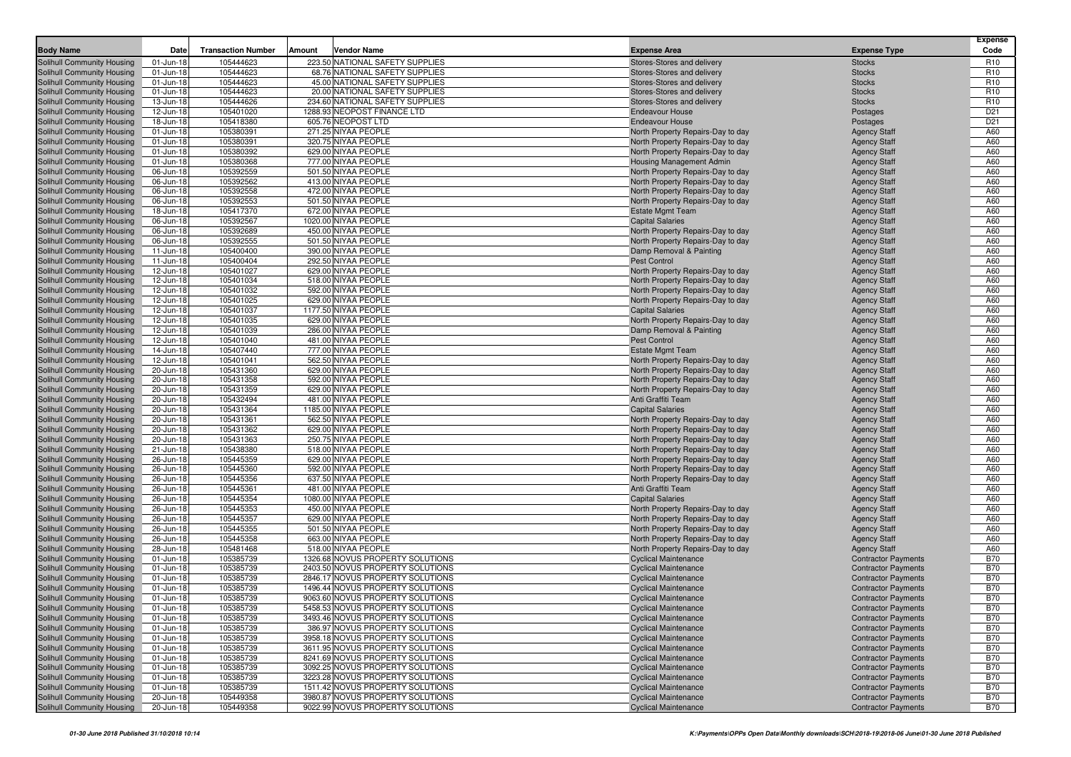| Body Name | Date | Transaction Number | Amount | Vendor Name | Expense Area | Expense Type | Expense Code |
|---|---|---|---|---|---|---|---|
| Solihull Community Housing | 01-Jun-18 | 105444623 | 223.50 | NATIONAL SAFETY SUPPLIES | Stores-Stores and delivery | Stocks | R10 |
| Solihull Community Housing | 01-Jun-18 | 105444623 | 68.76 | NATIONAL SAFETY SUPPLIES | Stores-Stores and delivery | Stocks | R10 |
| Solihull Community Housing | 01-Jun-18 | 105444623 | 45.00 | NATIONAL SAFETY SUPPLIES | Stores-Stores and delivery | Stocks | R10 |
| Solihull Community Housing | 01-Jun-18 | 105444623 | 20.00 | NATIONAL SAFETY SUPPLIES | Stores-Stores and delivery | Stocks | R10 |
| Solihull Community Housing | 13-Jun-18 | 105444626 | 234.60 | NATIONAL SAFETY SUPPLIES | Stores-Stores and delivery | Stocks | R10 |
| Solihull Community Housing | 12-Jun-18 | 105401020 | 1288.93 | NEOPOST FINANCE LTD | Endeavour House | Postages | D21 |
| Solihull Community Housing | 18-Jun-18 | 105418380 | 605.76 | NEOPOST LTD | Endeavour House | Postages | D21 |
| Solihull Community Housing | 01-Jun-18 | 105380391 | 271.25 | NIYAA PEOPLE | North Property Repairs-Day to day | Agency Staff | A60 |
| Solihull Community Housing | 01-Jun-18 | 105380391 | 320.75 | NIYAA PEOPLE | North Property Repairs-Day to day | Agency Staff | A60 |
| Solihull Community Housing | 01-Jun-18 | 105380392 | 629.00 | NIYAA PEOPLE | North Property Repairs-Day to day | Agency Staff | A60 |
| Solihull Community Housing | 01-Jun-18 | 105380368 | 777.00 | NIYAA PEOPLE | Housing Management Admin | Agency Staff | A60 |
| Solihull Community Housing | 06-Jun-18 | 105392559 | 501.50 | NIYAA PEOPLE | North Property Repairs-Day to day | Agency Staff | A60 |
| Solihull Community Housing | 06-Jun-18 | 105392562 | 413.00 | NIYAA PEOPLE | North Property Repairs-Day to day | Agency Staff | A60 |
| Solihull Community Housing | 06-Jun-18 | 105392558 | 472.00 | NIYAA PEOPLE | North Property Repairs-Day to day | Agency Staff | A60 |
| Solihull Community Housing | 06-Jun-18 | 105392553 | 501.50 | NIYAA PEOPLE | North Property Repairs-Day to day | Agency Staff | A60 |
| Solihull Community Housing | 18-Jun-18 | 105417370 | 672.00 | NIYAA PEOPLE | Estate Mgmt Team | Agency Staff | A60 |
| Solihull Community Housing | 06-Jun-18 | 105392567 | 1020.00 | NIYAA PEOPLE | Capital Salaries | Agency Staff | A60 |
| Solihull Community Housing | 06-Jun-18 | 105392689 | 450.00 | NIYAA PEOPLE | North Property Repairs-Day to day | Agency Staff | A60 |
| Solihull Community Housing | 06-Jun-18 | 105392555 | 501.50 | NIYAA PEOPLE | North Property Repairs-Day to day | Agency Staff | A60 |
| Solihull Community Housing | 11-Jun-18 | 105400400 | 390.00 | NIYAA PEOPLE | Damp Removal & Painting | Agency Staff | A60 |
| Solihull Community Housing | 11-Jun-18 | 105400404 | 292.50 | NIYAA PEOPLE | Pest Control | Agency Staff | A60 |
| Solihull Community Housing | 12-Jun-18 | 105401027 | 629.00 | NIYAA PEOPLE | North Property Repairs-Day to day | Agency Staff | A60 |
| Solihull Community Housing | 12-Jun-18 | 105401034 | 518.00 | NIYAA PEOPLE | North Property Repairs-Day to day | Agency Staff | A60 |
| Solihull Community Housing | 12-Jun-18 | 105401032 | 592.00 | NIYAA PEOPLE | North Property Repairs-Day to day | Agency Staff | A60 |
| Solihull Community Housing | 12-Jun-18 | 105401025 | 629.00 | NIYAA PEOPLE | North Property Repairs-Day to day | Agency Staff | A60 |
| Solihull Community Housing | 12-Jun-18 | 105401037 | 1177.50 | NIYAA PEOPLE | Capital Salaries | Agency Staff | A60 |
| Solihull Community Housing | 12-Jun-18 | 105401035 | 629.00 | NIYAA PEOPLE | North Property Repairs-Day to day | Agency Staff | A60 |
| Solihull Community Housing | 12-Jun-18 | 105401039 | 286.00 | NIYAA PEOPLE | Damp Removal & Painting | Agency Staff | A60 |
| Solihull Community Housing | 12-Jun-18 | 105401040 | 481.00 | NIYAA PEOPLE | Pest Control | Agency Staff | A60 |
| Solihull Community Housing | 14-Jun-18 | 105407440 | 777.00 | NIYAA PEOPLE | Estate Mgmt Team | Agency Staff | A60 |
| Solihull Community Housing | 12-Jun-18 | 105401041 | 562.50 | NIYAA PEOPLE | North Property Repairs-Day to day | Agency Staff | A60 |
| Solihull Community Housing | 20-Jun-18 | 105431360 | 629.00 | NIYAA PEOPLE | North Property Repairs-Day to day | Agency Staff | A60 |
| Solihull Community Housing | 20-Jun-18 | 105431358 | 592.00 | NIYAA PEOPLE | North Property Repairs-Day to day | Agency Staff | A60 |
| Solihull Community Housing | 20-Jun-18 | 105431359 | 629.00 | NIYAA PEOPLE | North Property Repairs-Day to day | Agency Staff | A60 |
| Solihull Community Housing | 20-Jun-18 | 105432494 | 481.00 | NIYAA PEOPLE | Anti Graffiti Team | Agency Staff | A60 |
| Solihull Community Housing | 20-Jun-18 | 105431364 | 1185.00 | NIYAA PEOPLE | Capital Salaries | Agency Staff | A60 |
| Solihull Community Housing | 20-Jun-18 | 105431361 | 562.50 | NIYAA PEOPLE | North Property Repairs-Day to day | Agency Staff | A60 |
| Solihull Community Housing | 20-Jun-18 | 105431362 | 629.00 | NIYAA PEOPLE | North Property Repairs-Day to day | Agency Staff | A60 |
| Solihull Community Housing | 20-Jun-18 | 105431363 | 250.75 | NIYAA PEOPLE | North Property Repairs-Day to day | Agency Staff | A60 |
| Solihull Community Housing | 21-Jun-18 | 105438380 | 518.00 | NIYAA PEOPLE | North Property Repairs-Day to day | Agency Staff | A60 |
| Solihull Community Housing | 26-Jun-18 | 105445359 | 629.00 | NIYAA PEOPLE | North Property Repairs-Day to day | Agency Staff | A60 |
| Solihull Community Housing | 26-Jun-18 | 105445360 | 592.00 | NIYAA PEOPLE | North Property Repairs-Day to day | Agency Staff | A60 |
| Solihull Community Housing | 26-Jun-18 | 105445356 | 637.50 | NIYAA PEOPLE | North Property Repairs-Day to day | Agency Staff | A60 |
| Solihull Community Housing | 26-Jun-18 | 105445361 | 481.00 | NIYAA PEOPLE | Anti Graffiti Team | Agency Staff | A60 |
| Solihull Community Housing | 26-Jun-18 | 105445354 | 1080.00 | NIYAA PEOPLE | Capital Salaries | Agency Staff | A60 |
| Solihull Community Housing | 26-Jun-18 | 105445353 | 450.00 | NIYAA PEOPLE | North Property Repairs-Day to day | Agency Staff | A60 |
| Solihull Community Housing | 26-Jun-18 | 105445357 | 629.00 | NIYAA PEOPLE | North Property Repairs-Day to day | Agency Staff | A60 |
| Solihull Community Housing | 26-Jun-18 | 105445355 | 501.50 | NIYAA PEOPLE | North Property Repairs-Day to day | Agency Staff | A60 |
| Solihull Community Housing | 26-Jun-18 | 105445358 | 663.00 | NIYAA PEOPLE | North Property Repairs-Day to day | Agency Staff | A60 |
| Solihull Community Housing | 28-Jun-18 | 105481468 | 518.00 | NIYAA PEOPLE | North Property Repairs-Day to day | Agency Staff | A60 |
| Solihull Community Housing | 01-Jun-18 | 105385739 | 1326.68 | NOVUS PROPERTY SOLUTIONS | Cyclical Maintenance | Contractor Payments | B70 |
| Solihull Community Housing | 01-Jun-18 | 105385739 | 2403.50 | NOVUS PROPERTY SOLUTIONS | Cyclical Maintenance | Contractor Payments | B70 |
| Solihull Community Housing | 01-Jun-18 | 105385739 | 2846.17 | NOVUS PROPERTY SOLUTIONS | Cyclical Maintenance | Contractor Payments | B70 |
| Solihull Community Housing | 01-Jun-18 | 105385739 | 1496.44 | NOVUS PROPERTY SOLUTIONS | Cyclical Maintenance | Contractor Payments | B70 |
| Solihull Community Housing | 01-Jun-18 | 105385739 | 9063.60 | NOVUS PROPERTY SOLUTIONS | Cyclical Maintenance | Contractor Payments | B70 |
| Solihull Community Housing | 01-Jun-18 | 105385739 | 5458.53 | NOVUS PROPERTY SOLUTIONS | Cyclical Maintenance | Contractor Payments | B70 |
| Solihull Community Housing | 01-Jun-18 | 105385739 | 3493.46 | NOVUS PROPERTY SOLUTIONS | Cyclical Maintenance | Contractor Payments | B70 |
| Solihull Community Housing | 01-Jun-18 | 105385739 | 386.97 | NOVUS PROPERTY SOLUTIONS | Cyclical Maintenance | Contractor Payments | B70 |
| Solihull Community Housing | 01-Jun-18 | 105385739 | 3958.18 | NOVUS PROPERTY SOLUTIONS | Cyclical Maintenance | Contractor Payments | B70 |
| Solihull Community Housing | 01-Jun-18 | 105385739 | 3611.95 | NOVUS PROPERTY SOLUTIONS | Cyclical Maintenance | Contractor Payments | B70 |
| Solihull Community Housing | 01-Jun-18 | 105385739 | 8241.69 | NOVUS PROPERTY SOLUTIONS | Cyclical Maintenance | Contractor Payments | B70 |
| Solihull Community Housing | 01-Jun-18 | 105385739 | 3092.25 | NOVUS PROPERTY SOLUTIONS | Cyclical Maintenance | Contractor Payments | B70 |
| Solihull Community Housing | 01-Jun-18 | 105385739 | 3223.28 | NOVUS PROPERTY SOLUTIONS | Cyclical Maintenance | Contractor Payments | B70 |
| Solihull Community Housing | 01-Jun-18 | 105385739 | 1511.42 | NOVUS PROPERTY SOLUTIONS | Cyclical Maintenance | Contractor Payments | B70 |
| Solihull Community Housing | 20-Jun-18 | 105449358 | 3980.87 | NOVUS PROPERTY SOLUTIONS | Cyclical Maintenance | Contractor Payments | B70 |
| Solihull Community Housing | 20-Jun-18 | 105449358 | 9022.99 | NOVUS PROPERTY SOLUTIONS | Cyclical Maintenance | Contractor Payments | B70 |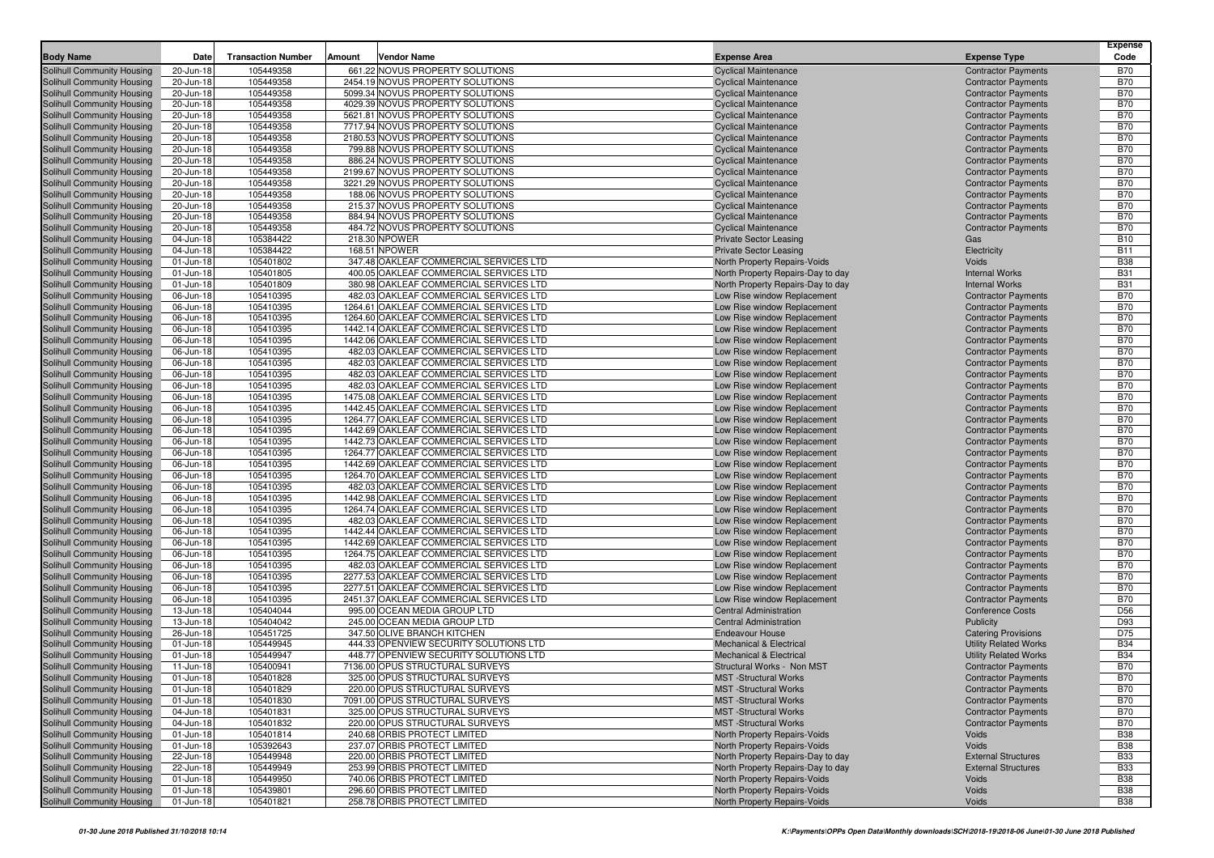| Body Name | Date | Transaction Number | Amount | Vendor Name | Expense Area | Expense Type | Expense Code |
|---|---|---|---|---|---|---|---|
| Solihull Community Housing | 20-Jun-18 | 105449358 | 661.22 | NOVUS PROPERTY SOLUTIONS | Cyclical Maintenance | Contractor Payments | B70 |
| Solihull Community Housing | 20-Jun-18 | 105449358 | 2454.19 | NOVUS PROPERTY SOLUTIONS | Cyclical Maintenance | Contractor Payments | B70 |
| Solihull Community Housing | 20-Jun-18 | 105449358 | 5099.34 | NOVUS PROPERTY SOLUTIONS | Cyclical Maintenance | Contractor Payments | B70 |
| Solihull Community Housing | 20-Jun-18 | 105449358 | 4029.39 | NOVUS PROPERTY SOLUTIONS | Cyclical Maintenance | Contractor Payments | B70 |
| Solihull Community Housing | 20-Jun-18 | 105449358 | 5621.81 | NOVUS PROPERTY SOLUTIONS | Cyclical Maintenance | Contractor Payments | B70 |
| Solihull Community Housing | 20-Jun-18 | 105449358 | 7717.94 | NOVUS PROPERTY SOLUTIONS | Cyclical Maintenance | Contractor Payments | B70 |
| Solihull Community Housing | 20-Jun-18 | 105449358 | 2180.53 | NOVUS PROPERTY SOLUTIONS | Cyclical Maintenance | Contractor Payments | B70 |
| Solihull Community Housing | 20-Jun-18 | 105449358 | 799.88 | NOVUS PROPERTY SOLUTIONS | Cyclical Maintenance | Contractor Payments | B70 |
| Solihull Community Housing | 20-Jun-18 | 105449358 | 886.24 | NOVUS PROPERTY SOLUTIONS | Cyclical Maintenance | Contractor Payments | B70 |
| Solihull Community Housing | 20-Jun-18 | 105449358 | 2199.67 | NOVUS PROPERTY SOLUTIONS | Cyclical Maintenance | Contractor Payments | B70 |
| Solihull Community Housing | 20-Jun-18 | 105449358 | 3221.29 | NOVUS PROPERTY SOLUTIONS | Cyclical Maintenance | Contractor Payments | B70 |
| Solihull Community Housing | 20-Jun-18 | 105449358 | 188.06 | NOVUS PROPERTY SOLUTIONS | Cyclical Maintenance | Contractor Payments | B70 |
| Solihull Community Housing | 20-Jun-18 | 105449358 | 215.37 | NOVUS PROPERTY SOLUTIONS | Cyclical Maintenance | Contractor Payments | B70 |
| Solihull Community Housing | 20-Jun-18 | 105449358 | 884.94 | NOVUS PROPERTY SOLUTIONS | Cyclical Maintenance | Contractor Payments | B70 |
| Solihull Community Housing | 20-Jun-18 | 105449358 | 484.72 | NOVUS PROPERTY SOLUTIONS | Cyclical Maintenance | Contractor Payments | B70 |
| Solihull Community Housing | 04-Jun-18 | 105384422 | 218.30 | NPOWER | Private Sector Leasing | Gas | B10 |
| Solihull Community Housing | 04-Jun-18 | 105384422 | 168.51 | NPOWER | Private Sector Leasing | Electricity | B11 |
| Solihull Community Housing | 01-Jun-18 | 105401802 | 347.48 | OAKLEAF COMMERCIAL SERVICES LTD | North Property Repairs-Voids | Voids | B38 |
| Solihull Community Housing | 01-Jun-18 | 105401805 | 400.05 | OAKLEAF COMMERCIAL SERVICES LTD | North Property Repairs-Day to day | Internal Works | B31 |
| Solihull Community Housing | 01-Jun-18 | 105401809 | 380.98 | OAKLEAF COMMERCIAL SERVICES LTD | North Property Repairs-Day to day | Internal Works | B31 |
| Solihull Community Housing | 06-Jun-18 | 105410395 | 482.03 | OAKLEAF COMMERCIAL SERVICES LTD | Low Rise window Replacement | Contractor Payments | B70 |
| Solihull Community Housing | 06-Jun-18 | 105410395 | 1264.61 | OAKLEAF COMMERCIAL SERVICES LTD | Low Rise window Replacement | Contractor Payments | B70 |
| Solihull Community Housing | 06-Jun-18 | 105410395 | 1264.60 | OAKLEAF COMMERCIAL SERVICES LTD | Low Rise window Replacement | Contractor Payments | B70 |
| Solihull Community Housing | 06-Jun-18 | 105410395 | 1442.14 | OAKLEAF COMMERCIAL SERVICES LTD | Low Rise window Replacement | Contractor Payments | B70 |
| Solihull Community Housing | 06-Jun-18 | 105410395 | 1442.06 | OAKLEAF COMMERCIAL SERVICES LTD | Low Rise window Replacement | Contractor Payments | B70 |
| Solihull Community Housing | 06-Jun-18 | 105410395 | 482.03 | OAKLEAF COMMERCIAL SERVICES LTD | Low Rise window Replacement | Contractor Payments | B70 |
| Solihull Community Housing | 06-Jun-18 | 105410395 | 482.03 | OAKLEAF COMMERCIAL SERVICES LTD | Low Rise window Replacement | Contractor Payments | B70 |
| Solihull Community Housing | 06-Jun-18 | 105410395 | 482.03 | OAKLEAF COMMERCIAL SERVICES LTD | Low Rise window Replacement | Contractor Payments | B70 |
| Solihull Community Housing | 06-Jun-18 | 105410395 | 482.03 | OAKLEAF COMMERCIAL SERVICES LTD | Low Rise window Replacement | Contractor Payments | B70 |
| Solihull Community Housing | 06-Jun-18 | 105410395 | 1475.08 | OAKLEAF COMMERCIAL SERVICES LTD | Low Rise window Replacement | Contractor Payments | B70 |
| Solihull Community Housing | 06-Jun-18 | 105410395 | 1442.45 | OAKLEAF COMMERCIAL SERVICES LTD | Low Rise window Replacement | Contractor Payments | B70 |
| Solihull Community Housing | 06-Jun-18 | 105410395 | 1264.77 | OAKLEAF COMMERCIAL SERVICES LTD | Low Rise window Replacement | Contractor Payments | B70 |
| Solihull Community Housing | 06-Jun-18 | 105410395 | 1442.69 | OAKLEAF COMMERCIAL SERVICES LTD | Low Rise window Replacement | Contractor Payments | B70 |
| Solihull Community Housing | 06-Jun-18 | 105410395 | 1442.73 | OAKLEAF COMMERCIAL SERVICES LTD | Low Rise window Replacement | Contractor Payments | B70 |
| Solihull Community Housing | 06-Jun-18 | 105410395 | 1264.77 | OAKLEAF COMMERCIAL SERVICES LTD | Low Rise window Replacement | Contractor Payments | B70 |
| Solihull Community Housing | 06-Jun-18 | 105410395 | 1442.69 | OAKLEAF COMMERCIAL SERVICES LTD | Low Rise window Replacement | Contractor Payments | B70 |
| Solihull Community Housing | 06-Jun-18 | 105410395 | 1264.70 | OAKLEAF COMMERCIAL SERVICES LTD | Low Rise window Replacement | Contractor Payments | B70 |
| Solihull Community Housing | 06-Jun-18 | 105410395 | 482.03 | OAKLEAF COMMERCIAL SERVICES LTD | Low Rise window Replacement | Contractor Payments | B70 |
| Solihull Community Housing | 06-Jun-18 | 105410395 | 1442.98 | OAKLEAF COMMERCIAL SERVICES LTD | Low Rise window Replacement | Contractor Payments | B70 |
| Solihull Community Housing | 06-Jun-18 | 105410395 | 1264.74 | OAKLEAF COMMERCIAL SERVICES LTD | Low Rise window Replacement | Contractor Payments | B70 |
| Solihull Community Housing | 06-Jun-18 | 105410395 | 482.03 | OAKLEAF COMMERCIAL SERVICES LTD | Low Rise window Replacement | Contractor Payments | B70 |
| Solihull Community Housing | 06-Jun-18 | 105410395 | 1442.44 | OAKLEAF COMMERCIAL SERVICES LTD | Low Rise window Replacement | Contractor Payments | B70 |
| Solihull Community Housing | 06-Jun-18 | 105410395 | 1442.69 | OAKLEAF COMMERCIAL SERVICES LTD | Low Rise window Replacement | Contractor Payments | B70 |
| Solihull Community Housing | 06-Jun-18 | 105410395 | 1264.75 | OAKLEAF COMMERCIAL SERVICES LTD | Low Rise window Replacement | Contractor Payments | B70 |
| Solihull Community Housing | 06-Jun-18 | 105410395 | 482.03 | OAKLEAF COMMERCIAL SERVICES LTD | Low Rise window Replacement | Contractor Payments | B70 |
| Solihull Community Housing | 06-Jun-18 | 105410395 | 2277.53 | OAKLEAF COMMERCIAL SERVICES LTD | Low Rise window Replacement | Contractor Payments | B70 |
| Solihull Community Housing | 06-Jun-18 | 105410395 | 2277.51 | OAKLEAF COMMERCIAL SERVICES LTD | Low Rise window Replacement | Contractor Payments | B70 |
| Solihull Community Housing | 06-Jun-18 | 105410395 | 2451.37 | OAKLEAF COMMERCIAL SERVICES LTD | Low Rise window Replacement | Contractor Payments | B70 |
| Solihull Community Housing | 13-Jun-18 | 105404044 | 995.00 | OCEAN MEDIA GROUP LTD | Central Administration | Conference Costs | D56 |
| Solihull Community Housing | 13-Jun-18 | 105404042 | 245.00 | OCEAN MEDIA GROUP LTD | Central Administration | Publicity | D93 |
| Solihull Community Housing | 26-Jun-18 | 105451725 | 347.50 | OLIVE BRANCH KITCHEN | Endeavour House | Catering Provisions | D75 |
| Solihull Community Housing | 01-Jun-18 | 105449945 | 444.33 | OPENVIEW SECURITY SOLUTIONS LTD | Mechanical & Electrical | Utility Related Works | B34 |
| Solihull Community Housing | 01-Jun-18 | 105449947 | 448.77 | OPENVIEW SECURITY SOLUTIONS LTD | Mechanical & Electrical | Utility Related Works | B34 |
| Solihull Community Housing | 11-Jun-18 | 105400941 | 7136.00 | OPUS STRUCTURAL SURVEYS | Structural Works - Non MST | Contractor Payments | B70 |
| Solihull Community Housing | 01-Jun-18 | 105401828 | 325.00 | OPUS STRUCTURAL SURVEYS | MST -Structural Works | Contractor Payments | B70 |
| Solihull Community Housing | 01-Jun-18 | 105401829 | 220.00 | OPUS STRUCTURAL SURVEYS | MST -Structural Works | Contractor Payments | B70 |
| Solihull Community Housing | 01-Jun-18 | 105401830 | 7091.00 | OPUS STRUCTURAL SURVEYS | MST -Structural Works | Contractor Payments | B70 |
| Solihull Community Housing | 04-Jun-18 | 105401831 | 325.00 | OPUS STRUCTURAL SURVEYS | MST -Structural Works | Contractor Payments | B70 |
| Solihull Community Housing | 04-Jun-18 | 105401832 | 220.00 | OPUS STRUCTURAL SURVEYS | MST -Structural Works | Contractor Payments | B70 |
| Solihull Community Housing | 01-Jun-18 | 105401814 | 240.68 | ORBIS PROTECT LIMITED | North Property Repairs-Voids | Voids | B38 |
| Solihull Community Housing | 01-Jun-18 | 105392643 | 237.07 | ORBIS PROTECT LIMITED | North Property Repairs-Voids | Voids | B38 |
| Solihull Community Housing | 22-Jun-18 | 105449948 | 220.00 | ORBIS PROTECT LIMITED | North Property Repairs-Day to day | External Structures | B33 |
| Solihull Community Housing | 22-Jun-18 | 105449949 | 253.99 | ORBIS PROTECT LIMITED | North Property Repairs-Day to day | External Structures | B33 |
| Solihull Community Housing | 01-Jun-18 | 105449950 | 740.06 | ORBIS PROTECT LIMITED | North Property Repairs-Voids | Voids | B38 |
| Solihull Community Housing | 01-Jun-18 | 105439801 | 296.60 | ORBIS PROTECT LIMITED | North Property Repairs-Voids | Voids | B38 |
| Solihull Community Housing | 01-Jun-18 | 105401821 | 258.78 | ORBIS PROTECT LIMITED | North Property Repairs-Voids | Voids | B38 |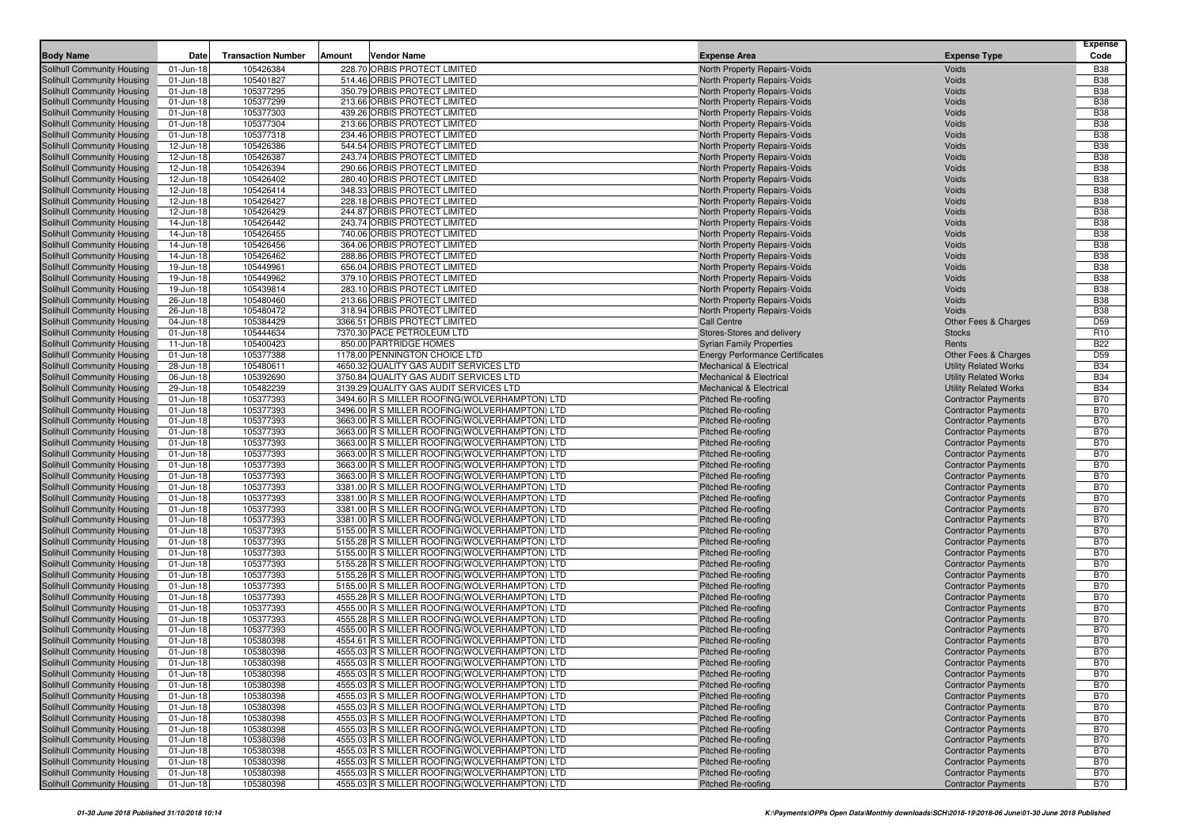| Body Name | Date | Transaction Number | Amount | Vendor Name | Expense Area | Expense Type | Expense Code |
|---|---|---|---|---|---|---|---|
| Solihull Community Housing | 01-Jun-18 | 105426384 | 228.70 | ORBIS PROTECT LIMITED | North Property Repairs-Voids | Voids | B38 |
| Solihull Community Housing | 01-Jun-18 | 105401827 | 514.46 | ORBIS PROTECT LIMITED | North Property Repairs-Voids | Voids | B38 |
| Solihull Community Housing | 01-Jun-18 | 105377295 | 350.79 | ORBIS PROTECT LIMITED | North Property Repairs-Voids | Voids | B38 |
| Solihull Community Housing | 01-Jun-18 | 105377299 | 213.66 | ORBIS PROTECT LIMITED | North Property Repairs-Voids | Voids | B38 |
| Solihull Community Housing | 01-Jun-18 | 105377303 | 439.26 | ORBIS PROTECT LIMITED | North Property Repairs-Voids | Voids | B38 |
| Solihull Community Housing | 01-Jun-18 | 105377304 | 213.66 | ORBIS PROTECT LIMITED | North Property Repairs-Voids | Voids | B38 |
| Solihull Community Housing | 01-Jun-18 | 105377318 | 234.46 | ORBIS PROTECT LIMITED | North Property Repairs-Voids | Voids | B38 |
| Solihull Community Housing | 12-Jun-18 | 105426386 | 544.54 | ORBIS PROTECT LIMITED | North Property Repairs-Voids | Voids | B38 |
| Solihull Community Housing | 12-Jun-18 | 105426387 | 243.74 | ORBIS PROTECT LIMITED | North Property Repairs-Voids | Voids | B38 |
| Solihull Community Housing | 12-Jun-18 | 105426394 | 290.66 | ORBIS PROTECT LIMITED | North Property Repairs-Voids | Voids | B38 |
| Solihull Community Housing | 12-Jun-18 | 105426402 | 280.40 | ORBIS PROTECT LIMITED | North Property Repairs-Voids | Voids | B38 |
| Solihull Community Housing | 12-Jun-18 | 105426414 | 348.33 | ORBIS PROTECT LIMITED | North Property Repairs-Voids | Voids | B38 |
| Solihull Community Housing | 12-Jun-18 | 105426427 | 228.18 | ORBIS PROTECT LIMITED | North Property Repairs-Voids | Voids | B38 |
| Solihull Community Housing | 12-Jun-18 | 105426429 | 244.87 | ORBIS PROTECT LIMITED | North Property Repairs-Voids | Voids | B38 |
| Solihull Community Housing | 14-Jun-18 | 105426442 | 243.74 | ORBIS PROTECT LIMITED | North Property Repairs-Voids | Voids | B38 |
| Solihull Community Housing | 14-Jun-18 | 105426455 | 740.06 | ORBIS PROTECT LIMITED | North Property Repairs-Voids | Voids | B38 |
| Solihull Community Housing | 14-Jun-18 | 105426456 | 364.06 | ORBIS PROTECT LIMITED | North Property Repairs-Voids | Voids | B38 |
| Solihull Community Housing | 14-Jun-18 | 105426462 | 288.86 | ORBIS PROTECT LIMITED | North Property Repairs-Voids | Voids | B38 |
| Solihull Community Housing | 19-Jun-18 | 105449961 | 656.04 | ORBIS PROTECT LIMITED | North Property Repairs-Voids | Voids | B38 |
| Solihull Community Housing | 19-Jun-18 | 105449962 | 379.10 | ORBIS PROTECT LIMITED | North Property Repairs-Voids | Voids | B38 |
| Solihull Community Housing | 19-Jun-18 | 105439814 | 283.10 | ORBIS PROTECT LIMITED | North Property Repairs-Voids | Voids | B38 |
| Solihull Community Housing | 26-Jun-18 | 105480460 | 213.66 | ORBIS PROTECT LIMITED | North Property Repairs-Voids | Voids | B38 |
| Solihull Community Housing | 26-Jun-18 | 105480472 | 318.94 | ORBIS PROTECT LIMITED | North Property Repairs-Voids | Voids | B38 |
| Solihull Community Housing | 04-Jun-18 | 105384429 | 3366.51 | ORBIS PROTECT LIMITED | Call Centre | Other Fees & Charges | D59 |
| Solihull Community Housing | 01-Jun-18 | 105444634 | 7370.30 | PACE PETROLEUM LTD | Stores-Stores and delivery | Stocks | R10 |
| Solihull Community Housing | 11-Jun-18 | 105400423 | 850.00 | PARTRIDGE HOMES | Syrian Family Properties | Rents | B22 |
| Solihull Community Housing | 01-Jun-18 | 105377388 | 1178.00 | PENNINGTON CHOICE LTD | Energy Performance Certificates | Other Fees & Charges | D59 |
| Solihull Community Housing | 28-Jun-18 | 105480611 | 4650.32 | QUALITY GAS AUDIT SERVICES LTD | Mechanical & Electrical | Utility Related Works | B34 |
| Solihull Community Housing | 06-Jun-18 | 105392690 | 3750.84 | QUALITY GAS AUDIT SERVICES LTD | Mechanical & Electrical | Utility Related Works | B34 |
| Solihull Community Housing | 29-Jun-18 | 105482239 | 3139.29 | QUALITY GAS AUDIT SERVICES LTD | Mechanical & Electrical | Utility Related Works | B34 |
| Solihull Community Housing | 01-Jun-18 | 105377393 | 3494.60 | R S MILLER ROOFING(WOLVERHAMPTON) LTD | Pitched Re-roofing | Contractor Payments | B70 |
| Solihull Community Housing | 01-Jun-18 | 105377393 | 3496.00 | R S MILLER ROOFING(WOLVERHAMPTON) LTD | Pitched Re-roofing | Contractor Payments | B70 |
| Solihull Community Housing | 01-Jun-18 | 105377393 | 3663.00 | R S MILLER ROOFING(WOLVERHAMPTON) LTD | Pitched Re-roofing | Contractor Payments | B70 |
| Solihull Community Housing | 01-Jun-18 | 105377393 | 3663.00 | R S MILLER ROOFING(WOLVERHAMPTON) LTD | Pitched Re-roofing | Contractor Payments | B70 |
| Solihull Community Housing | 01-Jun-18 | 105377393 | 3663.00 | R S MILLER ROOFING(WOLVERHAMPTON) LTD | Pitched Re-roofing | Contractor Payments | B70 |
| Solihull Community Housing | 01-Jun-18 | 105377393 | 3663.00 | R S MILLER ROOFING(WOLVERHAMPTON) LTD | Pitched Re-roofing | Contractor Payments | B70 |
| Solihull Community Housing | 01-Jun-18 | 105377393 | 3663.00 | R S MILLER ROOFING(WOLVERHAMPTON) LTD | Pitched Re-roofing | Contractor Payments | B70 |
| Solihull Community Housing | 01-Jun-18 | 105377393 | 3663.00 | R S MILLER ROOFING(WOLVERHAMPTON) LTD | Pitched Re-roofing | Contractor Payments | B70 |
| Solihull Community Housing | 01-Jun-18 | 105377393 | 3381.00 | R S MILLER ROOFING(WOLVERHAMPTON) LTD | Pitched Re-roofing | Contractor Payments | B70 |
| Solihull Community Housing | 01-Jun-18 | 105377393 | 3381.00 | R S MILLER ROOFING(WOLVERHAMPTON) LTD | Pitched Re-roofing | Contractor Payments | B70 |
| Solihull Community Housing | 01-Jun-18 | 105377393 | 3381.00 | R S MILLER ROOFING(WOLVERHAMPTON) LTD | Pitched Re-roofing | Contractor Payments | B70 |
| Solihull Community Housing | 01-Jun-18 | 105377393 | 3381.00 | R S MILLER ROOFING(WOLVERHAMPTON) LTD | Pitched Re-roofing | Contractor Payments | B70 |
| Solihull Community Housing | 01-Jun-18 | 105377393 | 5155.00 | R S MILLER ROOFING(WOLVERHAMPTON) LTD | Pitched Re-roofing | Contractor Payments | B70 |
| Solihull Community Housing | 01-Jun-18 | 105377393 | 5155.28 | R S MILLER ROOFING(WOLVERHAMPTON) LTD | Pitched Re-roofing | Contractor Payments | B70 |
| Solihull Community Housing | 01-Jun-18 | 105377393 | 5155.00 | R S MILLER ROOFING(WOLVERHAMPTON) LTD | Pitched Re-roofing | Contractor Payments | B70 |
| Solihull Community Housing | 01-Jun-18 | 105377393 | 5155.28 | R S MILLER ROOFING(WOLVERHAMPTON) LTD | Pitched Re-roofing | Contractor Payments | B70 |
| Solihull Community Housing | 01-Jun-18 | 105377393 | 5155.28 | R S MILLER ROOFING(WOLVERHAMPTON) LTD | Pitched Re-roofing | Contractor Payments | B70 |
| Solihull Community Housing | 01-Jun-18 | 105377393 | 5155.00 | R S MILLER ROOFING(WOLVERHAMPTON) LTD | Pitched Re-roofing | Contractor Payments | B70 |
| Solihull Community Housing | 01-Jun-18 | 105377393 | 4555.28 | R S MILLER ROOFING(WOLVERHAMPTON) LTD | Pitched Re-roofing | Contractor Payments | B70 |
| Solihull Community Housing | 01-Jun-18 | 105377393 | 4555.00 | R S MILLER ROOFING(WOLVERHAMPTON) LTD | Pitched Re-roofing | Contractor Payments | B70 |
| Solihull Community Housing | 01-Jun-18 | 105377393 | 4555.28 | R S MILLER ROOFING(WOLVERHAMPTON) LTD | Pitched Re-roofing | Contractor Payments | B70 |
| Solihull Community Housing | 01-Jun-18 | 105377393 | 4555.00 | R S MILLER ROOFING(WOLVERHAMPTON) LTD | Pitched Re-roofing | Contractor Payments | B70 |
| Solihull Community Housing | 01-Jun-18 | 105380398 | 4554.61 | R S MILLER ROOFING(WOLVERHAMPTON) LTD | Pitched Re-roofing | Contractor Payments | B70 |
| Solihull Community Housing | 01-Jun-18 | 105380398 | 4555.03 | R S MILLER ROOFING(WOLVERHAMPTON) LTD | Pitched Re-roofing | Contractor Payments | B70 |
| Solihull Community Housing | 01-Jun-18 | 105380398 | 4555.03 | R S MILLER ROOFING(WOLVERHAMPTON) LTD | Pitched Re-roofing | Contractor Payments | B70 |
| Solihull Community Housing | 01-Jun-18 | 105380398 | 4555.03 | R S MILLER ROOFING(WOLVERHAMPTON) LTD | Pitched Re-roofing | Contractor Payments | B70 |
| Solihull Community Housing | 01-Jun-18 | 105380398 | 4555.03 | R S MILLER ROOFING(WOLVERHAMPTON) LTD | Pitched Re-roofing | Contractor Payments | B70 |
| Solihull Community Housing | 01-Jun-18 | 105380398 | 4555.03 | R S MILLER ROOFING(WOLVERHAMPTON) LTD | Pitched Re-roofing | Contractor Payments | B70 |
| Solihull Community Housing | 01-Jun-18 | 105380398 | 4555.03 | R S MILLER ROOFING(WOLVERHAMPTON) LTD | Pitched Re-roofing | Contractor Payments | B70 |
| Solihull Community Housing | 01-Jun-18 | 105380398 | 4555.03 | R S MILLER ROOFING(WOLVERHAMPTON) LTD | Pitched Re-roofing | Contractor Payments | B70 |
| Solihull Community Housing | 01-Jun-18 | 105380398 | 4555.03 | R S MILLER ROOFING(WOLVERHAMPTON) LTD | Pitched Re-roofing | Contractor Payments | B70 |
| Solihull Community Housing | 01-Jun-18 | 105380398 | 4555.03 | R S MILLER ROOFING(WOLVERHAMPTON) LTD | Pitched Re-roofing | Contractor Payments | B70 |
| Solihull Community Housing | 01-Jun-18 | 105380398 | 4555.03 | R S MILLER ROOFING(WOLVERHAMPTON) LTD | Pitched Re-roofing | Contractor Payments | B70 |
| Solihull Community Housing | 01-Jun-18 | 105380398 | 4555.03 | R S MILLER ROOFING(WOLVERHAMPTON) LTD | Pitched Re-roofing | Contractor Payments | B70 |
| Solihull Community Housing | 01-Jun-18 | 105380398 | 4555.03 | R S MILLER ROOFING(WOLVERHAMPTON) LTD | Pitched Re-roofing | Contractor Payments | B70 |
| Solihull Community Housing | 01-Jun-18 | 105380398 | 4555.03 | R S MILLER ROOFING(WOLVERHAMPTON) LTD | Pitched Re-roofing | Contractor Payments | B70 |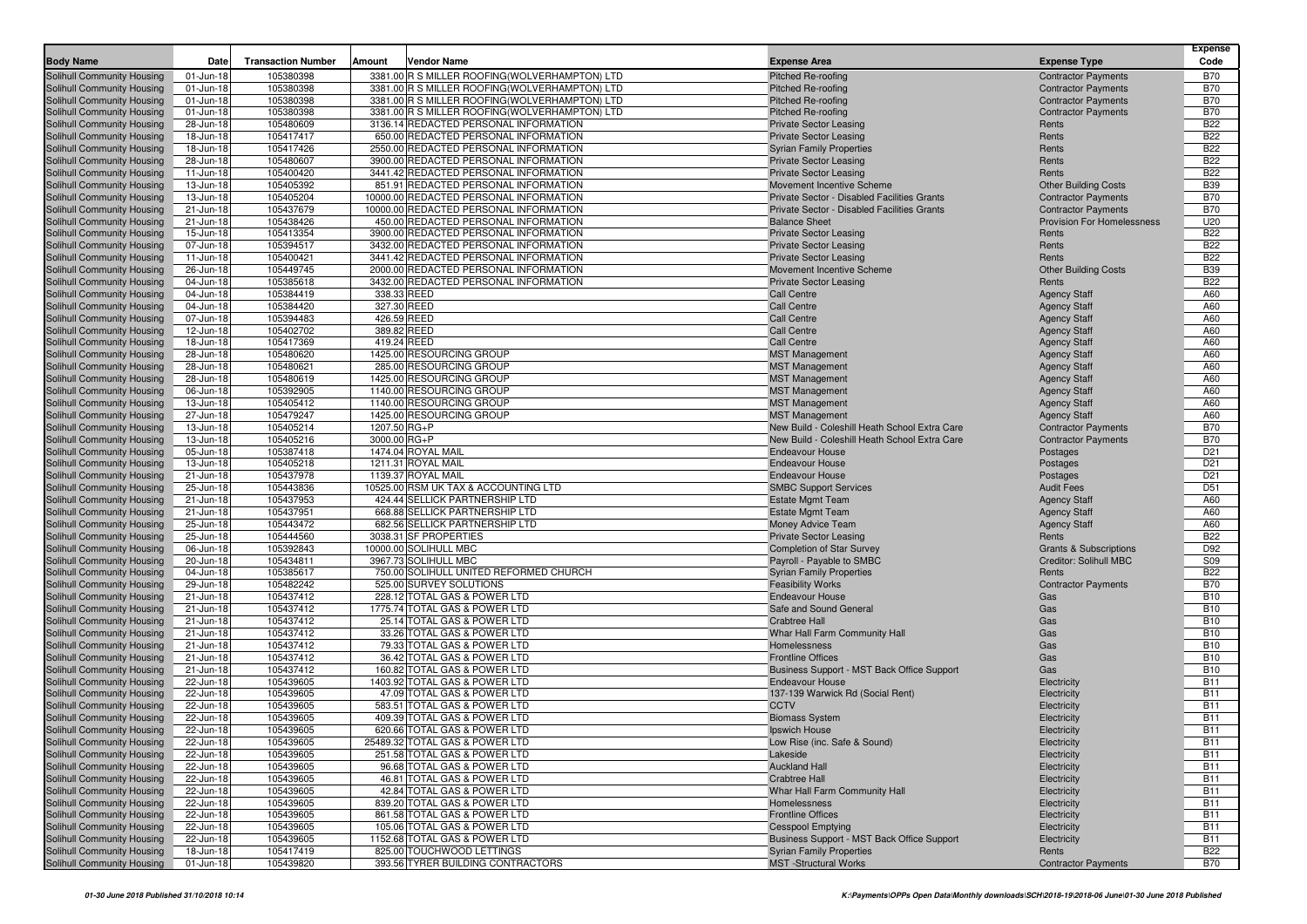| Body Name | Date | Transaction Number | Amount | Vendor Name | Expense Area | Expense Type | Expense Code |
|---|---|---|---|---|---|---|---|
| Solihull Community Housing | 01-Jun-18 | 105380398 | 3381.00 | R S MILLER ROOFING(WOLVERHAMPTON) LTD | Pitched Re-roofing | Contractor Payments | B70 |
| Solihull Community Housing | 01-Jun-18 | 105380398 | 3381.00 | R S MILLER ROOFING(WOLVERHAMPTON) LTD | Pitched Re-roofing | Contractor Payments | B70 |
| Solihull Community Housing | 01-Jun-18 | 105380398 | 3381.00 | R S MILLER ROOFING(WOLVERHAMPTON) LTD | Pitched Re-roofing | Contractor Payments | B70 |
| Solihull Community Housing | 01-Jun-18 | 105380398 | 3381.00 | R S MILLER ROOFING(WOLVERHAMPTON) LTD | Pitched Re-roofing | Contractor Payments | B70 |
| Solihull Community Housing | 28-Jun-18 | 105480609 | 3136.14 | REDACTED PERSONAL INFORMATION | Private Sector Leasing | Rents | B22 |
| Solihull Community Housing | 18-Jun-18 | 105417417 | 650.00 | REDACTED PERSONAL INFORMATION | Private Sector Leasing | Rents | B22 |
| Solihull Community Housing | 18-Jun-18 | 105417426 | 2550.00 | REDACTED PERSONAL INFORMATION | Syrian Family Properties | Rents | B22 |
| Solihull Community Housing | 28-Jun-18 | 105480607 | 3900.00 | REDACTED PERSONAL INFORMATION | Private Sector Leasing | Rents | B22 |
| Solihull Community Housing | 11-Jun-18 | 105400420 | 3441.42 | REDACTED PERSONAL INFORMATION | Private Sector Leasing | Rents | B22 |
| Solihull Community Housing | 13-Jun-18 | 105405392 | 851.91 | REDACTED PERSONAL INFORMATION | Movement Incentive Scheme | Other Building Costs | B39 |
| Solihull Community Housing | 13-Jun-18 | 105405204 | 10000.00 | REDACTED PERSONAL INFORMATION | Private Sector - Disabled Facilities Grants | Contractor Payments | B70 |
| Solihull Community Housing | 21-Jun-18 | 105437679 | 10000.00 | REDACTED PERSONAL INFORMATION | Private Sector - Disabled Facilities Grants | Contractor Payments | B70 |
| Solihull Community Housing | 21-Jun-18 | 105438426 | 450.00 | REDACTED PERSONAL INFORMATION | Balance Sheet | Provision For Homelessness | U20 |
| Solihull Community Housing | 15-Jun-18 | 105413354 | 3900.00 | REDACTED PERSONAL INFORMATION | Private Sector Leasing | Rents | B22 |
| Solihull Community Housing | 07-Jun-18 | 105394517 | 3432.00 | REDACTED PERSONAL INFORMATION | Private Sector Leasing | Rents | B22 |
| Solihull Community Housing | 11-Jun-18 | 105400421 | 3441.42 | REDACTED PERSONAL INFORMATION | Private Sector Leasing | Rents | B22 |
| Solihull Community Housing | 26-Jun-18 | 105449745 | 2000.00 | REDACTED PERSONAL INFORMATION | Movement Incentive Scheme | Other Building Costs | B39 |
| Solihull Community Housing | 04-Jun-18 | 105385618 | 3432.00 | REDACTED PERSONAL INFORMATION | Private Sector Leasing | Rents | B22 |
| Solihull Community Housing | 04-Jun-18 | 105384419 | 338.33 | REED | Call Centre | Agency Staff | A60 |
| Solihull Community Housing | 04-Jun-18 | 105384420 | 327.30 | REED | Call Centre | Agency Staff | A60 |
| Solihull Community Housing | 07-Jun-18 | 105394483 | 426.59 | REED | Call Centre | Agency Staff | A60 |
| Solihull Community Housing | 12-Jun-18 | 105402702 | 389.82 | REED | Call Centre | Agency Staff | A60 |
| Solihull Community Housing | 18-Jun-18 | 105417369 | 419.24 | REED | Call Centre | Agency Staff | A60 |
| Solihull Community Housing | 28-Jun-18 | 105480620 | 1425.00 | RESOURCING GROUP | MST Management | Agency Staff | A60 |
| Solihull Community Housing | 28-Jun-18 | 105480621 | 285.00 | RESOURCING GROUP | MST Management | Agency Staff | A60 |
| Solihull Community Housing | 28-Jun-18 | 105480619 | 1425.00 | RESOURCING GROUP | MST Management | Agency Staff | A60 |
| Solihull Community Housing | 06-Jun-18 | 105392905 | 1140.00 | RESOURCING GROUP | MST Management | Agency Staff | A60 |
| Solihull Community Housing | 13-Jun-18 | 105405412 | 1140.00 | RESOURCING GROUP | MST Management | Agency Staff | A60 |
| Solihull Community Housing | 27-Jun-18 | 105479247 | 1425.00 | RESOURCING GROUP | MST Management | Agency Staff | A60 |
| Solihull Community Housing | 13-Jun-18 | 105405214 | 1207.50 | RG+P | New Build - Coleshill Heath School Extra Care | Contractor Payments | B70 |
| Solihull Community Housing | 13-Jun-18 | 105405216 | 3000.00 | RG+P | New Build - Coleshill Heath School Extra Care | Contractor Payments | B70 |
| Solihull Community Housing | 05-Jun-18 | 105387418 | 1474.04 | ROYAL MAIL | Endeavour House | Postages | D21 |
| Solihull Community Housing | 13-Jun-18 | 105405218 | 1211.31 | ROYAL MAIL | Endeavour House | Postages | D21 |
| Solihull Community Housing | 21-Jun-18 | 105437978 | 1139.37 | ROYAL MAIL | Endeavour House | Postages | D21 |
| Solihull Community Housing | 25-Jun-18 | 105443836 | 10525.00 | RSM UK TAX & ACCOUNTING LTD | SMBC Support Services | Audit Fees | D51 |
| Solihull Community Housing | 21-Jun-18 | 105437953 | 424.44 | SELLICK PARTNERSHIP LTD | Estate Mgmt Team | Agency Staff | A60 |
| Solihull Community Housing | 21-Jun-18 | 105437951 | 668.88 | SELLICK PARTNERSHIP LTD | Estate Mgmt Team | Agency Staff | A60 |
| Solihull Community Housing | 25-Jun-18 | 105443472 | 682.56 | SELLICK PARTNERSHIP LTD | Money Advice Team | Agency Staff | A60 |
| Solihull Community Housing | 25-Jun-18 | 105444560 | 3038.31 | SF PROPERTIES | Private Sector Leasing | Rents | B22 |
| Solihull Community Housing | 06-Jun-18 | 105392843 | 10000.00 | SOLIHULL MBC | Completion of Star Survey | Grants & Subscriptions | D92 |
| Solihull Community Housing | 20-Jun-18 | 105434811 | 3967.73 | SOLIHULL MBC | Payroll - Payable to SMBC | Creditor: Solihull MBC | S09 |
| Solihull Community Housing | 04-Jun-18 | 105385617 | 750.00 | SOLIHULL UNITED REFORMED CHURCH | Syrian Family Properties | Rents | B22 |
| Solihull Community Housing | 29-Jun-18 | 105482242 | 525.00 | SURVEY SOLUTIONS | Feasibility Works | Contractor Payments | B70 |
| Solihull Community Housing | 21-Jun-18 | 105437412 | 228.12 | TOTAL GAS & POWER LTD | Endeavour House | Gas | B10 |
| Solihull Community Housing | 21-Jun-18 | 105437412 | 1775.74 | TOTAL GAS & POWER LTD | Safe and Sound General | Gas | B10 |
| Solihull Community Housing | 21-Jun-18 | 105437412 | 25.14 | TOTAL GAS & POWER LTD | Crabtree Hall | Gas | B10 |
| Solihull Community Housing | 21-Jun-18 | 105437412 | 33.26 | TOTAL GAS & POWER LTD | Whar Hall Farm Community Hall | Gas | B10 |
| Solihull Community Housing | 21-Jun-18 | 105437412 | 79.33 | TOTAL GAS & POWER LTD | Homelessness | Gas | B10 |
| Solihull Community Housing | 21-Jun-18 | 105437412 | 36.42 | TOTAL GAS & POWER LTD | Frontline Offices | Gas | B10 |
| Solihull Community Housing | 21-Jun-18 | 105437412 | 160.82 | TOTAL GAS & POWER LTD | Business Support - MST Back Office Support | Gas | B10 |
| Solihull Community Housing | 22-Jun-18 | 105439605 | 1403.92 | TOTAL GAS & POWER LTD | Endeavour House | Electricity | B11 |
| Solihull Community Housing | 22-Jun-18 | 105439605 | 47.09 | TOTAL GAS & POWER LTD | 137-139 Warwick Rd (Social Rent) | Electricity | B11 |
| Solihull Community Housing | 22-Jun-18 | 105439605 | 583.51 | TOTAL GAS & POWER LTD | CCTV | Electricity | B11 |
| Solihull Community Housing | 22-Jun-18 | 105439605 | 409.39 | TOTAL GAS & POWER LTD | Biomass System | Electricity | B11 |
| Solihull Community Housing | 22-Jun-18 | 105439605 | 620.66 | TOTAL GAS & POWER LTD | Ipswich House | Electricity | B11 |
| Solihull Community Housing | 22-Jun-18 | 105439605 | 25489.32 | TOTAL GAS & POWER LTD | Low Rise (inc. Safe & Sound) | Electricity | B11 |
| Solihull Community Housing | 22-Jun-18 | 105439605 | 251.58 | TOTAL GAS & POWER LTD | Lakeside | Electricity | B11 |
| Solihull Community Housing | 22-Jun-18 | 105439605 | 96.68 | TOTAL GAS & POWER LTD | Auckland Hall | Electricity | B11 |
| Solihull Community Housing | 22-Jun-18 | 105439605 | 46.81 | TOTAL GAS & POWER LTD | Crabtree Hall | Electricity | B11 |
| Solihull Community Housing | 22-Jun-18 | 105439605 | 42.84 | TOTAL GAS & POWER LTD | Whar Hall Farm Community Hall | Electricity | B11 |
| Solihull Community Housing | 22-Jun-18 | 105439605 | 839.20 | TOTAL GAS & POWER LTD | Homelessness | Electricity | B11 |
| Solihull Community Housing | 22-Jun-18 | 105439605 | 861.58 | TOTAL GAS & POWER LTD | Frontline Offices | Electricity | B11 |
| Solihull Community Housing | 22-Jun-18 | 105439605 | 105.06 | TOTAL GAS & POWER LTD | Cesspool Emptying | Electricity | B11 |
| Solihull Community Housing | 22-Jun-18 | 105439605 | 1152.68 | TOTAL GAS & POWER LTD | Business Support - MST Back Office Support | Electricity | B11 |
| Solihull Community Housing | 18-Jun-18 | 105417419 | 825.00 | TOUCHWOOD LETTINGS | Syrian Family Properties | Rents | B22 |
| Solihull Community Housing | 01-Jun-18 | 105439820 | 393.56 | TYRER BUILDING CONTRACTORS | MST -Structural Works | Contractor Payments | B70 |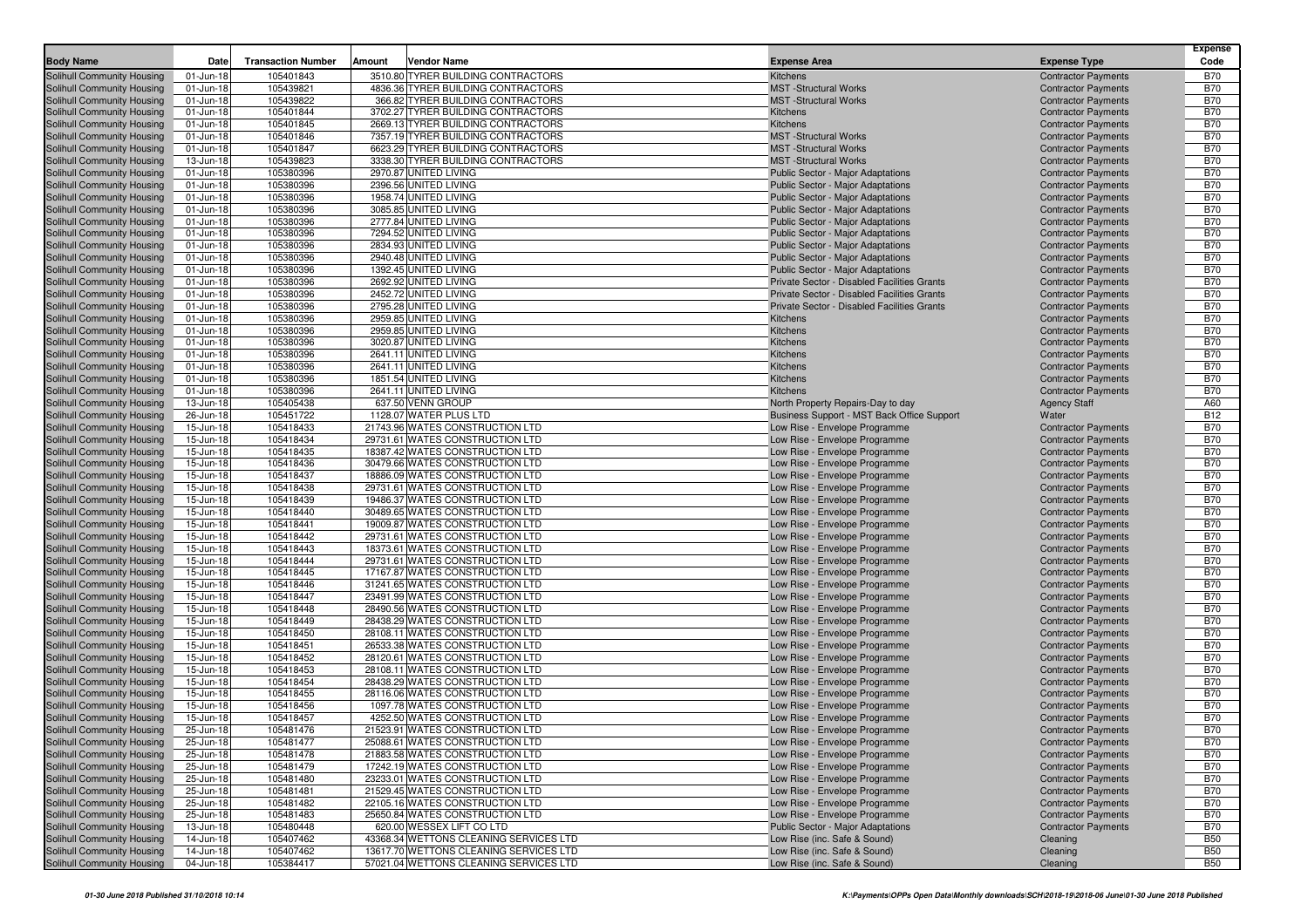| Body Name | Date | Transaction Number | Amount | Vendor Name | Expense Area | Expense Type | Expense Code |
|---|---|---|---|---|---|---|---|
| Solihull Community Housing | 01-Jun-18 | 105401843 | 3510.80 | TYRER BUILDING CONTRACTORS | Kitchens | Contractor Payments | B70 |
| Solihull Community Housing | 01-Jun-18 | 105439821 | 4836.36 | TYRER BUILDING CONTRACTORS | MST -Structural Works | Contractor Payments | B70 |
| Solihull Community Housing | 01-Jun-18 | 105439822 | 366.82 | TYRER BUILDING CONTRACTORS | MST -Structural Works | Contractor Payments | B70 |
| Solihull Community Housing | 01-Jun-18 | 105401844 | 3702.27 | TYRER BUILDING CONTRACTORS | Kitchens | Contractor Payments | B70 |
| Solihull Community Housing | 01-Jun-18 | 105401845 | 2669.13 | TYRER BUILDING CONTRACTORS | Kitchens | Contractor Payments | B70 |
| Solihull Community Housing | 01-Jun-18 | 105401846 | 7357.19 | TYRER BUILDING CONTRACTORS | MST -Structural Works | Contractor Payments | B70 |
| Solihull Community Housing | 01-Jun-18 | 105401847 | 6623.29 | TYRER BUILDING CONTRACTORS | MST -Structural Works | Contractor Payments | B70 |
| Solihull Community Housing | 13-Jun-18 | 105439823 | 3338.30 | TYRER BUILDING CONTRACTORS | MST -Structural Works | Contractor Payments | B70 |
| Solihull Community Housing | 01-Jun-18 | 105380396 | 2970.87 | UNITED LIVING | Public Sector - Major Adaptations | Contractor Payments | B70 |
| Solihull Community Housing | 01-Jun-18 | 105380396 | 2396.56 | UNITED LIVING | Public Sector - Major Adaptations | Contractor Payments | B70 |
| Solihull Community Housing | 01-Jun-18 | 105380396 | 1958.74 | UNITED LIVING | Public Sector - Major Adaptations | Contractor Payments | B70 |
| Solihull Community Housing | 01-Jun-18 | 105380396 | 3085.85 | UNITED LIVING | Public Sector - Major Adaptations | Contractor Payments | B70 |
| Solihull Community Housing | 01-Jun-18 | 105380396 | 2777.84 | UNITED LIVING | Public Sector - Major Adaptations | Contractor Payments | B70 |
| Solihull Community Housing | 01-Jun-18 | 105380396 | 7294.52 | UNITED LIVING | Public Sector - Major Adaptations | Contractor Payments | B70 |
| Solihull Community Housing | 01-Jun-18 | 105380396 | 2834.93 | UNITED LIVING | Public Sector - Major Adaptations | Contractor Payments | B70 |
| Solihull Community Housing | 01-Jun-18 | 105380396 | 2940.48 | UNITED LIVING | Public Sector - Major Adaptations | Contractor Payments | B70 |
| Solihull Community Housing | 01-Jun-18 | 105380396 | 1392.45 | UNITED LIVING | Public Sector - Major Adaptations | Contractor Payments | B70 |
| Solihull Community Housing | 01-Jun-18 | 105380396 | 2692.92 | UNITED LIVING | Private Sector - Disabled Facilities Grants | Contractor Payments | B70 |
| Solihull Community Housing | 01-Jun-18 | 105380396 | 2452.72 | UNITED LIVING | Private Sector - Disabled Facilities Grants | Contractor Payments | B70 |
| Solihull Community Housing | 01-Jun-18 | 105380396 | 2795.28 | UNITED LIVING | Private Sector - Disabled Facilities Grants | Contractor Payments | B70 |
| Solihull Community Housing | 01-Jun-18 | 105380396 | 2959.85 | UNITED LIVING | Kitchens | Contractor Payments | B70 |
| Solihull Community Housing | 01-Jun-18 | 105380396 | 2959.85 | UNITED LIVING | Kitchens | Contractor Payments | B70 |
| Solihull Community Housing | 01-Jun-18 | 105380396 | 3020.87 | UNITED LIVING | Kitchens | Contractor Payments | B70 |
| Solihull Community Housing | 01-Jun-18 | 105380396 | 2641.11 | UNITED LIVING | Kitchens | Contractor Payments | B70 |
| Solihull Community Housing | 01-Jun-18 | 105380396 | 2641.11 | UNITED LIVING | Kitchens | Contractor Payments | B70 |
| Solihull Community Housing | 01-Jun-18 | 105380396 | 1851.54 | UNITED LIVING | Kitchens | Contractor Payments | B70 |
| Solihull Community Housing | 01-Jun-18 | 105380396 | 2641.11 | UNITED LIVING | Kitchens | Contractor Payments | B70 |
| Solihull Community Housing | 13-Jun-18 | 105405438 | 637.50 | VENN GROUP | North Property Repairs-Day to day | Agency Staff | A60 |
| Solihull Community Housing | 26-Jun-18 | 105451722 | 1128.07 | WATER PLUS LTD | Business Support - MST Back Office Support | Water | B12 |
| Solihull Community Housing | 15-Jun-18 | 105418433 | 21743.96 | WATES CONSTRUCTION LTD | Low Rise - Envelope Programme | Contractor Payments | B70 |
| Solihull Community Housing | 15-Jun-18 | 105418434 | 29731.61 | WATES CONSTRUCTION LTD | Low Rise - Envelope Programme | Contractor Payments | B70 |
| Solihull Community Housing | 15-Jun-18 | 105418435 | 18387.42 | WATES CONSTRUCTION LTD | Low Rise - Envelope Programme | Contractor Payments | B70 |
| Solihull Community Housing | 15-Jun-18 | 105418436 | 30479.66 | WATES CONSTRUCTION LTD | Low Rise - Envelope Programme | Contractor Payments | B70 |
| Solihull Community Housing | 15-Jun-18 | 105418437 | 18886.09 | WATES CONSTRUCTION LTD | Low Rise - Envelope Programme | Contractor Payments | B70 |
| Solihull Community Housing | 15-Jun-18 | 105418438 | 29731.61 | WATES CONSTRUCTION LTD | Low Rise - Envelope Programme | Contractor Payments | B70 |
| Solihull Community Housing | 15-Jun-18 | 105418439 | 19486.37 | WATES CONSTRUCTION LTD | Low Rise - Envelope Programme | Contractor Payments | B70 |
| Solihull Community Housing | 15-Jun-18 | 105418440 | 30489.65 | WATES CONSTRUCTION LTD | Low Rise - Envelope Programme | Contractor Payments | B70 |
| Solihull Community Housing | 15-Jun-18 | 105418441 | 19009.87 | WATES CONSTRUCTION LTD | Low Rise - Envelope Programme | Contractor Payments | B70 |
| Solihull Community Housing | 15-Jun-18 | 105418442 | 29731.61 | WATES CONSTRUCTION LTD | Low Rise - Envelope Programme | Contractor Payments | B70 |
| Solihull Community Housing | 15-Jun-18 | 105418443 | 18373.61 | WATES CONSTRUCTION LTD | Low Rise - Envelope Programme | Contractor Payments | B70 |
| Solihull Community Housing | 15-Jun-18 | 105418444 | 29731.61 | WATES CONSTRUCTION LTD | Low Rise - Envelope Programme | Contractor Payments | B70 |
| Solihull Community Housing | 15-Jun-18 | 105418445 | 17167.87 | WATES CONSTRUCTION LTD | Low Rise - Envelope Programme | Contractor Payments | B70 |
| Solihull Community Housing | 15-Jun-18 | 105418446 | 31241.65 | WATES CONSTRUCTION LTD | Low Rise - Envelope Programme | Contractor Payments | B70 |
| Solihull Community Housing | 15-Jun-18 | 105418447 | 23491.99 | WATES CONSTRUCTION LTD | Low Rise - Envelope Programme | Contractor Payments | B70 |
| Solihull Community Housing | 15-Jun-18 | 105418448 | 28490.56 | WATES CONSTRUCTION LTD | Low Rise - Envelope Programme | Contractor Payments | B70 |
| Solihull Community Housing | 15-Jun-18 | 105418449 | 28438.29 | WATES CONSTRUCTION LTD | Low Rise - Envelope Programme | Contractor Payments | B70 |
| Solihull Community Housing | 15-Jun-18 | 105418450 | 28108.11 | WATES CONSTRUCTION LTD | Low Rise - Envelope Programme | Contractor Payments | B70 |
| Solihull Community Housing | 15-Jun-18 | 105418451 | 26533.38 | WATES CONSTRUCTION LTD | Low Rise - Envelope Programme | Contractor Payments | B70 |
| Solihull Community Housing | 15-Jun-18 | 105418452 | 28120.61 | WATES CONSTRUCTION LTD | Low Rise - Envelope Programme | Contractor Payments | B70 |
| Solihull Community Housing | 15-Jun-18 | 105418453 | 28108.11 | WATES CONSTRUCTION LTD | Low Rise - Envelope Programme | Contractor Payments | B70 |
| Solihull Community Housing | 15-Jun-18 | 105418454 | 28438.29 | WATES CONSTRUCTION LTD | Low Rise - Envelope Programme | Contractor Payments | B70 |
| Solihull Community Housing | 15-Jun-18 | 105418455 | 28116.06 | WATES CONSTRUCTION LTD | Low Rise - Envelope Programme | Contractor Payments | B70 |
| Solihull Community Housing | 15-Jun-18 | 105418456 | 1097.78 | WATES CONSTRUCTION LTD | Low Rise - Envelope Programme | Contractor Payments | B70 |
| Solihull Community Housing | 15-Jun-18 | 105418457 | 4252.50 | WATES CONSTRUCTION LTD | Low Rise - Envelope Programme | Contractor Payments | B70 |
| Solihull Community Housing | 25-Jun-18 | 105481476 | 21523.91 | WATES CONSTRUCTION LTD | Low Rise - Envelope Programme | Contractor Payments | B70 |
| Solihull Community Housing | 25-Jun-18 | 105481477 | 25088.61 | WATES CONSTRUCTION LTD | Low Rise - Envelope Programme | Contractor Payments | B70 |
| Solihull Community Housing | 25-Jun-18 | 105481478 | 21883.58 | WATES CONSTRUCTION LTD | Low Rise - Envelope Programme | Contractor Payments | B70 |
| Solihull Community Housing | 25-Jun-18 | 105481479 | 17242.19 | WATES CONSTRUCTION LTD | Low Rise - Envelope Programme | Contractor Payments | B70 |
| Solihull Community Housing | 25-Jun-18 | 105481480 | 23233.01 | WATES CONSTRUCTION LTD | Low Rise - Envelope Programme | Contractor Payments | B70 |
| Solihull Community Housing | 25-Jun-18 | 105481481 | 21529.45 | WATES CONSTRUCTION LTD | Low Rise - Envelope Programme | Contractor Payments | B70 |
| Solihull Community Housing | 25-Jun-18 | 105481482 | 22105.16 | WATES CONSTRUCTION LTD | Low Rise - Envelope Programme | Contractor Payments | B70 |
| Solihull Community Housing | 25-Jun-18 | 105481483 | 25650.84 | WATES CONSTRUCTION LTD | Low Rise - Envelope Programme | Contractor Payments | B70 |
| Solihull Community Housing | 13-Jun-18 | 105480448 | 620.00 | WESSEX LIFT CO LTD | Public Sector - Major Adaptations | Contractor Payments | B70 |
| Solihull Community Housing | 14-Jun-18 | 105407462 | 43368.34 | WETTONS CLEANING SERVICES LTD | Low Rise (inc. Safe & Sound) | Cleaning | B50 |
| Solihull Community Housing | 14-Jun-18 | 105407462 | 13617.70 | WETTONS CLEANING SERVICES LTD | Low Rise (inc. Safe & Sound) | Cleaning | B50 |
| Solihull Community Housing | 04-Jun-18 | 105384417 | 57021.04 | WETTONS CLEANING SERVICES LTD | Low Rise (inc. Safe & Sound) | Cleaning | B50 |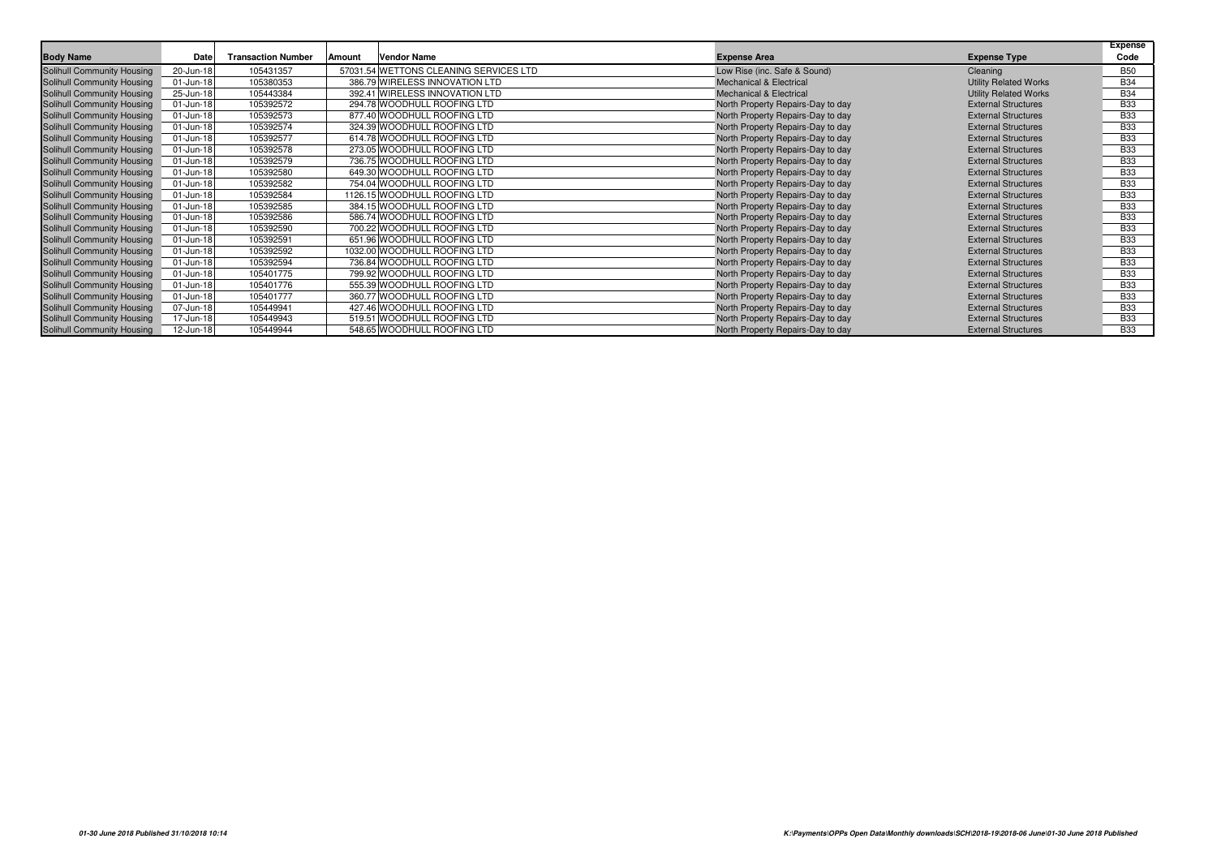| Body Name | Date | Transaction Number | Amount | Vendor Name | Expense Area | Expense Type | Expense Code |
|---|---|---|---|---|---|---|---|
| Solihull Community Housing | 20-Jun-18 | 105431357 | 57031.54 | WETTONS CLEANING SERVICES LTD | Low Rise (inc. Safe & Sound) | Cleaning | B50 |
| Solihull Community Housing | 01-Jun-18 | 105380353 | 386.79 | WIRELESS INNOVATION LTD | Mechanical & Electrical | Utility Related Works | B34 |
| Solihull Community Housing | 25-Jun-18 | 105443384 | 392.41 | WIRELESS INNOVATION LTD | Mechanical & Electrical | Utility Related Works | B34 |
| Solihull Community Housing | 01-Jun-18 | 105392572 | 294.78 | WOODHULL ROOFING LTD | North Property Repairs-Day to day | External Structures | B33 |
| Solihull Community Housing | 01-Jun-18 | 105392573 | 877.40 | WOODHULL ROOFING LTD | North Property Repairs-Day to day | External Structures | B33 |
| Solihull Community Housing | 01-Jun-18 | 105392574 | 324.39 | WOODHULL ROOFING LTD | North Property Repairs-Day to day | External Structures | B33 |
| Solihull Community Housing | 01-Jun-18 | 105392577 | 614.78 | WOODHULL ROOFING LTD | North Property Repairs-Day to day | External Structures | B33 |
| Solihull Community Housing | 01-Jun-18 | 105392578 | 273.05 | WOODHULL ROOFING LTD | North Property Repairs-Day to day | External Structures | B33 |
| Solihull Community Housing | 01-Jun-18 | 105392579 | 736.75 | WOODHULL ROOFING LTD | North Property Repairs-Day to day | External Structures | B33 |
| Solihull Community Housing | 01-Jun-18 | 105392580 | 649.30 | WOODHULL ROOFING LTD | North Property Repairs-Day to day | External Structures | B33 |
| Solihull Community Housing | 01-Jun-18 | 105392582 | 754.04 | WOODHULL ROOFING LTD | North Property Repairs-Day to day | External Structures | B33 |
| Solihull Community Housing | 01-Jun-18 | 105392584 | 1126.15 | WOODHULL ROOFING LTD | North Property Repairs-Day to day | External Structures | B33 |
| Solihull Community Housing | 01-Jun-18 | 105392585 | 384.15 | WOODHULL ROOFING LTD | North Property Repairs-Day to day | External Structures | B33 |
| Solihull Community Housing | 01-Jun-18 | 105392586 | 586.74 | WOODHULL ROOFING LTD | North Property Repairs-Day to day | External Structures | B33 |
| Solihull Community Housing | 01-Jun-18 | 105392590 | 700.22 | WOODHULL ROOFING LTD | North Property Repairs-Day to day | External Structures | B33 |
| Solihull Community Housing | 01-Jun-18 | 105392591 | 651.96 | WOODHULL ROOFING LTD | North Property Repairs-Day to day | External Structures | B33 |
| Solihull Community Housing | 01-Jun-18 | 105392592 | 1032.00 | WOODHULL ROOFING LTD | North Property Repairs-Day to day | External Structures | B33 |
| Solihull Community Housing | 01-Jun-18 | 105392594 | 736.84 | WOODHULL ROOFING LTD | North Property Repairs-Day to day | External Structures | B33 |
| Solihull Community Housing | 01-Jun-18 | 105401775 | 799.92 | WOODHULL ROOFING LTD | North Property Repairs-Day to day | External Structures | B33 |
| Solihull Community Housing | 01-Jun-18 | 105401776 | 555.39 | WOODHULL ROOFING LTD | North Property Repairs-Day to day | External Structures | B33 |
| Solihull Community Housing | 01-Jun-18 | 105401777 | 360.77 | WOODHULL ROOFING LTD | North Property Repairs-Day to day | External Structures | B33 |
| Solihull Community Housing | 07-Jun-18 | 105449941 | 427.46 | WOODHULL ROOFING LTD | North Property Repairs-Day to day | External Structures | B33 |
| Solihull Community Housing | 17-Jun-18 | 105449943 | 519.51 | WOODHULL ROOFING LTD | North Property Repairs-Day to day | External Structures | B33 |
| Solihull Community Housing | 12-Jun-18 | 105449944 | 548.65 | WOODHULL ROOFING LTD | North Property Repairs-Day to day | External Structures | B33 |